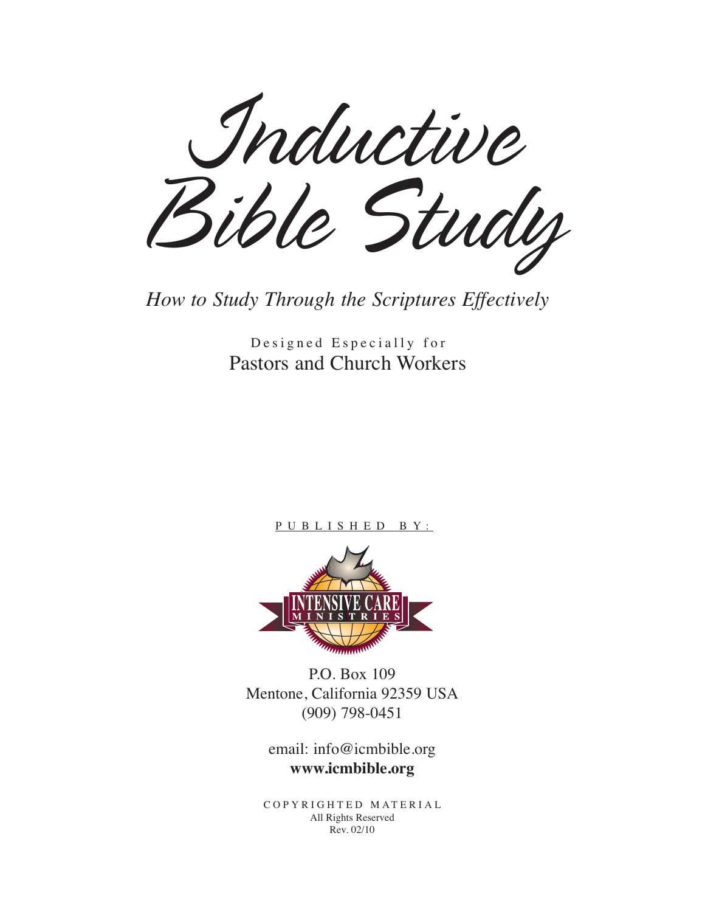# Inductive Bible Study

*How to Study Through the Scriptures Effectively*

Designed Especially for
Pastors and Church Workers

PUBLISHED BY:

INTENSIVE CARE MINISTRIES

P.O. Box 109
Mentone, California 92359 USA
(909) 798-0451

email: info@icmbible.org
**www.icmbible.org**

COPYRIGHTED MATERIAL
All Rights Reserved
Rev. 02/10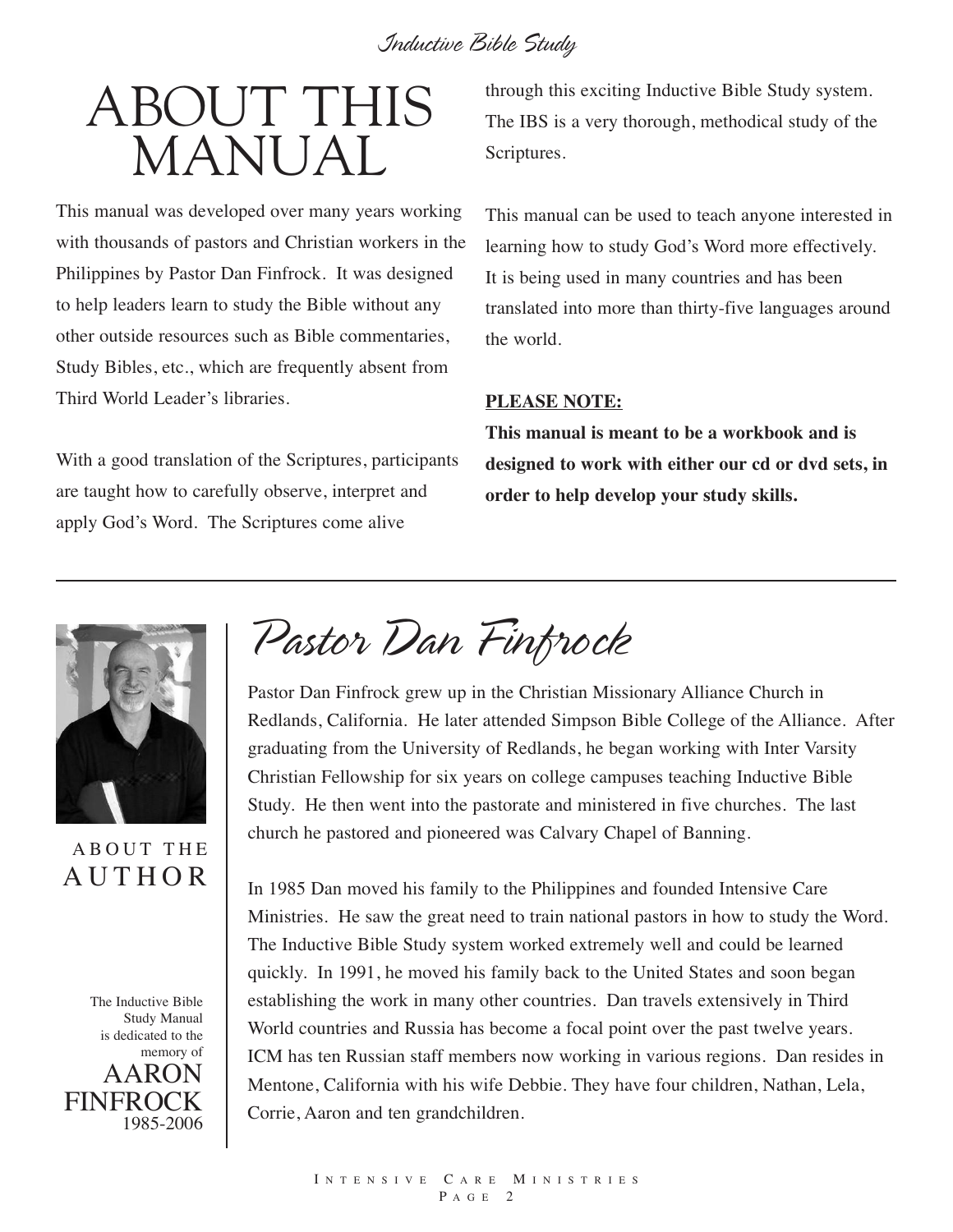# ABOUT THIS MANUAL

This manual was developed over many years working with thousands of pastors and Christian workers in the Philippines by Pastor Dan Finfrock. It was designed to help leaders learn to study the Bible without any other outside resources such as Bible commentaries, Study Bibles, etc., which are frequently absent from Third World Leader's libraries.

With a good translation of the Scriptures, participants are taught how to carefully observe, interpret and apply God's Word. The Scriptures come alive through this exciting Inductive Bible Study system. The IBS is a very thorough, methodical study of the Scriptures.

This manual can be used to teach anyone interested in learning how to study God's Word more effectively. It is being used in many countries and has been translated into more than thirty-five languages around the world.

**PLEASE NOTE:**

**This manual is meant to be a workbook and is designed to work with either our cd or dvd sets, in order to help develop your study skills.**

---

## ABOUT THE AUTHOR

# *Pastor Dan Finfrock*

Pastor Dan Finfrock grew up in the Christian Missionary Alliance Church in Redlands, California. He later attended Simpson Bible College of the Alliance. After graduating from the University of Redlands, he began working with Inter Varsity Christian Fellowship for six years on college campuses teaching Inductive Bible Study. He then went into the pastorate and ministered in five churches. The last church he pastored and pioneered was Calvary Chapel of Banning.

In 1985 Dan moved his family to the Philippines and founded Intensive Care Ministries. He saw the great need to train national pastors in how to study the Word. The Inductive Bible Study system worked extremely well and could be learned quickly. In 1991, he moved his family back to the United States and soon began establishing the work in many other countries. Dan travels extensively in Third World countries and Russia has become a focal point over the past twelve years. ICM has ten Russian staff members now working in various regions. Dan resides in Mentone, California with his wife Debbie. They have four children, Nathan, Lela, Corrie, Aaron and ten grandchildren.

The Inductive Bible Study Manual is dedicated to the memory of

AARON FINFROCK
1985-2006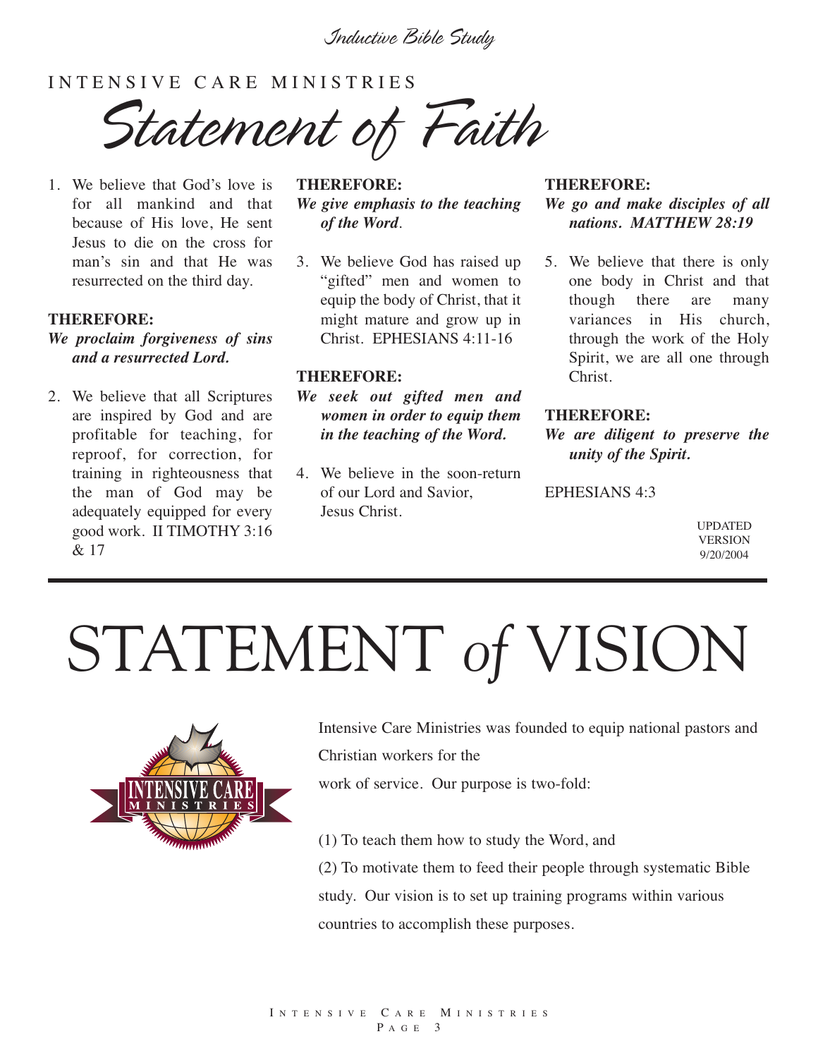INTENSIVE CARE MINISTRIES

# Statement of Faith

1. We believe that God's love is for all mankind and that because of His love, He sent Jesus to die on the cross for man's sin and that He was resurrected on the third day.

**THEREFORE:**
***We proclaim forgiveness of sins and a resurrected Lord.***

2. We believe that all Scriptures are inspired by God and are profitable for teaching, for reproof, for correction, for training in righteousness that the man of God may be adequately equipped for every good work. II TIMOTHY 3:16 & 17

**THEREFORE:**
***We give emphasis to the teaching of the Word.***

3. We believe God has raised up "gifted" men and women to equip the body of Christ, that it might mature and grow up in Christ. EPHESIANS 4:11-16

**THEREFORE:**
***We seek out gifted men and women in order to equip them in the teaching of the Word.***

4. We believe in the soon-return of our Lord and Savior, Jesus Christ.

**THEREFORE:**
***We go and make disciples of all nations. MATTHEW 28:19***

5. We believe that there is only one body in Christ and that though there are many variances in His church, through the work of the Holy Spirit, we are all one through Christ.

**THEREFORE:**
***We are diligent to preserve the unity of the Spirit.***

EPHESIANS 4:3

UPDATED VERSION 9/20/2004

---

# STATEMENT *of* VISION

Intensive Care Ministries was founded to equip national pastors and Christian workers for the work of service. Our purpose is two-fold:

(1) To teach them how to study the Word, and

(2) To motivate them to feed their people through systematic Bible study. Our vision is to set up training programs within various countries to accomplish these purposes.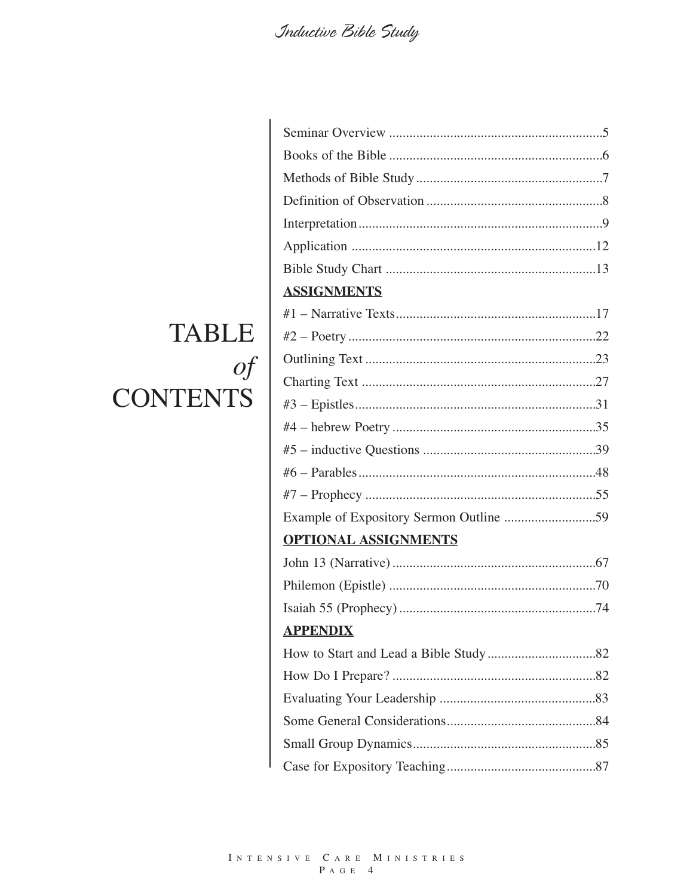# TABLE *of* CONTENTS

Seminar Overview ..............................................................5

Books of the Bible ..............................................................6

Methods of Bible Study .......................................................7

Definition of Observation ...................................................8

Interpretation.......................................................................9

Application .......................................................................12

Bible Study Chart .............................................................13

**ASSIGNMENTS**

#1 – Narrative Texts...........................................................17

#2 – Poetry .........................................................................22

Outlining Text ...................................................................23

Charting Text ....................................................................27

#3 – Epistles.......................................................................31

#4 – hebrew Poetry ............................................................35

#5 – inductive Questions ...................................................39

#6 – Parables......................................................................48

#7 – Prophecy ....................................................................55

Example of Expository Sermon Outline ...........................59

**OPTIONAL ASSIGNMENTS**

John 13 (Narrative) ............................................................67

Philemon (Epistle) .............................................................70

Isaiah 55 (Prophecy) ..........................................................74

**APPENDIX**

How to Start and Lead a Bible Study ................................82

How Do I Prepare? ............................................................82

Evaluating Your Leadership ..............................................83

Some General Considerations............................................84

Small Group Dynamics......................................................85

Case for Expository Teaching............................................87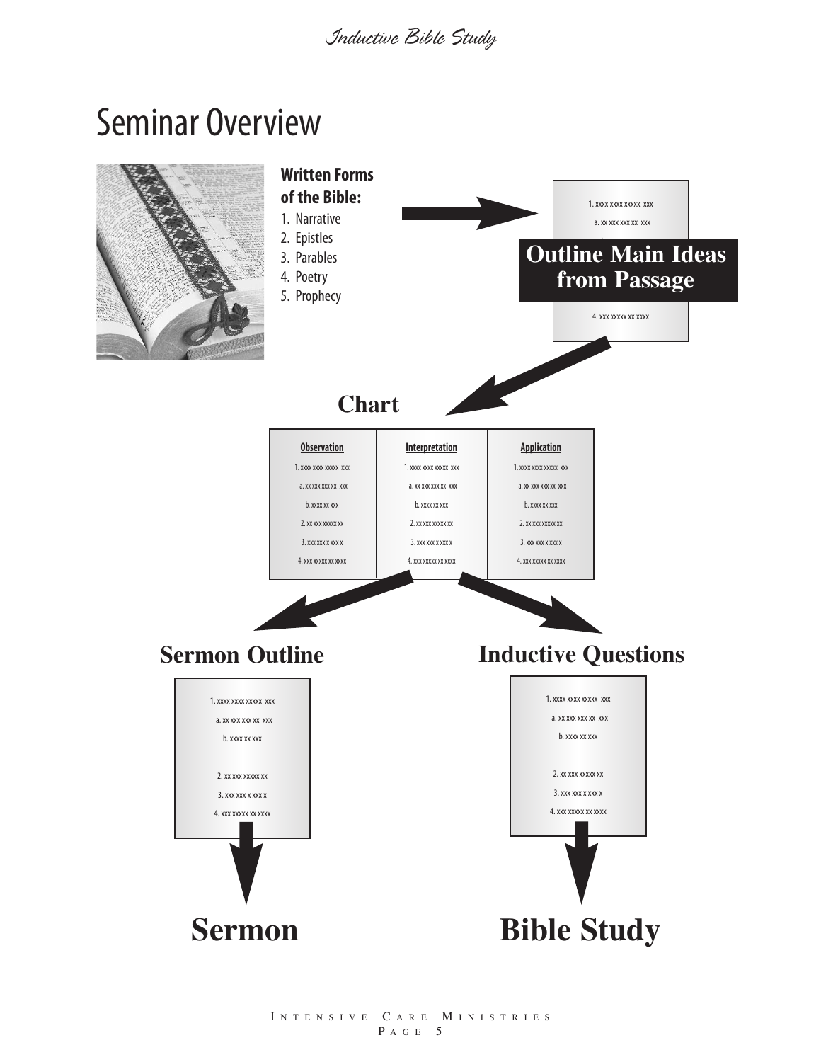# Seminar Overview

**Written Forms of the Bible:**

1. Narrative
2. Epistles
3. Parables
4. Poetry
5. Prophecy

**Outline Main Ideas from Passage**

**Chart**

| Observation | Interpretation | Application |
| --- | --- | --- |

**Sermon Outline**

**Inductive Questions**

**Sermon**

**Bible Study**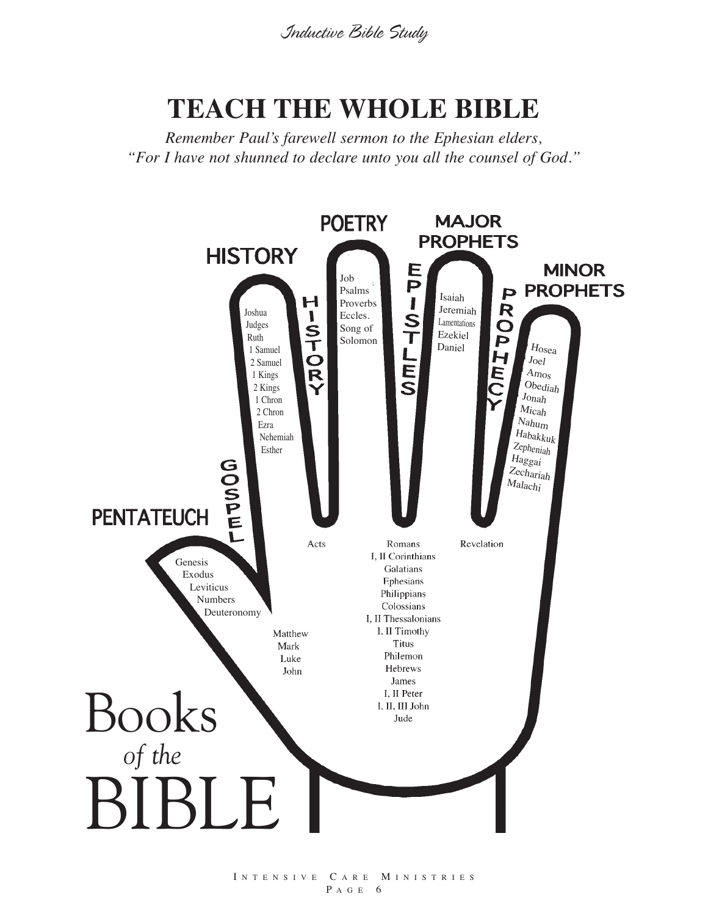# TEACH THE WHOLE BIBLE

*Remember Paul's farewell sermon to the Ephesian elders, "For I have not shunned to declare unto you all the counsel of God."*

**PENTATEUCH**

Genesis
Exodus
Leviticus
Numbers
Deuteronomy

**GOSPEL**

Matthew
Mark
Luke
John

**HISTORY**

Joshua
Judges
Ruth
1 Samuel
2 Samuel
1 Kings
2 Kings
1 Chron
2 Chron
Ezra
Nehemiah
Esther

**HISTORY**

Acts

**POETRY**

Job
Psalms
Proverbs
Eccles.
Song of Solomon

**EPISTLES**

Romans
I, II Corinthians
Galatians
Ephesians
Philippians
Colossians
I, II Thessalonians
I, II Timothy
Titus
Philemon
Hebrews
James
I, II Peter
I, II, III John
Jude

**MAJOR PROPHETS**

Isaiah
Jeremiah
Lamentations
Ezekiel
Daniel

**PROPHECY**

Revelation

**MINOR PROPHETS**

Hosea
Joel
Amos
Obediah
Jonah
Micah
Nahum
Habakkuk
Zepheniah
Haggai
Zechariah
Malachi

Books *of the* BIBLE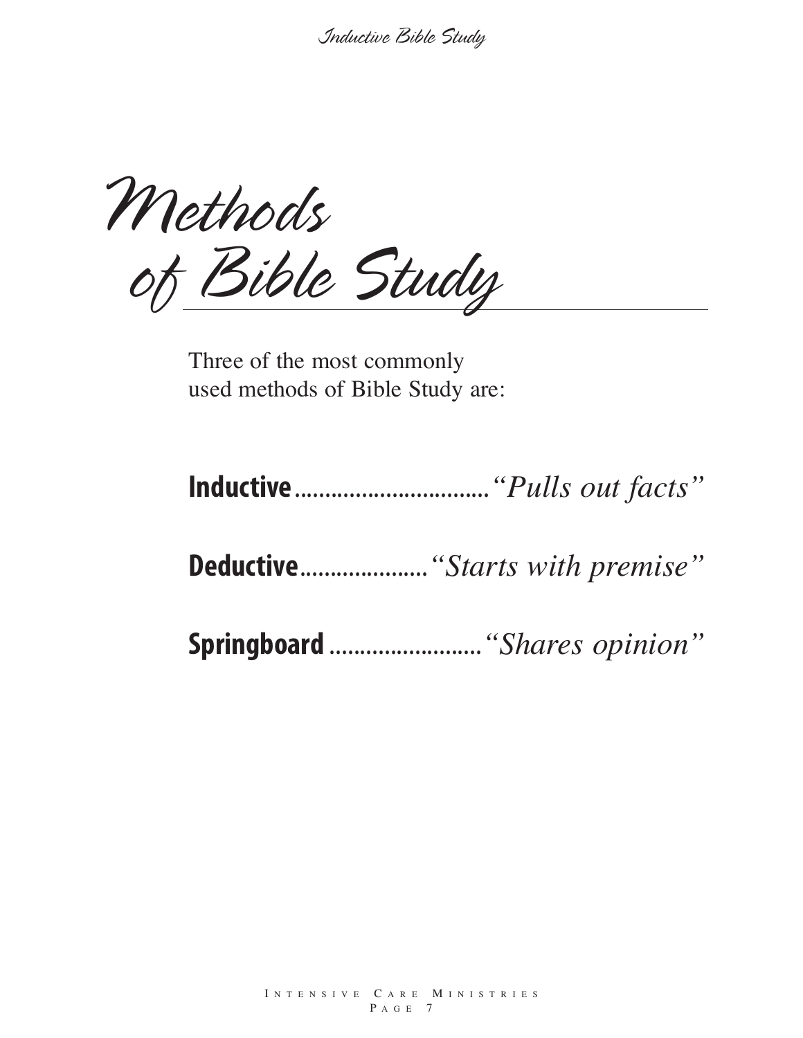# Methods of Bible Study

Three of the most commonly used methods of Bible Study are:

**Inductive**................................*"Pulls out facts"*

**Deductive**....................*"Starts with premise"*

**Springboard**........................*"Shares opinion"*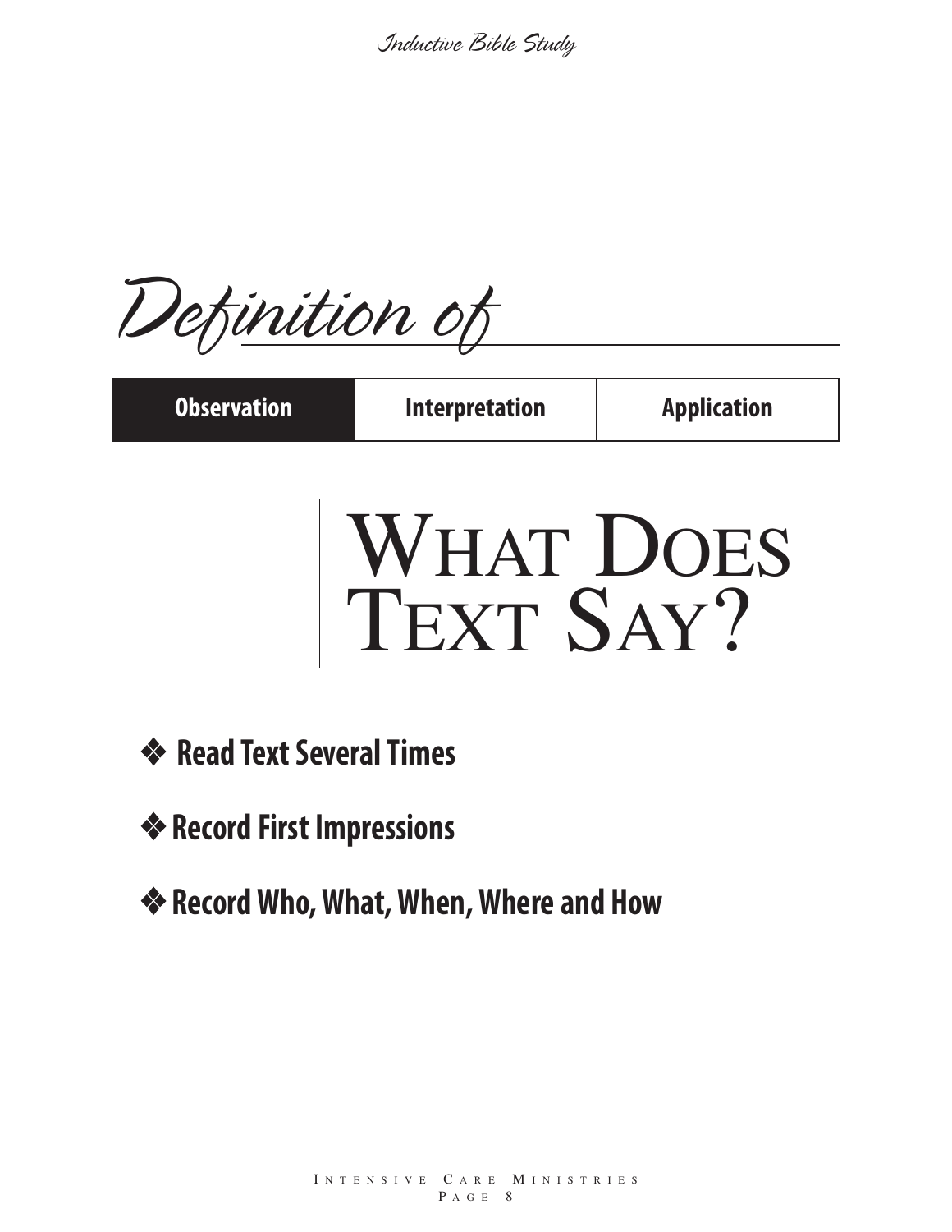# Definition of

| Observation | Interpretation | Application |
| --- | --- | --- |

## What Does Text Say?

- ❖ **Read Text Several Times**
- ❖ **Record First Impressions**
- ❖ **Record Who, What, When, Where and How**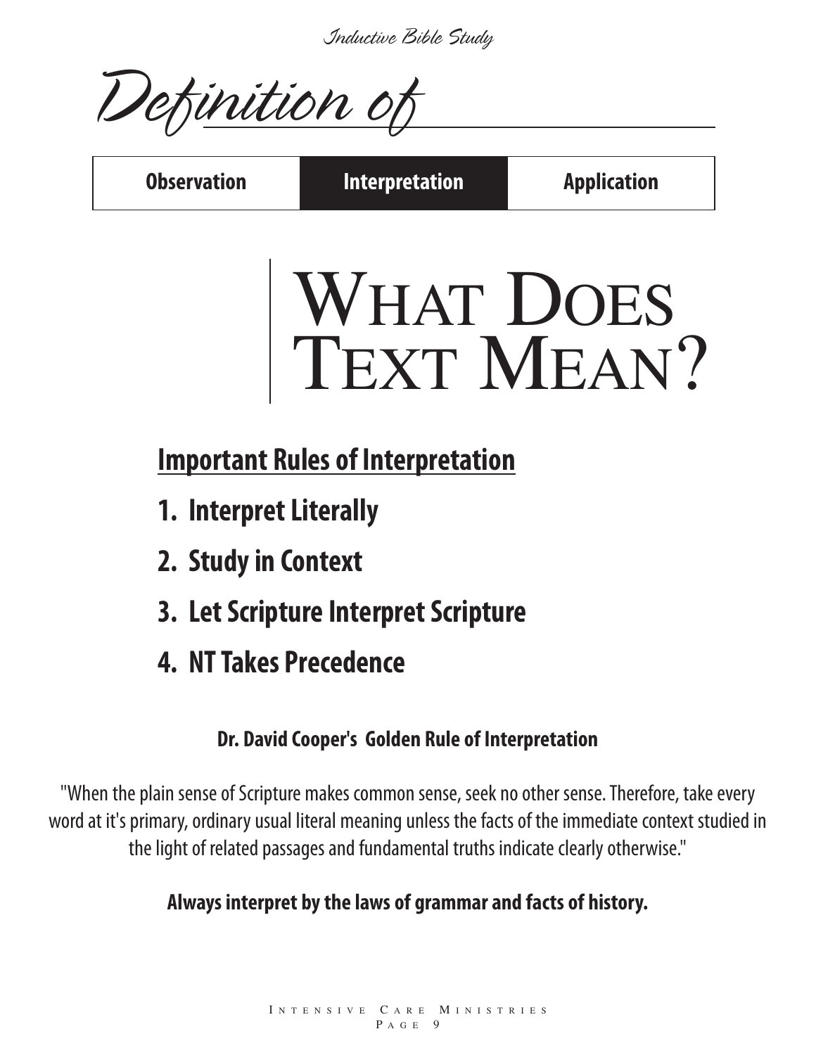# Definition of

| Observation | Interpretation | Application |
| --- | --- | --- |

# What Does Text Mean?

## Important Rules of Interpretation

1. **Interpret Literally**
2. **Study in Context**
3. **Let Scripture Interpret Scripture**
4. **NT Takes Precedence**

**Dr. David Cooper's Golden Rule of Interpretation**

"When the plain sense of Scripture makes common sense, seek no other sense. Therefore, take every word at it's primary, ordinary usual literal meaning unless the facts of the immediate context studied in the light of related passages and fundamental truths indicate clearly otherwise."

**Always interpret by the laws of grammar and facts of history.**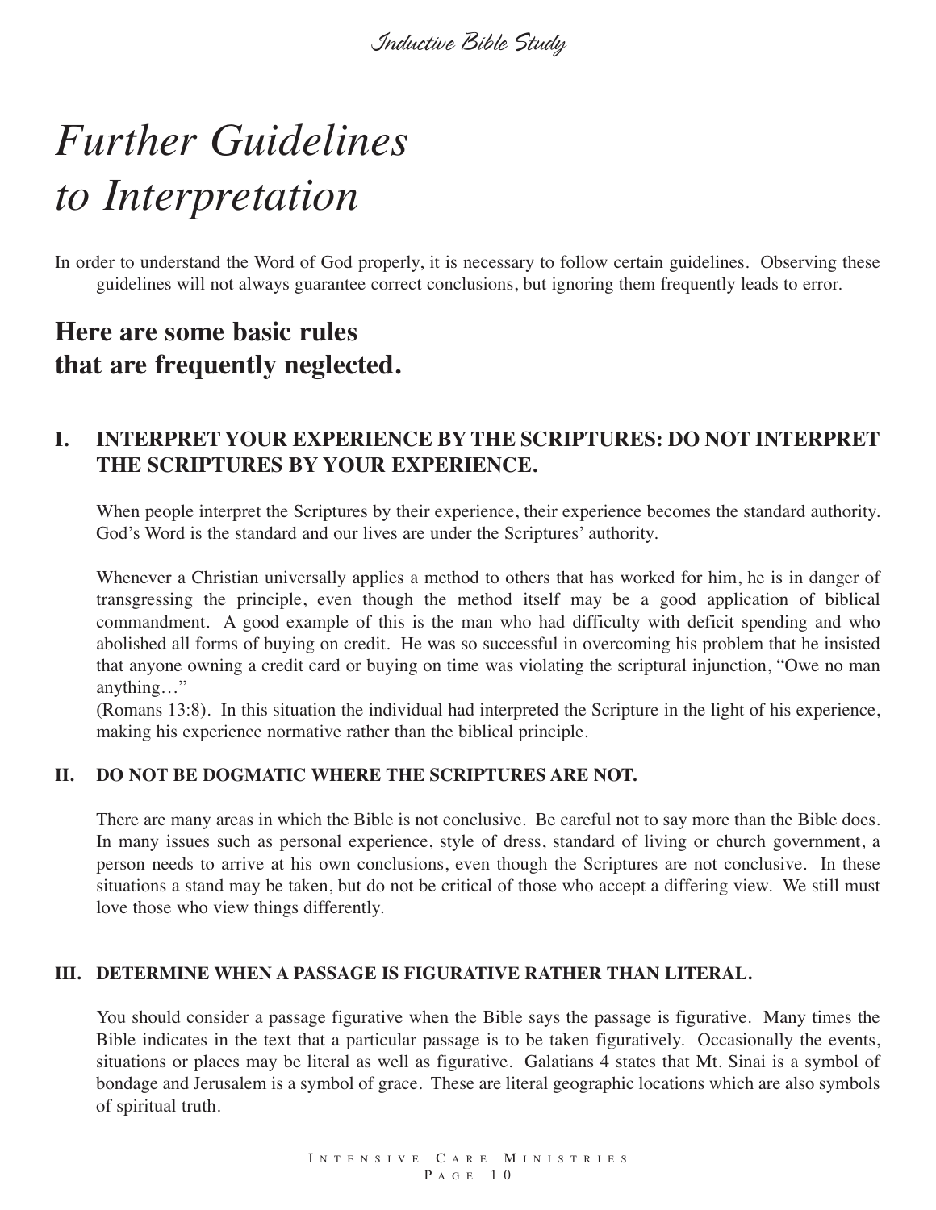# Further Guidelines to Interpretation

In order to understand the Word of God properly, it is necessary to follow certain guidelines. Observing these guidelines will not always guarantee correct conclusions, but ignoring them frequently leads to error.

## Here are some basic rules that are frequently neglected.

### I. INTERPRET YOUR EXPERIENCE BY THE SCRIPTURES: DO NOT INTERPRET THE SCRIPTURES BY YOUR EXPERIENCE.

When people interpret the Scriptures by their experience, their experience becomes the standard authority. God's Word is the standard and our lives are under the Scriptures' authority.

Whenever a Christian universally applies a method to others that has worked for him, he is in danger of transgressing the principle, even though the method itself may be a good application of biblical commandment. A good example of this is the man who had difficulty with deficit spending and who abolished all forms of buying on credit. He was so successful in overcoming his problem that he insisted that anyone owning a credit card or buying on time was violating the scriptural injunction, "Owe no man anything…"
(Romans 13:8). In this situation the individual had interpreted the Scripture in the light of his experience, making his experience normative rather than the biblical principle.

### II. DO NOT BE DOGMATIC WHERE THE SCRIPTURES ARE NOT.

There are many areas in which the Bible is not conclusive. Be careful not to say more than the Bible does. In many issues such as personal experience, style of dress, standard of living or church government, a person needs to arrive at his own conclusions, even though the Scriptures are not conclusive. In these situations a stand may be taken, but do not be critical of those who accept a differing view. We still must love those who view things differently.

### III. DETERMINE WHEN A PASSAGE IS FIGURATIVE RATHER THAN LITERAL.

You should consider a passage figurative when the Bible says the passage is figurative. Many times the Bible indicates in the text that a particular passage is to be taken figuratively. Occasionally the events, situations or places may be literal as well as figurative. Galatians 4 states that Mt. Sinai is a symbol of bondage and Jerusalem is a symbol of grace. These are literal geographic locations which are also symbols of spiritual truth.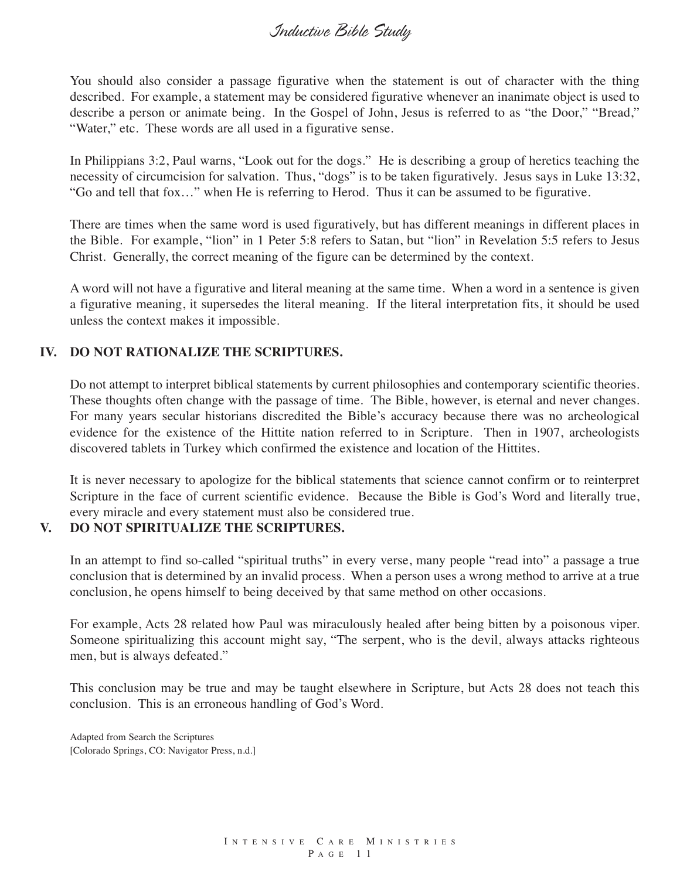You should also consider a passage figurative when the statement is out of character with the thing described. For example, a statement may be considered figurative whenever an inanimate object is used to describe a person or animate being. In the Gospel of John, Jesus is referred to as "the Door," "Bread," "Water," etc. These words are all used in a figurative sense.

In Philippians 3:2, Paul warns, "Look out for the dogs." He is describing a group of heretics teaching the necessity of circumcision for salvation. Thus, "dogs" is to be taken figuratively. Jesus says in Luke 13:32, "Go and tell that fox…" when He is referring to Herod. Thus it can be assumed to be figurative.

There are times when the same word is used figuratively, but has different meanings in different places in the Bible. For example, "lion" in 1 Peter 5:8 refers to Satan, but "lion" in Revelation 5:5 refers to Jesus Christ. Generally, the correct meaning of the figure can be determined by the context.

A word will not have a figurative and literal meaning at the same time. When a word in a sentence is given a figurative meaning, it supersedes the literal meaning. If the literal interpretation fits, it should be used unless the context makes it impossible.

## IV. DO NOT RATIONALIZE THE SCRIPTURES.

Do not attempt to interpret biblical statements by current philosophies and contemporary scientific theories. These thoughts often change with the passage of time. The Bible, however, is eternal and never changes. For many years secular historians discredited the Bible's accuracy because there was no archeological evidence for the existence of the Hittite nation referred to in Scripture. Then in 1907, archeologists discovered tablets in Turkey which confirmed the existence and location of the Hittites.

It is never necessary to apologize for the biblical statements that science cannot confirm or to reinterpret Scripture in the face of current scientific evidence. Because the Bible is God's Word and literally true, every miracle and every statement must also be considered true.

## V. DO NOT SPIRITUALIZE THE SCRIPTURES.

In an attempt to find so-called "spiritual truths" in every verse, many people "read into" a passage a true conclusion that is determined by an invalid process. When a person uses a wrong method to arrive at a true conclusion, he opens himself to being deceived by that same method on other occasions.

For example, Acts 28 related how Paul was miraculously healed after being bitten by a poisonous viper. Someone spiritualizing this account might say, "The serpent, who is the devil, always attacks righteous men, but is always defeated."

This conclusion may be true and may be taught elsewhere in Scripture, but Acts 28 does not teach this conclusion. This is an erroneous handling of God's Word.

Adapted from Search the Scriptures
[Colorado Springs, CO: Navigator Press, n.d.]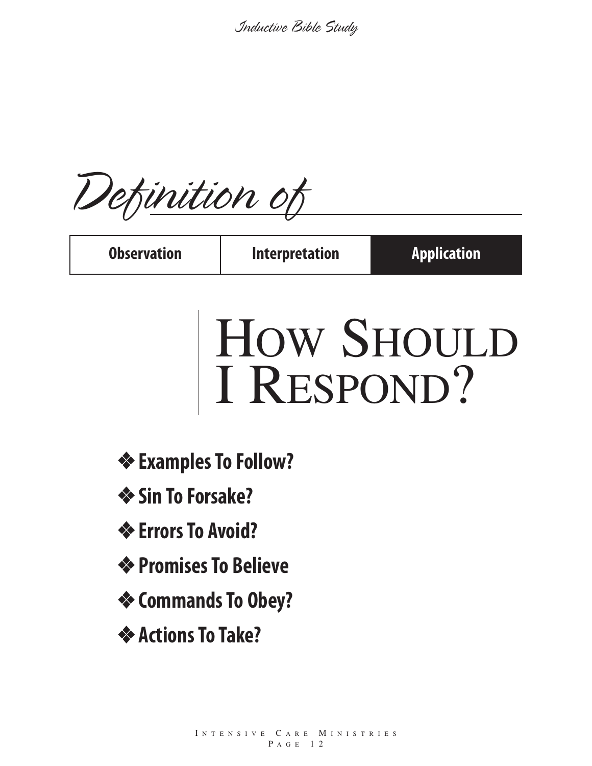# Definition of

| Observation | Interpretation | **Application** |
| --- | --- | --- |

## HOW SHOULD I RESPOND?

- ❖ **Examples To Follow?**
- ❖ **Sin To Forsake?**
- ❖ **Errors To Avoid?**
- ❖ **Promises To Believe**
- ❖ **Commands To Obey?**
- ❖ **Actions To Take?**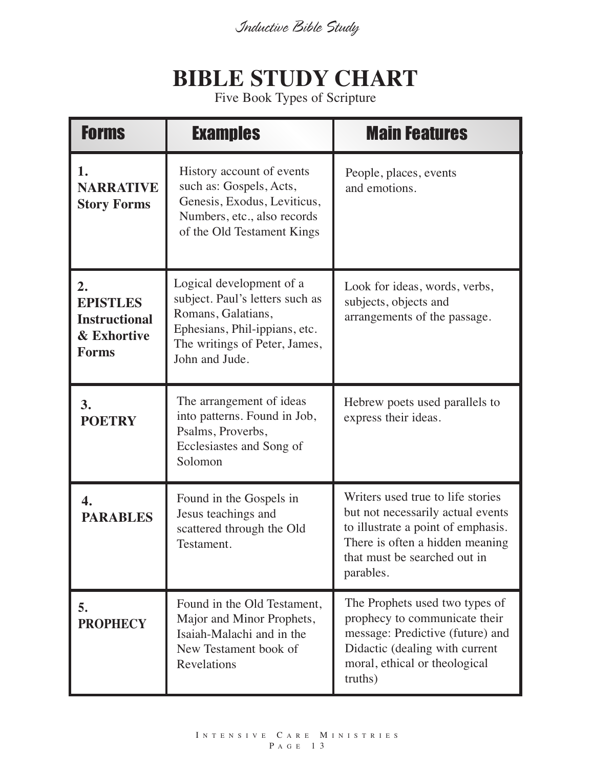# BIBLE STUDY CHART

Five Book Types of Scripture

| Forms | Examples | Main Features |
|---|---|---|
| **1. NARRATIVE Story Forms** | History account of events such as: Gospels, Acts, Genesis, Exodus, Leviticus, Numbers, etc., also records of the Old Testament Kings | People, places, events and emotions. |
| **2. EPISTLES Instructional & Exhortive Forms** | Logical development of a subject. Paul's letters such as Romans, Galatians, Ephesians, Phil-ippians, etc. The writings of Peter, James, John and Jude. | Look for ideas, words, verbs, subjects, objects and arrangements of the passage. |
| **3. POETRY** | The arrangement of ideas into patterns. Found in Job, Psalms, Proverbs, Ecclesiastes and Song of Solomon | Hebrew poets used parallels to express their ideas. |
| **4. PARABLES** | Found in the Gospels in Jesus teachings and scattered through the Old Testament. | Writers used true to life stories but not necessarily actual events to illustrate a point of emphasis. There is often a hidden meaning that must be searched out in parables. |
| **5. PROPHECY** | Found in the Old Testament, Major and Minor Prophets, Isaiah-Malachi and in the New Testament book of Revelations | The Prophets used two types of prophecy to communicate their message: Predictive (future) and Didactic (dealing with current moral, ethical or theological truths) |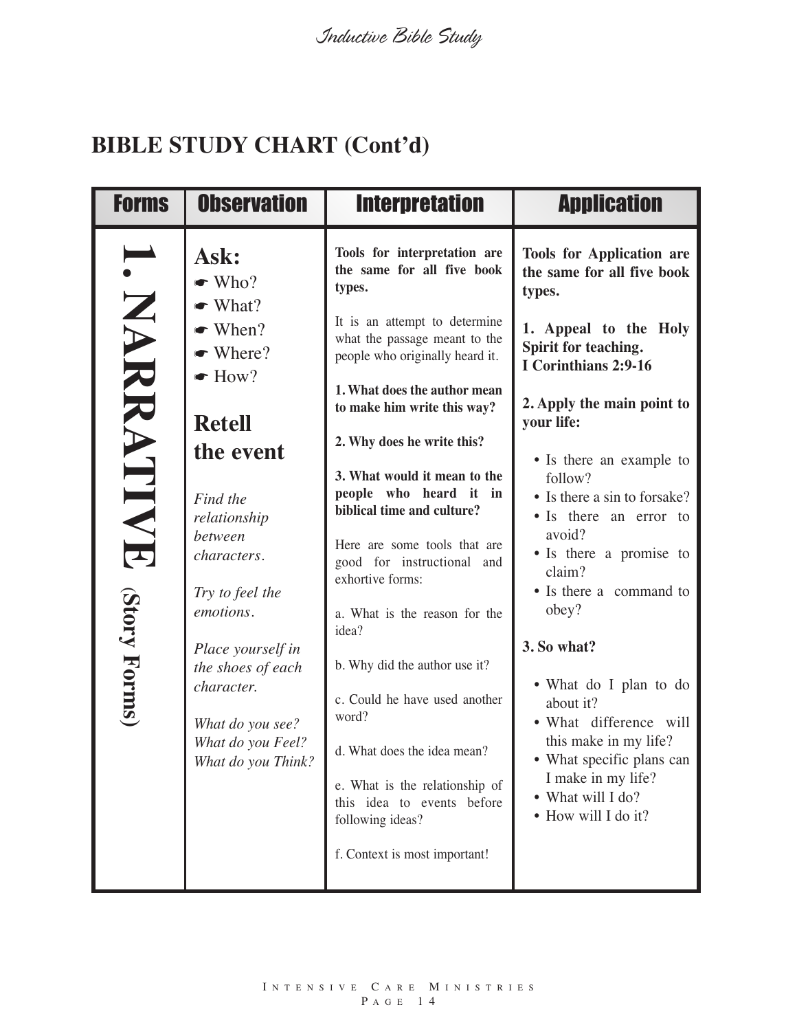## BIBLE STUDY CHART (Cont'd)

| Forms | Observation | Interpretation | Application |
|---|---|---|---|
| **1. NARRATIVE (Story Forms)** | **Ask:**<br>☛ Who?<br>☛ What?<br>☛ When?<br>☛ Where?<br>☛ How?<br><br>**Retell the event**<br><br>*Find the relationship between characters.*<br><br>*Try to feel the emotions.*<br><br>*Place yourself in the shoes of each character.*<br><br>*What do you see?*<br>*What do you Feel?*<br>*What do you Think?* | **Tools for interpretation are the same for all five book types.**<br><br>It is an attempt to determine what the passage meant to the people who originally heard it.<br><br>**1. What does the author mean to make him write this way?**<br><br>**2. Why does he write this?**<br><br>**3. What would it mean to the people who heard it in biblical time and culture?**<br><br>Here are some tools that are good for instructional and exhortive forms:<br><br>a. What is the reason for the idea?<br><br>b. Why did the author use it?<br><br>c. Could he have used another word?<br><br>d. What does the idea mean?<br><br>e. What is the relationship of this idea to events before following ideas?<br><br>f. Context is most important! | **Tools for Application are the same for all five book types.**<br><br>**1. Appeal to the Holy Spirit for teaching. I Corinthians 2:9-16**<br><br>**2. Apply the main point to your life:**<br><br>• Is there an example to follow?<br>• Is there a sin to forsake?<br>• Is there an error to avoid?<br>• Is there a promise to claim?<br>• Is there a command to obey?<br><br>**3. So what?**<br><br>• What do I plan to do about it?<br>• What difference will this make in my life?<br>• What specific plans can I make in my life?<br>• What will I do?<br>• How will I do it? |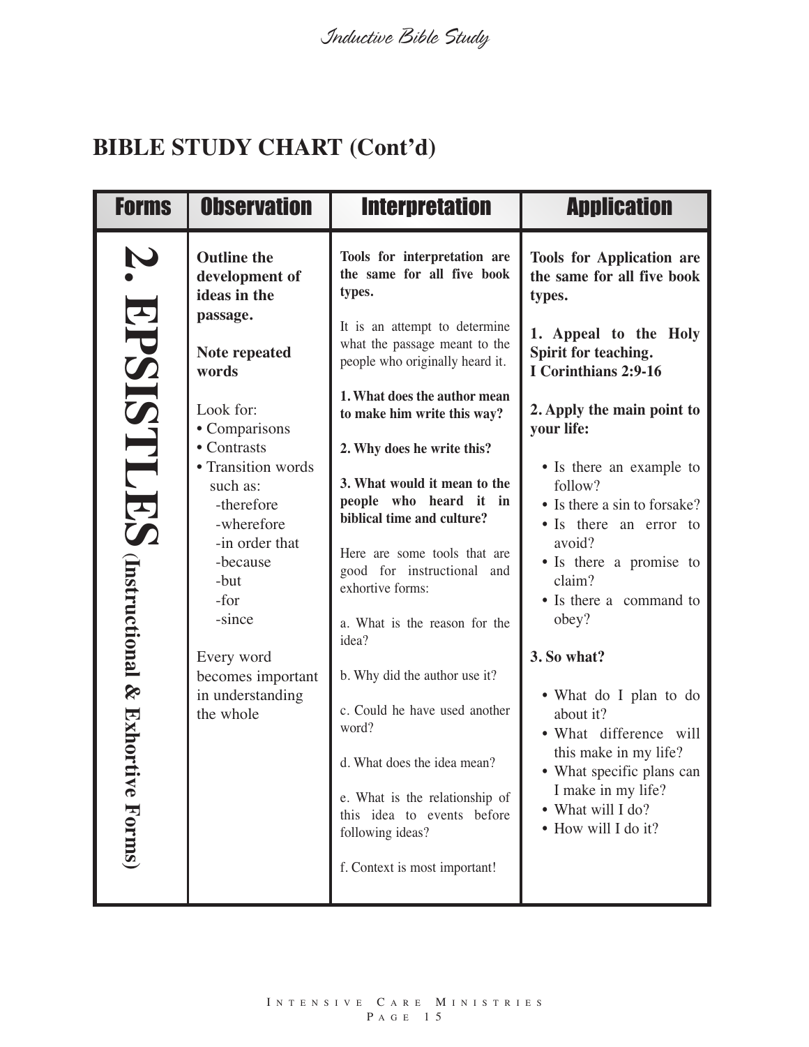## BIBLE STUDY CHART (Cont'd)

| Forms | Observation | Interpretation | Application |
|---|---|---|---|
| **2. EPSISTLES** **(Instructional & Exhortive Forms)** | **Outline the development of ideas in the passage.**<br><br>**Note repeated words**<br><br>Look for:<br>• Comparisons<br>• Contrasts<br>• Transition words such as:<br>-therefore<br>-wherefore<br>-in order that<br>-because<br>-but<br>-for<br>-since<br><br>Every word becomes important in understanding the whole | **Tools for interpretation are the same for all five book types.**<br><br>It is an attempt to determine what the passage meant to the people who originally heard it.<br><br>**1. What does the author mean to make him write this way?**<br><br>**2. Why does he write this?**<br><br>**3. What would it mean to the people who heard it in biblical time and culture?**<br><br>Here are some tools that are good for instructional and exhortive forms:<br><br>a. What is the reason for the idea?<br><br>b. Why did the author use it?<br><br>c. Could he have used another word?<br><br>d. What does the idea mean?<br><br>e. What is the relationship of this idea to events before following ideas?<br><br>f. Context is most important! | **Tools for Application are the same for all five book types.**<br><br>**1. Appeal to the Holy Spirit for teaching. I Corinthians 2:9-16**<br><br>**2. Apply the main point to your life:**<br><br>• Is there an example to follow?<br>• Is there a sin to forsake?<br>• Is there an error to avoid?<br>• Is there a promise to claim?<br>• Is there a command to obey?<br><br>**3. So what?**<br><br>• What do I plan to do about it?<br>• What difference will this make in my life?<br>• What specific plans can I make in my life?<br>• What will I do?<br>• How will I do it? |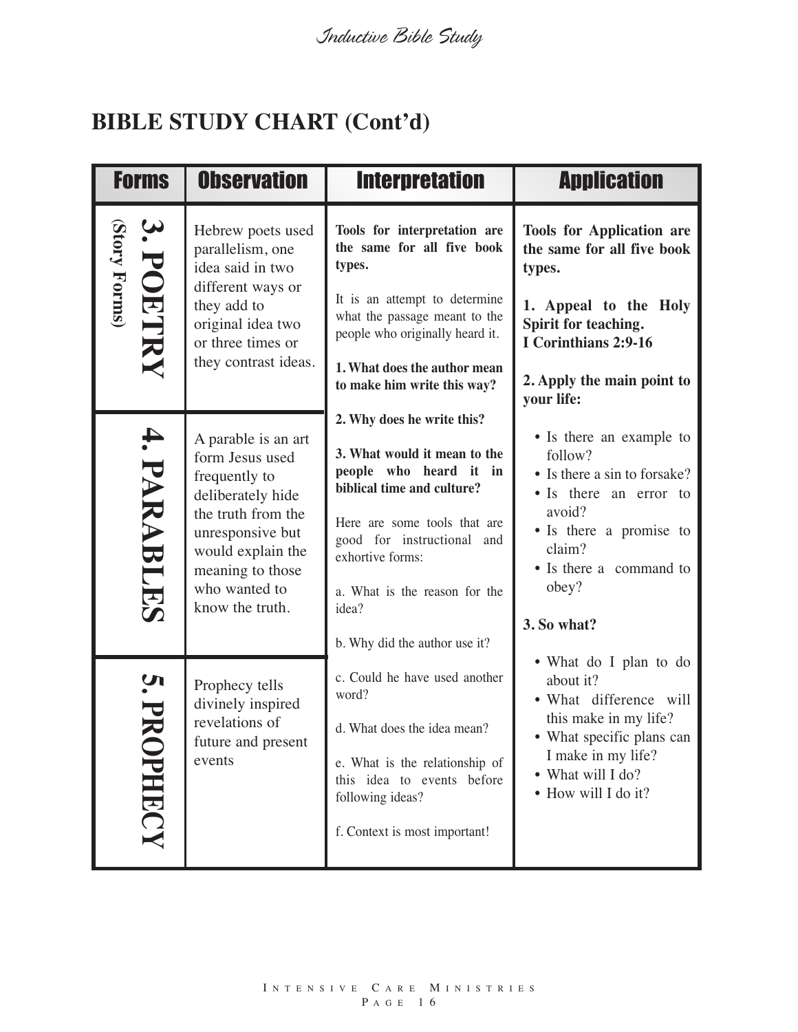## BIBLE STUDY CHART (Cont'd)

| Forms | Observation | Interpretation | Application |
|---|---|---|---|
| **3. POETRY** (Story Forms) | Hebrew poets used parallelism, one idea said in two different ways or they add to original idea two or three times or they contrast ideas. | **Tools for interpretation are the same for all five book types.**<br><br>It is an attempt to determine what the passage meant to the people who originally heard it.<br><br>**1. What does the author mean to make him write this way?**<br><br>**2. Why does he write this?**<br><br>**3. What would it mean to the people who heard it in biblical time and culture?**<br><br>Here are some tools that are good for instructional and exhortive forms:<br><br>a. What is the reason for the idea?<br><br>b. Why did the author use it?<br><br>c. Could he have used another word?<br><br>d. What does the idea mean?<br><br>e. What is the relationship of this idea to events before following ideas?<br><br>f. Context is most important! | **Tools for Application are the same for all five book types.**<br><br>**1. Appeal to the Holy Spirit for teaching. I Corinthians 2:9-16**<br><br>**2. Apply the main point to your life:**<br><br>• Is there an example to follow?<br>• Is there a sin to forsake?<br>• Is there an error to avoid?<br>• Is there a promise to claim?<br>• Is there a command to obey?<br><br>**3. So what?**<br><br>• What do I plan to do about it?<br>• What difference will this make in my life?<br>• What specific plans can I make in my life?<br>• What will I do?<br>• How will I do it? |
| **4. PARABLES** | A parable is an art form Jesus used frequently to deliberately hide the truth from the unresponsive but would explain the meaning to those who wanted to know the truth. | | |
| **5. PROPHECY** | Prophecy tells divinely inspired revelations of future and present events | | |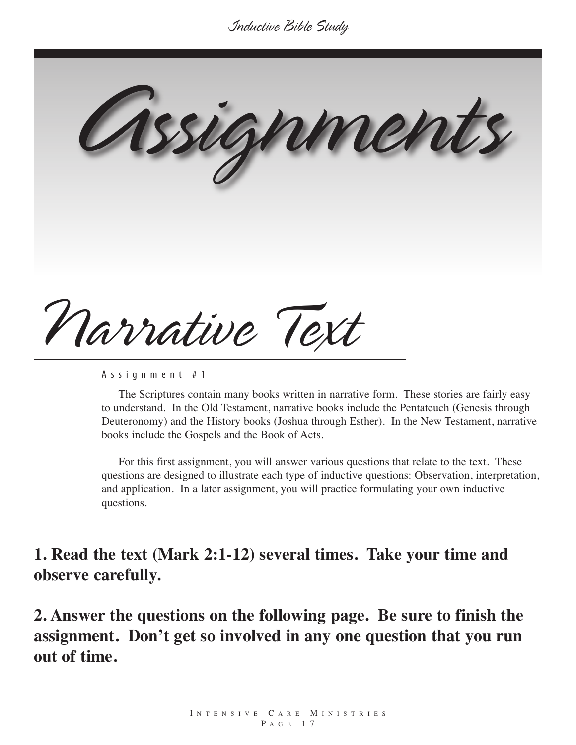# Assignments

## Narrative Text

Assignment #1

The Scriptures contain many books written in narrative form. These stories are fairly easy to understand. In the Old Testament, narrative books include the Pentateuch (Genesis through Deuteronomy) and the History books (Joshua through Esther). In the New Testament, narrative books include the Gospels and the Book of Acts.

For this first assignment, you will answer various questions that relate to the text. These questions are designed to illustrate each type of inductive questions: Observation, interpretation, and application. In a later assignment, you will practice formulating your own inductive questions.

**1. Read the text (Mark 2:1-12) several times. Take your time and observe carefully.**

**2. Answer the questions on the following page. Be sure to finish the assignment. Don't get so involved in any one question that you run out of time.**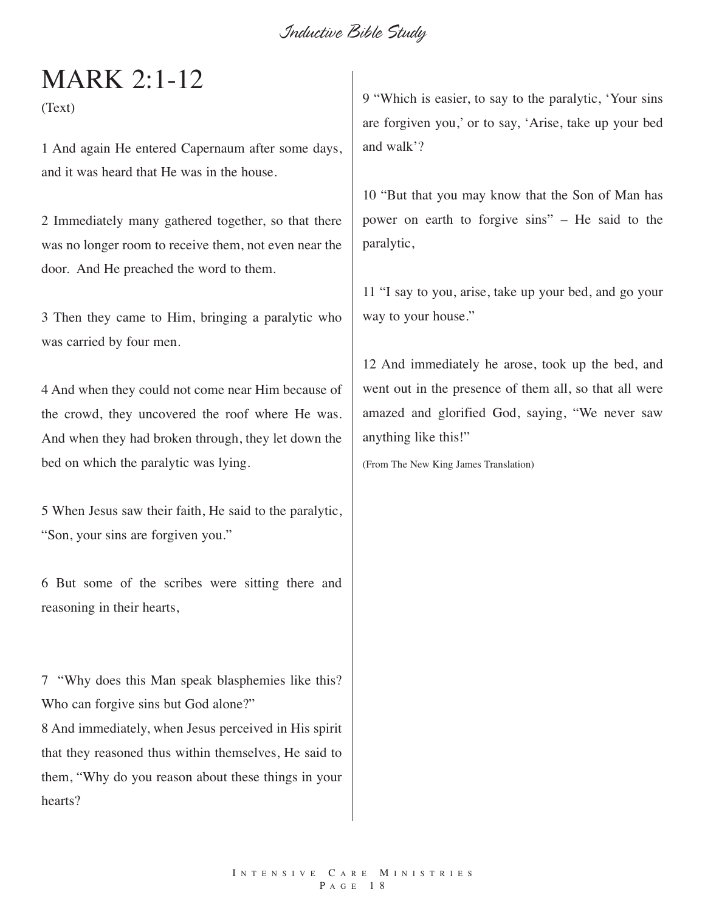# MARK 2:1-12

(Text)

1 And again He entered Capernaum after some days, and it was heard that He was in the house.

2 Immediately many gathered together, so that there was no longer room to receive them, not even near the door. And He preached the word to them.

3 Then they came to Him, bringing a paralytic who was carried by four men.

4 And when they could not come near Him because of the crowd, they uncovered the roof where He was. And when they had broken through, they let down the bed on which the paralytic was lying.

5 When Jesus saw their faith, He said to the paralytic, "Son, your sins are forgiven you."

6 But some of the scribes were sitting there and reasoning in their hearts,

7 "Why does this Man speak blasphemies like this? Who can forgive sins but God alone?"

8 And immediately, when Jesus perceived in His spirit that they reasoned thus within themselves, He said to them, "Why do you reason about these things in your hearts?

9 "Which is easier, to say to the paralytic, 'Your sins are forgiven you,' or to say, 'Arise, take up your bed and walk'?

10 "But that you may know that the Son of Man has power on earth to forgive sins" – He said to the paralytic,

11 "I say to you, arise, take up your bed, and go your way to your house."

12 And immediately he arose, took up the bed, and went out in the presence of them all, so that all were amazed and glorified God, saying, "We never saw anything like this!"

(From The New King James Translation)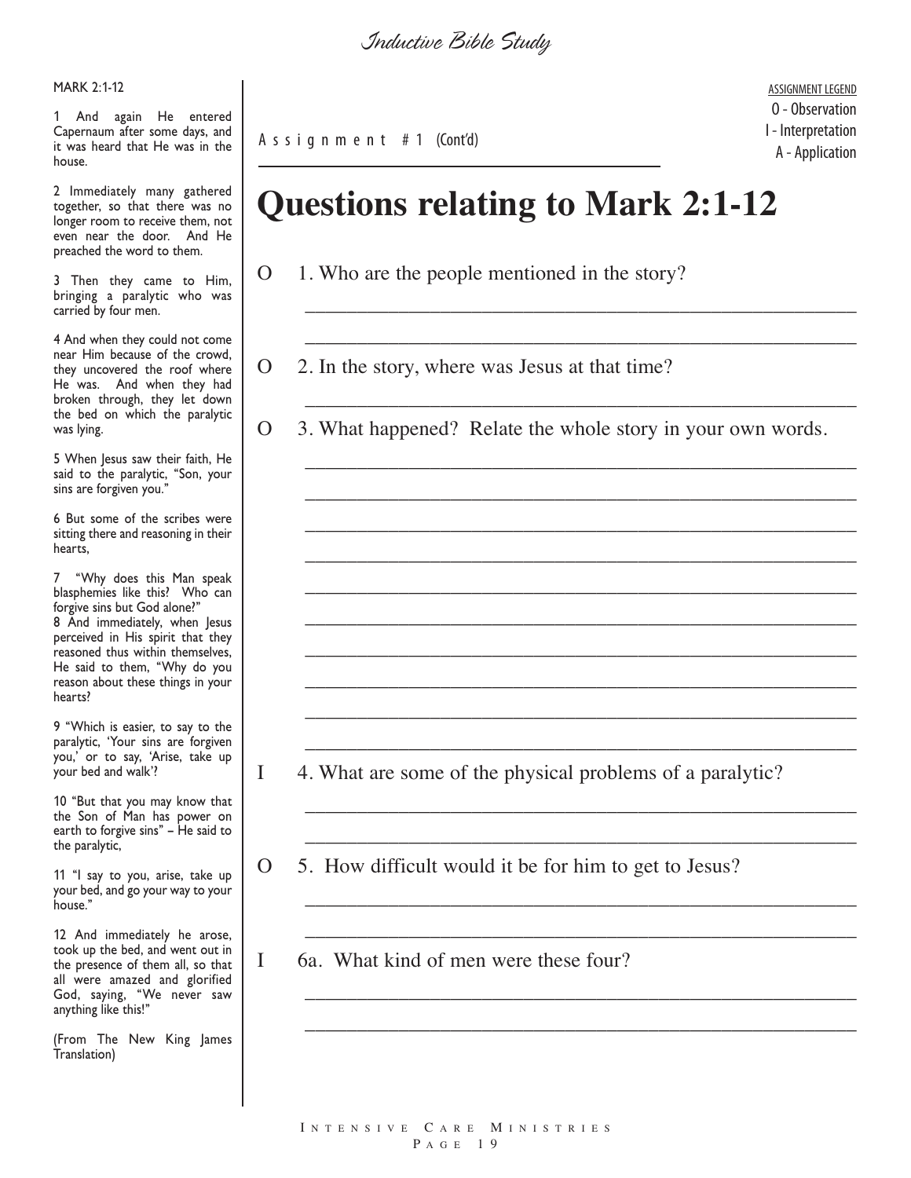MARK 2:1-12

1 And again He entered Capernaum after some days, and it was heard that He was in the house.

2 Immediately many gathered together, so that there was no longer room to receive them, not even near the door. And He preached the word to them.

3 Then they came to Him, bringing a paralytic who was carried by four men.

4 And when they could not come near Him because of the crowd, they uncovered the roof where He was. And when they had broken through, they let down the bed on which the paralytic was lying.

5 When Jesus saw their faith, He said to the paralytic, "Son, your sins are forgiven you."

6 But some of the scribes were sitting there and reasoning in their hearts,

7 "Why does this Man speak blasphemies like this? Who can forgive sins but God alone?"

8 And immediately, when Jesus perceived in His spirit that they reasoned thus within themselves, He said to them, "Why do you reason about these things in your hearts?

9 "Which is easier, to say to the paralytic, 'Your sins are forgiven you,' or to say, 'Arise, take up your bed and walk'?

10 "But that you may know that the Son of Man has power on earth to forgive sins" – He said to the paralytic,

11 "I say to you, arise, take up your bed, and go your way to your house."

12 And immediately he arose, took up the bed, and went out in the presence of them all, so that all were amazed and glorified God, saying, "We never saw anything like this!"

(From The New King James Translation)

---

Assignment #1 (Cont'd)

ASSIGNMENT LEGEND
O - Observation
I - Interpretation
A - Application

# Questions relating to Mark 2:1-12

O 1. Who are the people mentioned in the story?

___________________________________________________________

___________________________________________________________

O 2. In the story, where was Jesus at that time?

___________________________________________________________

O 3. What happened? Relate the whole story in your own words.

___________________________________________________________

___________________________________________________________

___________________________________________________________

___________________________________________________________

___________________________________________________________

___________________________________________________________

___________________________________________________________

___________________________________________________________

___________________________________________________________

___________________________________________________________

I 4. What are some of the physical problems of a paralytic?

___________________________________________________________

___________________________________________________________

O 5. How difficult would it be for him to get to Jesus?

___________________________________________________________

___________________________________________________________

I 6a. What kind of men were these four?

___________________________________________________________

___________________________________________________________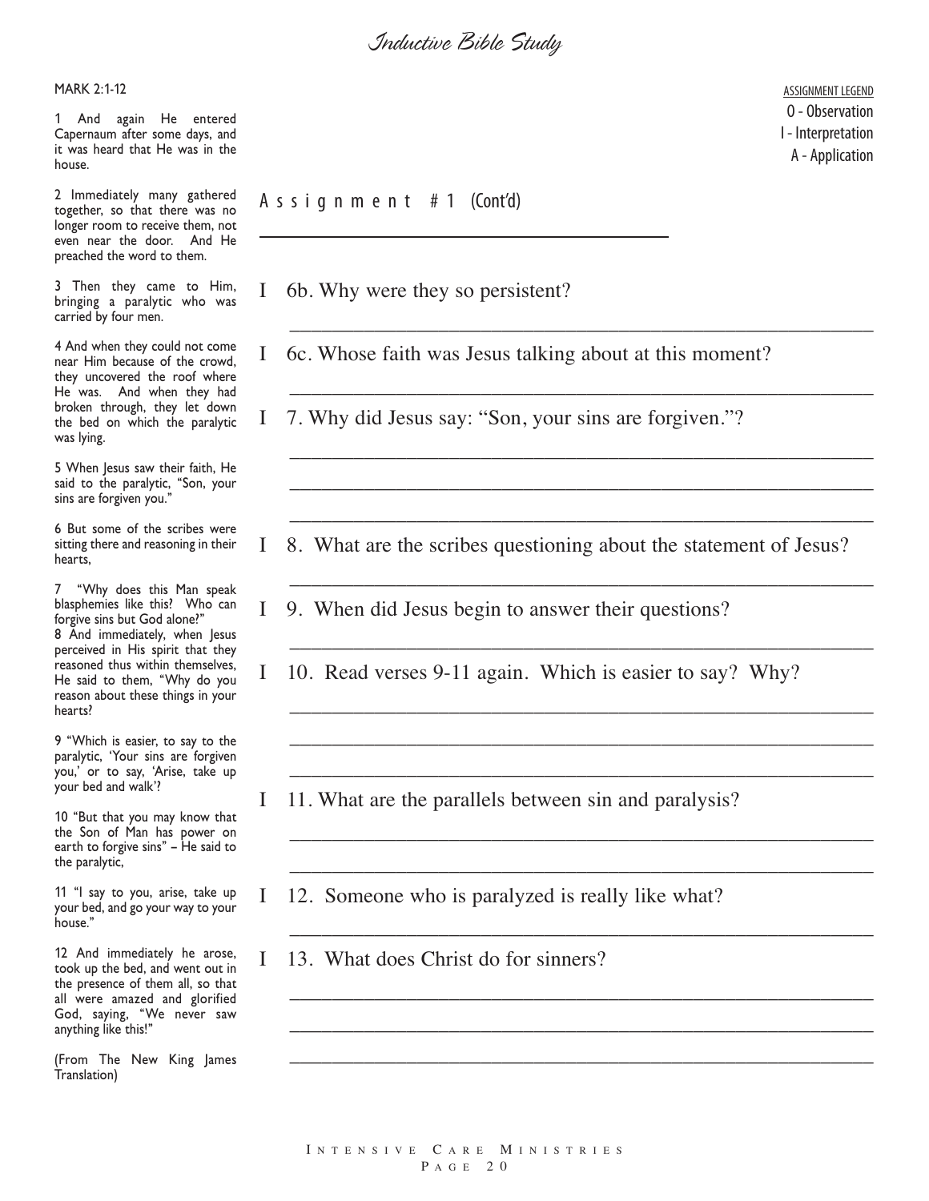MARK 2:1-12

1 And again He entered Capernaum after some days, and it was heard that He was in the house.

2 Immediately many gathered together, so that there was no longer room to receive them, not even near the door. And He preached the word to them.

3 Then they came to Him, bringing a paralytic who was carried by four men.

4 And when they could not come near Him because of the crowd, they uncovered the roof where He was. And when they had broken through, they let down the bed on which the paralytic was lying.

5 When Jesus saw their faith, He said to the paralytic, "Son, your sins are forgiven you."

6 But some of the scribes were sitting there and reasoning in their hearts,

7 "Why does this Man speak blasphemies like this? Who can forgive sins but God alone?"

8 And immediately, when Jesus perceived in His spirit that they reasoned thus within themselves, He said to them, "Why do you reason about these things in your hearts?

9 "Which is easier, to say to the paralytic, 'Your sins are forgiven you,' or to say, 'Arise, take up your bed and walk'?

10 "But that you may know that the Son of Man has power on earth to forgive sins" – He said to the paralytic,

11 "I say to you, arise, take up your bed, and go your way to your house."

12 And immediately he arose, took up the bed, and went out in the presence of them all, so that all were amazed and glorified God, saying, "We never saw anything like this!"

(From The New King James Translation)

ASSIGNMENT LEGEND
O - Observation
I - Interpretation
A - Application

## Assignment #1 (Cont'd)

I 6b. Why were they so persistent?

_______________________________________________

I 6c. Whose faith was Jesus talking about at this moment?

_______________________________________________

I 7. Why did Jesus say: "Son, your sins are forgiven."?

_______________________________________________

_______________________________________________

_______________________________________________

I 8. What are the scribes questioning about the statement of Jesus?

_______________________________________________

I 9. When did Jesus begin to answer their questions?

_______________________________________________

I 10. Read verses 9-11 again. Which is easier to say? Why?

_______________________________________________

_______________________________________________

_______________________________________________

I 11. What are the parallels between sin and paralysis?

_______________________________________________

_______________________________________________

I 12. Someone who is paralyzed is really like what?

_______________________________________________

I 13. What does Christ do for sinners?

_______________________________________________

_______________________________________________

_______________________________________________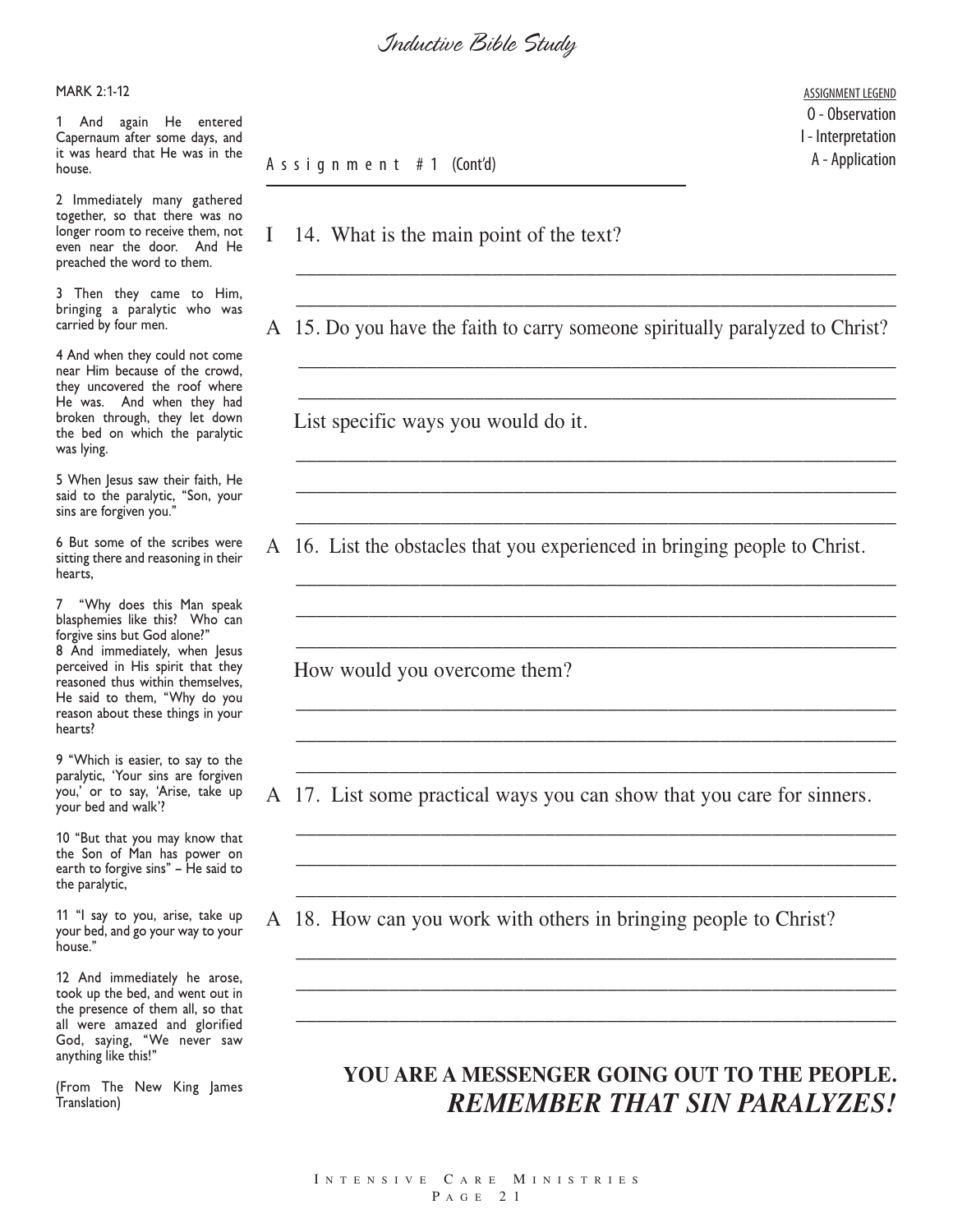MARK 2:1-12

1 And again He entered Capernaum after some days, and it was heard that He was in the house.

2 Immediately many gathered together, so that there was no longer room to receive them, not even near the door. And He preached the word to them.

3 Then they came to Him, bringing a paralytic who was carried by four men.

4 And when they could not come near Him because of the crowd, they uncovered the roof where He was. And when they had broken through, they let down the bed on which the paralytic was lying.

5 When Jesus saw their faith, He said to the paralytic, "Son, your sins are forgiven you."

6 But some of the scribes were sitting there and reasoning in their hearts,

7 "Why does this Man speak blasphemies like this? Who can forgive sins but God alone?"

8 And immediately, when Jesus perceived in His spirit that they reasoned thus within themselves, He said to them, "Why do you reason about these things in your hearts?

9 "Which is easier, to say to the paralytic, 'Your sins are forgiven you,' or to say, 'Arise, take up your bed and walk'?

10 "But that you may know that the Son of Man has power on earth to forgive sins" – He said to the paralytic,

11 "I say to you, arise, take up your bed, and go your way to your house."

12 And immediately he arose, took up the bed, and went out in the presence of them all, so that all were amazed and glorified God, saying, "We never saw anything like this!"

(From The New King James Translation)

ASSIGNMENT LEGEND
O - Observation
I - Interpretation
A - Application

Assignment #1 (Cont'd)

I 14. What is the main point of the text?

______________________________________________________________

______________________________________________________________

A 15. Do you have the faith to carry someone spiritually paralyzed to Christ?

______________________________________________________________

______________________________________________________________

List specific ways you would do it.

______________________________________________________________

______________________________________________________________

______________________________________________________________

A 16. List the obstacles that you experienced in bringing people to Christ.

______________________________________________________________

______________________________________________________________

______________________________________________________________

How would you overcome them?

______________________________________________________________

______________________________________________________________

______________________________________________________________

A 17. List some practical ways you can show that you care for sinners.

______________________________________________________________

______________________________________________________________

______________________________________________________________

A 18. How can you work with others in bringing people to Christ?

______________________________________________________________

______________________________________________________________

______________________________________________________________

**YOU ARE A MESSENGER GOING OUT TO THE PEOPLE.**
***REMEMBER THAT SIN PARALYZES!***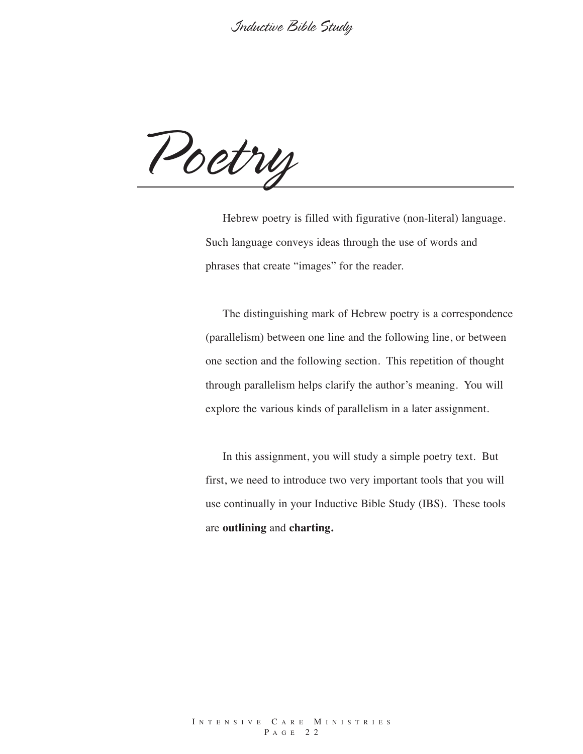# Poetry

Hebrew poetry is filled with figurative (non-literal) language. Such language conveys ideas through the use of words and phrases that create "images" for the reader.

The distinguishing mark of Hebrew poetry is a correspondence (parallelism) between one line and the following line, or between one section and the following section. This repetition of thought through parallelism helps clarify the author's meaning. You will explore the various kinds of parallelism in a later assignment.

In this assignment, you will study a simple poetry text. But first, we need to introduce two very important tools that you will use continually in your Inductive Bible Study (IBS). These tools are **outlining** and **charting.**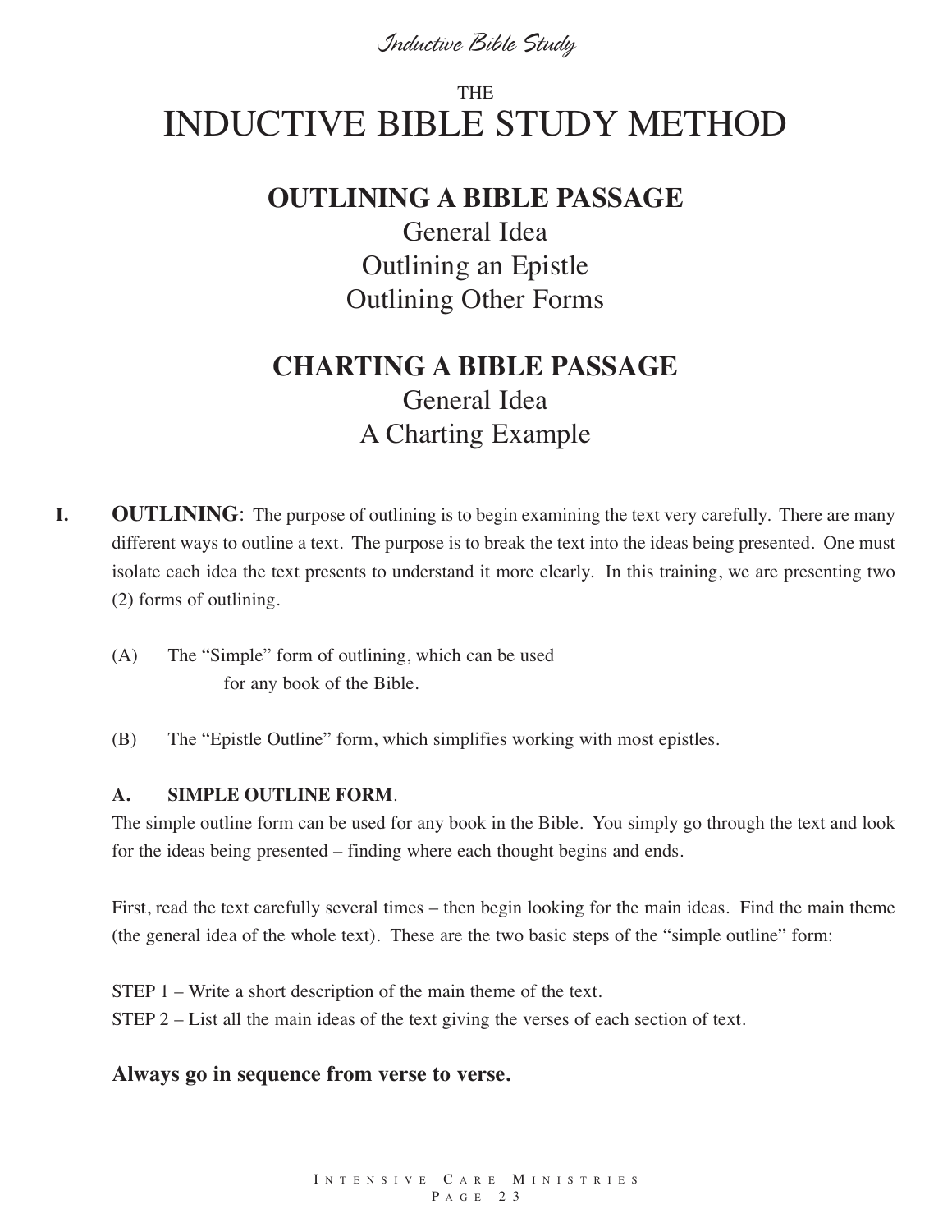THE

# INDUCTIVE BIBLE STUDY METHOD

## OUTLINING A BIBLE PASSAGE

General Idea

Outlining an Epistle

Outlining Other Forms

## CHARTING A BIBLE PASSAGE

General Idea

A Charting Example

**I. OUTLINING**: The purpose of outlining is to begin examining the text very carefully. There are many different ways to outline a text. The purpose is to break the text into the ideas being presented. One must isolate each idea the text presents to understand it more clearly. In this training, we are presenting two (2) forms of outlining.

(A) The "Simple" form of outlining, which can be used for any book of the Bible.

(B) The "Epistle Outline" form, which simplifies working with most epistles.

### A. SIMPLE OUTLINE FORM.

The simple outline form can be used for any book in the Bible. You simply go through the text and look for the ideas being presented – finding where each thought begins and ends.

First, read the text carefully several times – then begin looking for the main ideas. Find the main theme (the general idea of the whole text). These are the two basic steps of the "simple outline" form:

STEP 1 – Write a short description of the main theme of the text.

STEP 2 – List all the main ideas of the text giving the verses of each section of text.

**<u>Always</u> go in sequence from verse to verse.**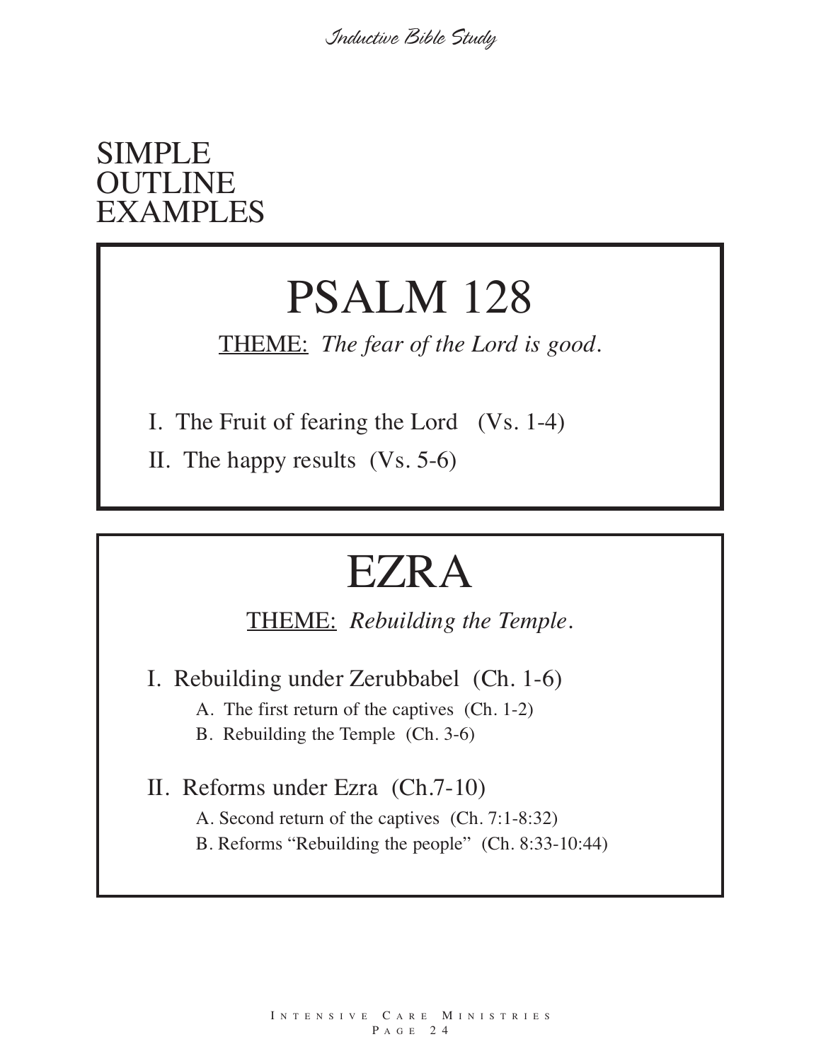# SIMPLE OUTLINE EXAMPLES

## PSALM 128

<u>THEME:</u> *The fear of the Lord is good.*

I. The Fruit of fearing the Lord (Vs. 1-4)

II. The happy results (Vs. 5-6)

## EZRA

<u>THEME:</u> *Rebuilding the Temple.*

I. Rebuilding under Zerubbabel (Ch. 1-6)

- A. The first return of the captives (Ch. 1-2)
- B. Rebuilding the Temple (Ch. 3-6)

II. Reforms under Ezra (Ch.7-10)

- A. Second return of the captives (Ch. 7:1-8:32)
- B. Reforms "Rebuilding the people" (Ch. 8:33-10:44)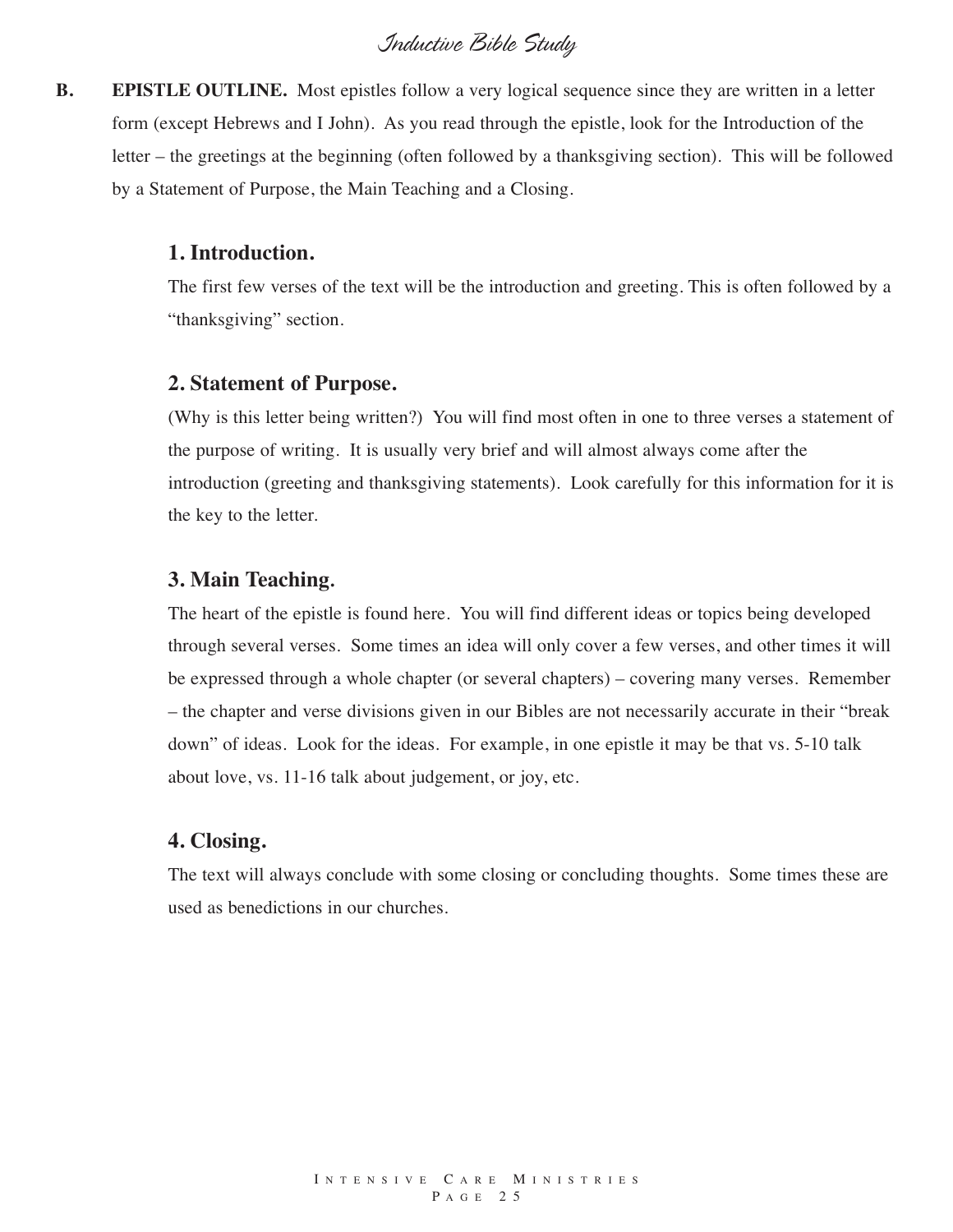**B.** **EPISTLE OUTLINE.** Most epistles follow a very logical sequence since they are written in a letter form (except Hebrews and I John). As you read through the epistle, look for the Introduction of the letter – the greetings at the beginning (often followed by a thanksgiving section). This will be followed by a Statement of Purpose, the Main Teaching and a Closing.

### 1. Introduction.

The first few verses of the text will be the introduction and greeting. This is often followed by a "thanksgiving" section.

### 2. Statement of Purpose.

(Why is this letter being written?) You will find most often in one to three verses a statement of the purpose of writing. It is usually very brief and will almost always come after the introduction (greeting and thanksgiving statements). Look carefully for this information for it is the key to the letter.

### 3. Main Teaching.

The heart of the epistle is found here. You will find different ideas or topics being developed through several verses. Some times an idea will only cover a few verses, and other times it will be expressed through a whole chapter (or several chapters) – covering many verses. Remember – the chapter and verse divisions given in our Bibles are not necessarily accurate in their "break down" of ideas. Look for the ideas. For example, in one epistle it may be that vs. 5-10 talk about love, vs. 11-16 talk about judgement, or joy, etc.

### 4. Closing.

The text will always conclude with some closing or concluding thoughts. Some times these are used as benedictions in our churches.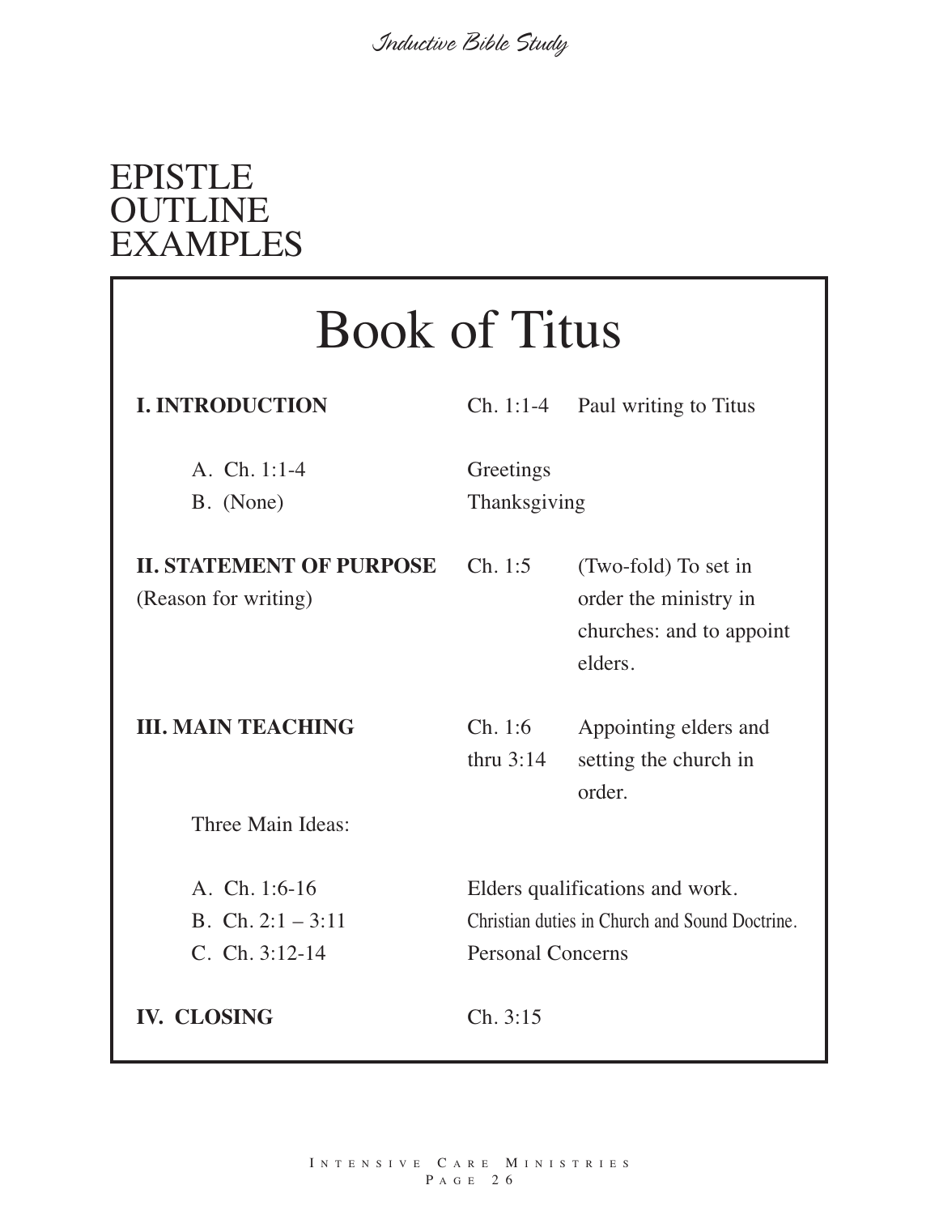# EPISTLE OUTLINE EXAMPLES

## Book of Titus

| | | |
|---|---|---|
| **I. INTRODUCTION** | Ch. 1:1-4 | Paul writing to Titus |
| A. Ch. 1:1-4 | Greetings | |
| B. (None) | Thanksgiving | |
| **II. STATEMENT OF PURPOSE** (Reason for writing) | Ch. 1:5 | (Two-fold) To set in order the ministry in churches: and to appoint elders. |
| **III. MAIN TEACHING** | Ch. 1:6 thru 3:14 | Appointing elders and setting the church in order. |
| Three Main Ideas: | | |
| A. Ch. 1:6-16 | Elders qualifications and work. | |
| B. Ch. 2:1 – 3:11 | Christian duties in Church and Sound Doctrine. | |
| C. Ch. 3:12-14 | Personal Concerns | |
| **IV. CLOSING** | Ch. 3:15 | |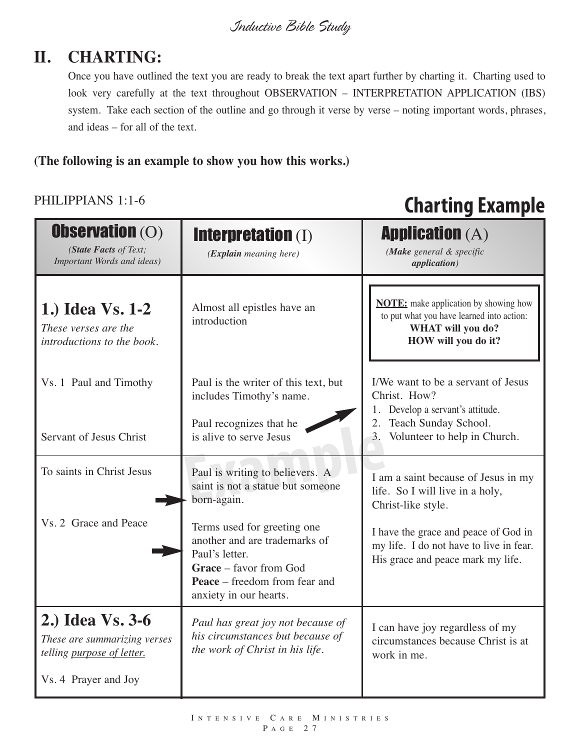## II. CHARTING:

Once you have outlined the text you are ready to break the text apart further by charting it. Charting used to look very carefully at the text throughout OBSERVATION – INTERPRETATION APPLICATION (IBS) system. Take each section of the outline and go through it verse by verse – noting important words, phrases, and ideas – for all of the text.

**(The following is an example to show you how this works.)**

PHILIPPIANS 1:1-6

# Charting Example

| **Observation** (O) *(**State Facts** of Text; Important Words and ideas)* | **Interpretation** (I) *(**Explain** meaning here)* | **Application** (A) *(**Make** general & specific **application**)* |
|---|---|---|
| **1.) Idea Vs. 1-2** *These verses are the introductions to the book.* | Almost all epistles have an introduction | **NOTE:** make application by showing how to put what you have learned into action: **WHAT will you do? HOW will you do it?** |
| Vs. 1 Paul and Timothy<br><br>Servant of Jesus Christ | Paul is the writer of this text, but includes Timothy's name.<br><br>Paul recognizes that he is alive to serve Jesus | I/We want to be a servant of Jesus Christ. How?<br>1. Develop a servant's attitude.<br>2. Teach Sunday School.<br>3. Volunteer to help in Church. |
| To saints in Christ Jesus<br><br>Vs. 2 Grace and Peace | Paul is writing to believers. A saint is not a statue but someone born-again.<br><br>Terms used for greeting one another and are trademarks of Paul's letter.<br>**Grace** – favor from God<br>**Peace** – freedom from fear and anxiety in our hearts. | I am a saint because of Jesus in my life. So I will live in a holy, Christ-like style.<br><br>I have the grace and peace of God in my life. I do not have to live in fear. His grace and peace mark my life. |
| **2.) Idea Vs. 3-6** *These are summarizing verses telling purpose of letter.*<br><br>Vs. 4 Prayer and Joy | *Paul has great joy not because of his circumstances but because of the work of Christ in his life.* | I can have joy regardless of my circumstances because Christ is at work in me. |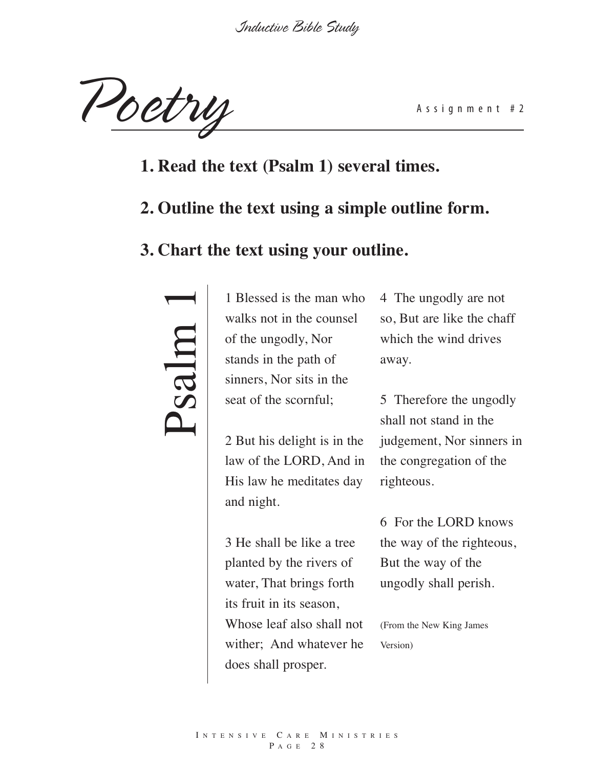# Poetry

Assignment #2

1. **Read the text (Psalm 1) several times.**

2. **Outline the text using a simple outline form.**

3. **Chart the text using your outline.**

## Psalm 1

1 Blessed is the man who walks not in the counsel of the ungodly, Nor stands in the path of sinners, Nor sits in the seat of the scornful;

2 But his delight is in the law of the LORD, And in His law he meditates day and night.

3 He shall be like a tree planted by the rivers of water, That brings forth its fruit in its season, Whose leaf also shall not wither; And whatever he does shall prosper.

4 The ungodly are not so, But are like the chaff which the wind drives away.

5 Therefore the ungodly shall not stand in the judgement, Nor sinners in the congregation of the righteous.

6 For the LORD knows the way of the righteous, But the way of the ungodly shall perish.

(From the New King James Version)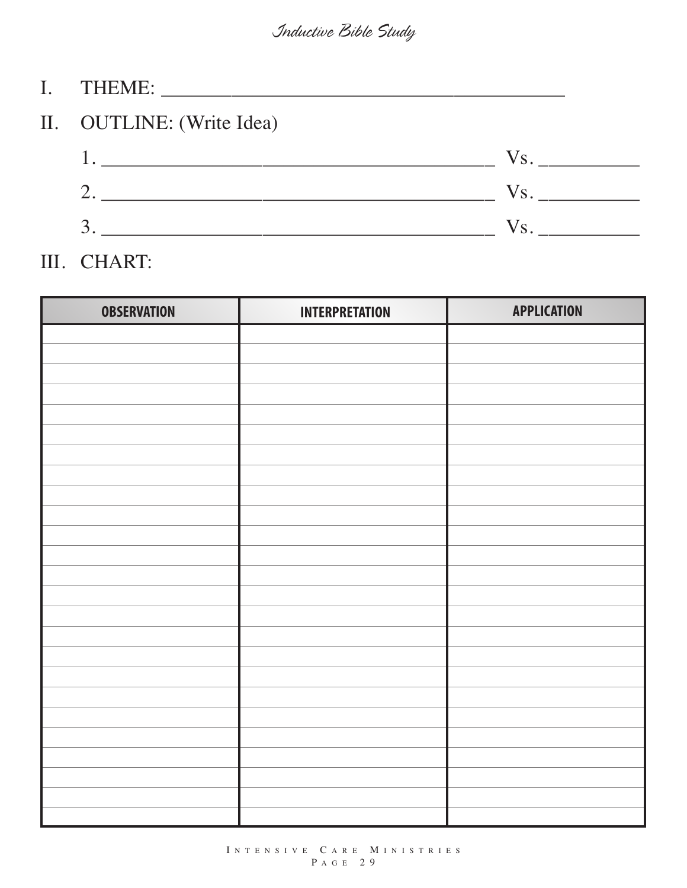I. THEME: ______________________________________

II. OUTLINE: (Write Idea)

1. ______________________________________ Vs. __________

2. ______________________________________ Vs. __________

3. ______________________________________ Vs. __________

III. CHART:

| OBSERVATION | INTERPRETATION | APPLICATION |
| --- | --- | --- |
| | | |
| | | |
| | | |
| | | |
| | | |
| | | |
| | | |
| | | |
| | | |
| | | |
| | | |
| | | |
| | | |
| | | |
| | | |
| | | |
| | | |
| | | |
| | | |
| | | |
| | | |
| | | |
| | | |
| | | |
| | | |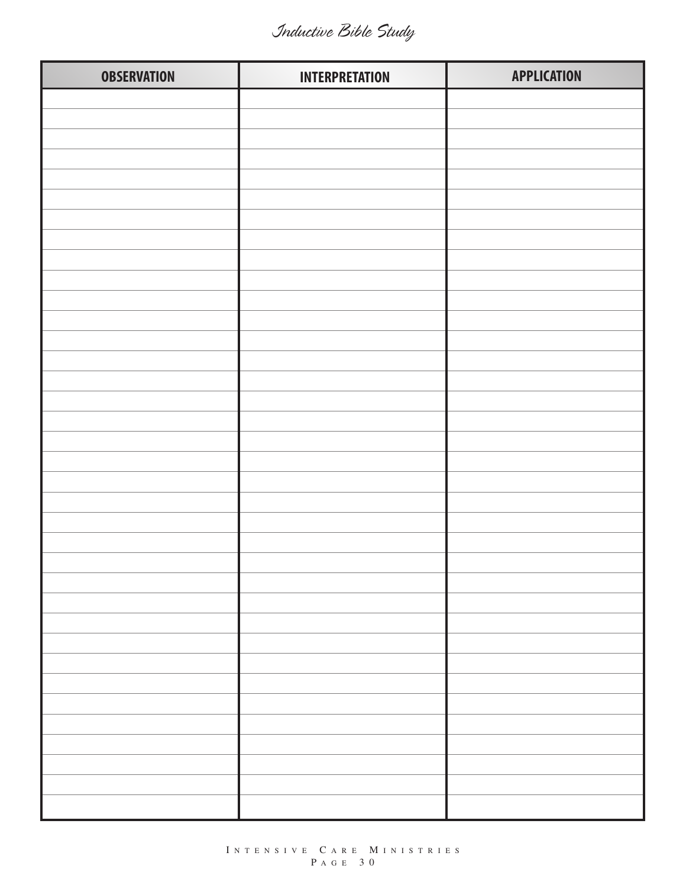| OBSERVATION | INTERPRETATION | APPLICATION |
| --- | --- | --- |
| | | |
| | | |
| | | |
| | | |
| | | |
| | | |
| | | |
| | | |
| | | |
| | | |
| | | |
| | | |
| | | |
| | | |
| | | |
| | | |
| | | |
| | | |
| | | |
| | | |
| | | |
| | | |
| | | |
| | | |
| | | |
| | | |
| | | |
| | | |
| | | |
| | | |
| | | |
| | | |
| | | |
| | | |
| | | |
| | | |
| | | |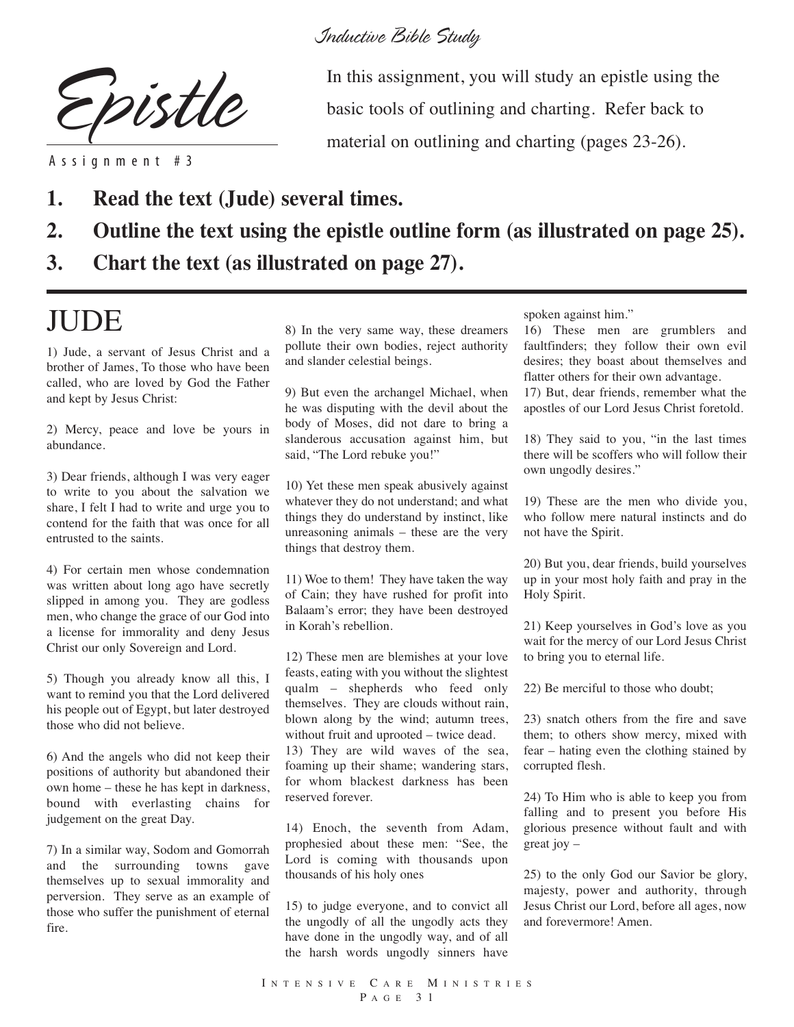# Epistle

Assignment #3

In this assignment, you will study an epistle using the basic tools of outlining and charting. Refer back to material on outlining and charting (pages 23-26).

1. **Read the text (Jude) several times.**
2. **Outline the text using the epistle outline form (as illustrated on page 25).**
3. **Chart the text (as illustrated on page 27).**

# JUDE

1) Jude, a servant of Jesus Christ and a brother of James, To those who have been called, who are loved by God the Father and kept by Jesus Christ:

2) Mercy, peace and love be yours in abundance.

3) Dear friends, although I was very eager to write to you about the salvation we share, I felt I had to write and urge you to contend for the faith that was once for all entrusted to the saints.

4) For certain men whose condemnation was written about long ago have secretly slipped in among you. They are godless men, who change the grace of our God into a license for immorality and deny Jesus Christ our only Sovereign and Lord.

5) Though you already know all this, I want to remind you that the Lord delivered his people out of Egypt, but later destroyed those who did not believe.

6) And the angels who did not keep their positions of authority but abandoned their own home – these he has kept in darkness, bound with everlasting chains for judgement on the great Day.

7) In a similar way, Sodom and Gomorrah and the surrounding towns gave themselves up to sexual immorality and perversion. They serve as an example of those who suffer the punishment of eternal fire.

8) In the very same way, these dreamers pollute their own bodies, reject authority and slander celestial beings.

9) But even the archangel Michael, when he was disputing with the devil about the body of Moses, did not dare to bring a slanderous accusation against him, but said, "The Lord rebuke you!"

10) Yet these men speak abusively against whatever they do not understand; and what things they do understand by instinct, like unreasoning animals – these are the very things that destroy them.

11) Woe to them! They have taken the way of Cain; they have rushed for profit into Balaam's error; they have been destroyed in Korah's rebellion.

12) These men are blemishes at your love feasts, eating with you without the slightest qualm – shepherds who feed only themselves. They are clouds without rain, blown along by the wind; autumn trees, without fruit and uprooted – twice dead.
13) They are wild waves of the sea, foaming up their shame; wandering stars, for whom blackest darkness has been reserved forever.

14) Enoch, the seventh from Adam, prophesied about these men: "See, the Lord is coming with thousands upon thousands of his holy ones

15) to judge everyone, and to convict all the ungodly of all the ungodly acts they have done in the ungodly way, and of all the harsh words ungodly sinners have spoken against him."
16) These men are grumblers and faultfinders; they follow their own evil desires; they boast about themselves and flatter others for their own advantage.
17) But, dear friends, remember what the apostles of our Lord Jesus Christ foretold.

18) They said to you, "in the last times there will be scoffers who will follow their own ungodly desires."

19) These are the men who divide you, who follow mere natural instincts and do not have the Spirit.

20) But you, dear friends, build yourselves up in your most holy faith and pray in the Holy Spirit.

21) Keep yourselves in God's love as you wait for the mercy of our Lord Jesus Christ to bring you to eternal life.

22) Be merciful to those who doubt;

23) snatch others from the fire and save them; to others show mercy, mixed with fear – hating even the clothing stained by corrupted flesh.

24) To Him who is able to keep you from falling and to present you before His glorious presence without fault and with great joy –

25) to the only God our Savior be glory, majesty, power and authority, through Jesus Christ our Lord, before all ages, now and forevermore! Amen.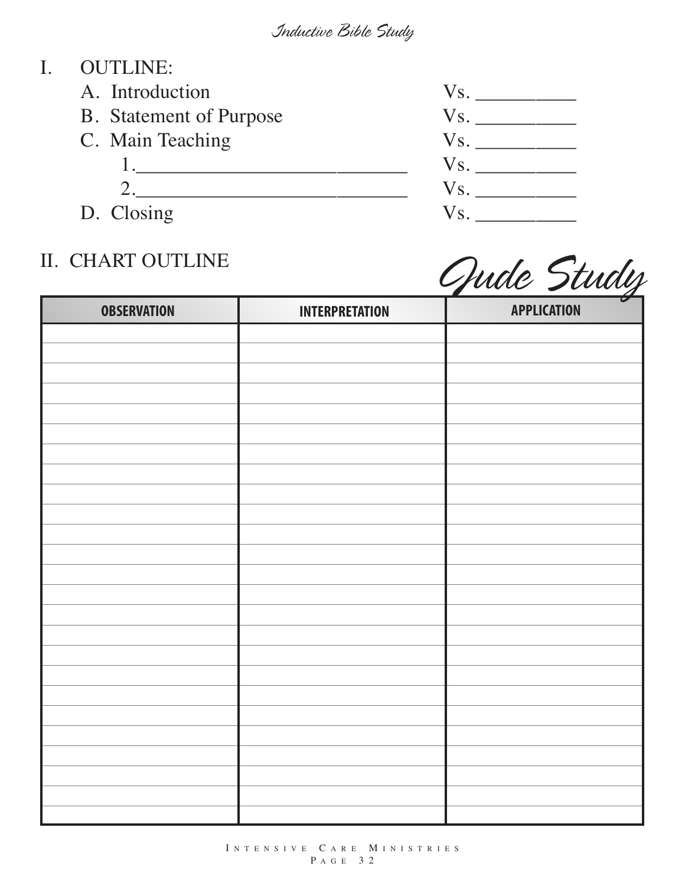I. OUTLINE:

A. Introduction Vs. __________

B. Statement of Purpose Vs. __________

C. Main Teaching Vs. __________

1.____________________________ Vs. __________

2.____________________________ Vs. __________

D. Closing Vs. __________

II. CHART OUTLINE

*Jude Study*

| OBSERVATION | INTERPRETATION | APPLICATION |
|---|---|---|
| | | |
| | | |
| | | |
| | | |
| | | |
| | | |
| | | |
| | | |
| | | |
| | | |
| | | |
| | | |
| | | |
| | | |
| | | |
| | | |
| | | |
| | | |
| | | |
| | | |
| | | |
| | | |
| | | |
| | | |
| | | |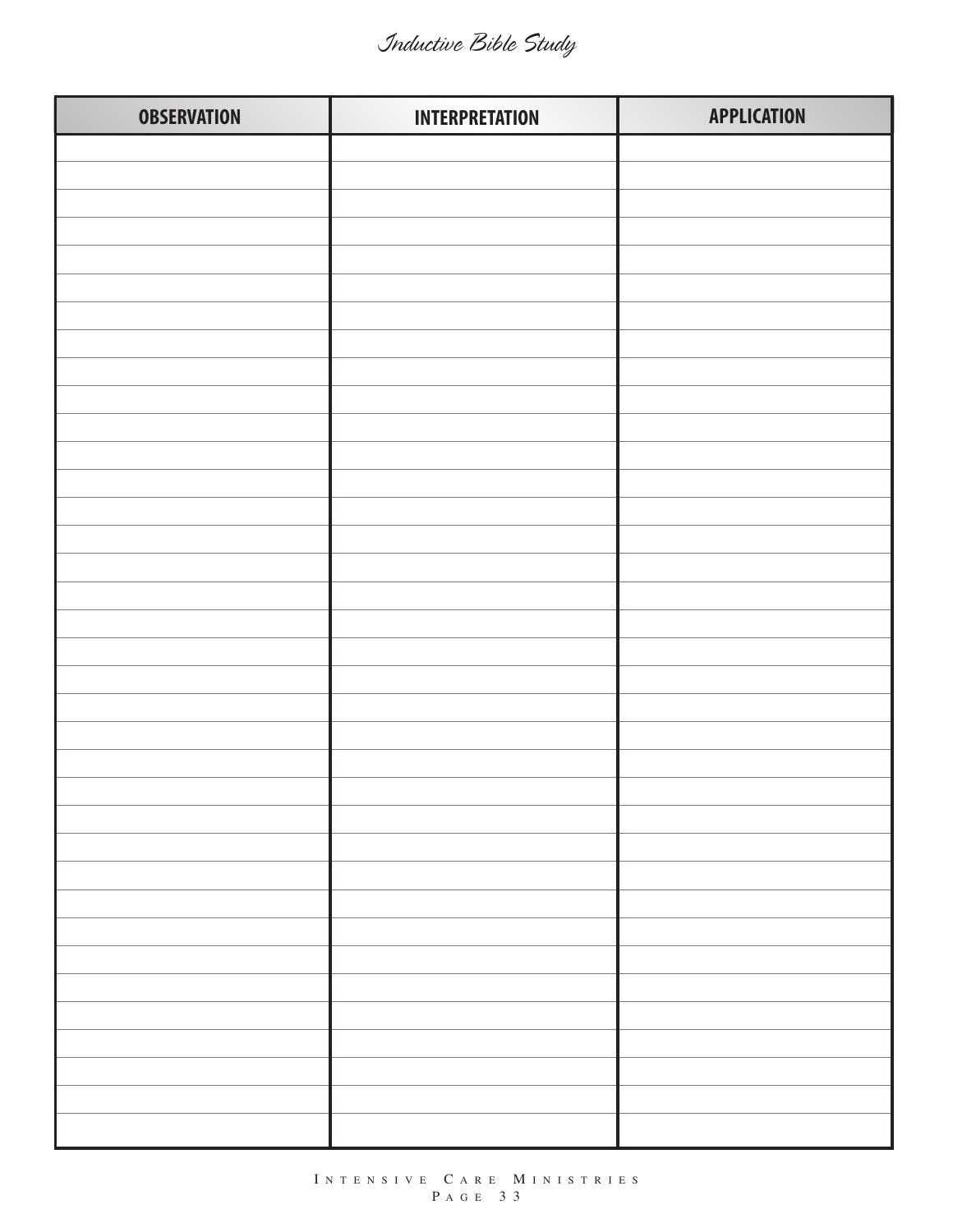Inductive Bible Study

| OBSERVATION | INTERPRETATION | APPLICATION |
|---|---|---|
| | | |
| | | |
| | | |
| | | |
| | | |
| | | |
| | | |
| | | |
| | | |
| | | |
| | | |
| | | |
| | | |
| | | |
| | | |
| | | |
| | | |
| | | |
| | | |
| | | |
| | | |
| | | |
| | | |
| | | |
| | | |
| | | |
| | | |
| | | |
| | | |
| | | |
| | | |
| | | |
| | | |
| | | |
| | | |
| | | |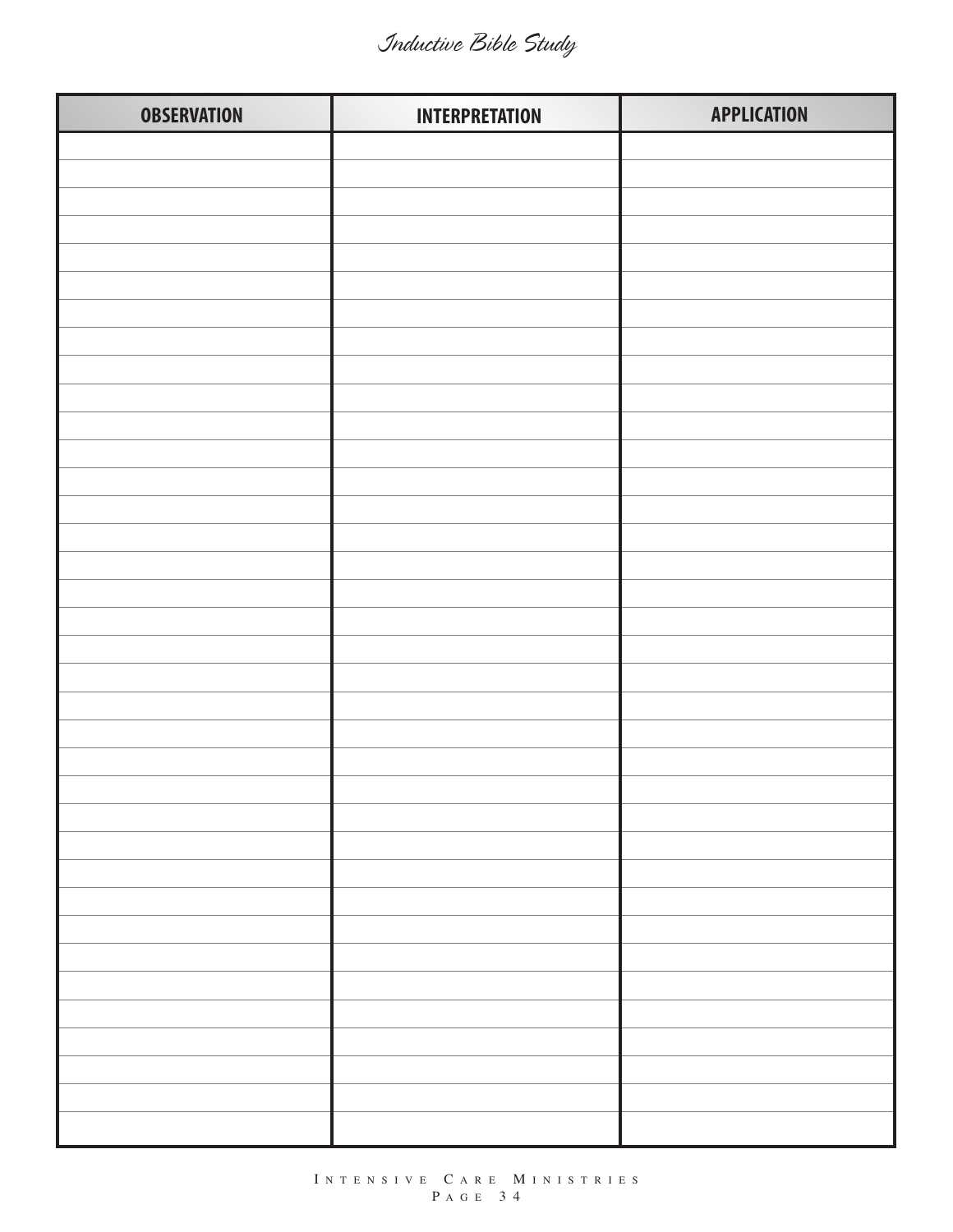| OBSERVATION | INTERPRETATION | APPLICATION |
|---|---|---|
| | | |
| | | |
| | | |
| | | |
| | | |
| | | |
| | | |
| | | |
| | | |
| | | |
| | | |
| | | |
| | | |
| | | |
| | | |
| | | |
| | | |
| | | |
| | | |
| | | |
| | | |
| | | |
| | | |
| | | |
| | | |
| | | |
| | | |
| | | |
| | | |
| | | |
| | | |
| | | |
| | | |
| | | |
| | | |
| | | |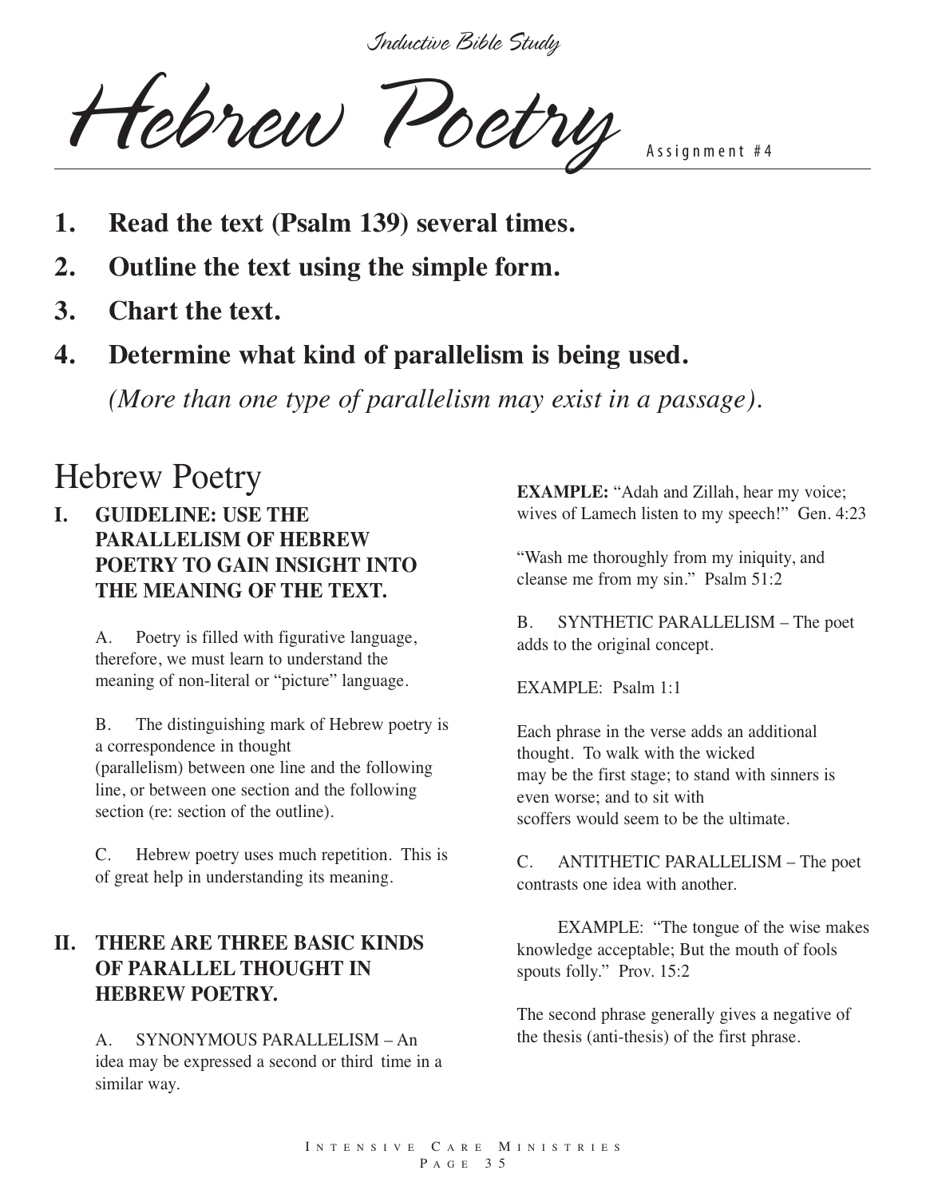*Inductive Bible Study*

# Hebrew Poetry

Assignment #4

1. **Read the text (Psalm 139) several times.**
2. **Outline the text using the simple form.**
3. **Chart the text.**
4. **Determine what kind of parallelism is being used.**

   *(More than one type of parallelism may exist in a passage).*

## Hebrew Poetry

**I. GUIDELINE: USE THE PARALLELISM OF HEBREW POETRY TO GAIN INSIGHT INTO THE MEANING OF THE TEXT.**

A. Poetry is filled with figurative language, therefore, we must learn to understand the meaning of non-literal or "picture" language.

B. The distinguishing mark of Hebrew poetry is a correspondence in thought (parallelism) between one line and the following line, or between one section and the following section (re: section of the outline).

C. Hebrew poetry uses much repetition. This is of great help in understanding its meaning.

**II. THERE ARE THREE BASIC KINDS OF PARALLEL THOUGHT IN HEBREW POETRY.**

A. SYNONYMOUS PARALLELISM – An idea may be expressed a second or third time in a similar way.

**EXAMPLE:** "Adah and Zillah, hear my voice; wives of Lamech listen to my speech!" Gen. 4:23

"Wash me thoroughly from my iniquity, and cleanse me from my sin." Psalm 51:2

B. SYNTHETIC PARALLELISM – The poet adds to the original concept.

EXAMPLE: Psalm 1:1

Each phrase in the verse adds an additional thought. To walk with the wicked may be the first stage; to stand with sinners is even worse; and to sit with scoffers would seem to be the ultimate.

C. ANTITHETIC PARALLELISM – The poet contrasts one idea with another.

EXAMPLE: "The tongue of the wise makes knowledge acceptable; But the mouth of fools spouts folly." Prov. 15:2

The second phrase generally gives a negative of the thesis (anti-thesis) of the first phrase.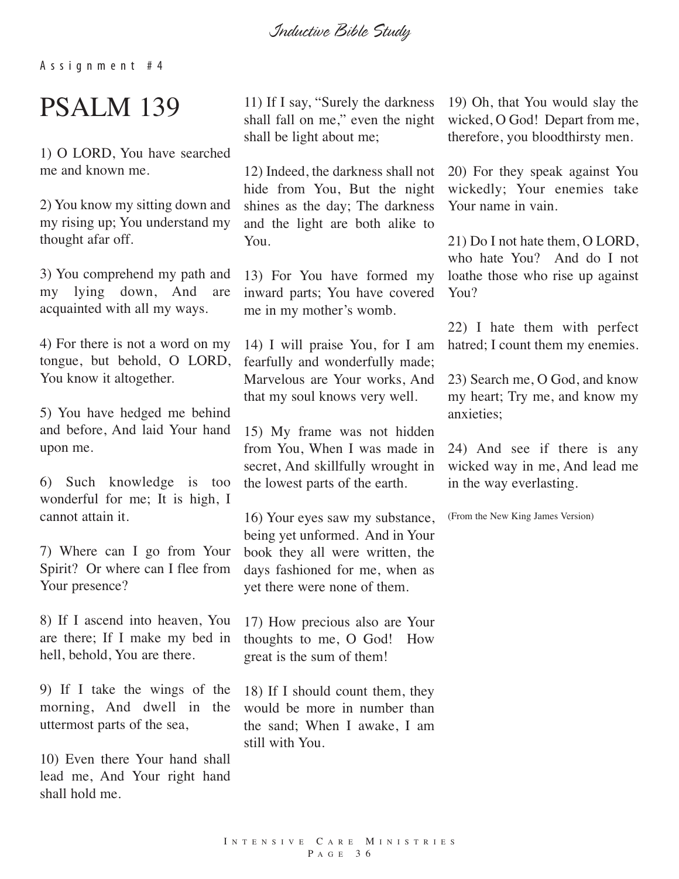Assignment #4

# PSALM 139

1) O LORD, You have searched me and known me.

2) You know my sitting down and my rising up; You understand my thought afar off.

3) You comprehend my path and my lying down, And are acquainted with all my ways.

4) For there is not a word on my tongue, but behold, O LORD, You know it altogether.

5) You have hedged me behind and before, And laid Your hand upon me.

6) Such knowledge is too wonderful for me; It is high, I cannot attain it.

7) Where can I go from Your Spirit? Or where can I flee from Your presence?

8) If I ascend into heaven, You are there; If I make my bed in hell, behold, You are there.

9) If I take the wings of the morning, And dwell in the uttermost parts of the sea,

10) Even there Your hand shall lead me, And Your right hand shall hold me.

11) If I say, "Surely the darkness shall fall on me," even the night shall be light about me;

12) Indeed, the darkness shall not hide from You, But the night shines as the day; The darkness and the light are both alike to You.

13) For You have formed my inward parts; You have covered me in my mother's womb.

14) I will praise You, for I am fearfully and wonderfully made; Marvelous are Your works, And that my soul knows very well.

15) My frame was not hidden from You, When I was made in secret, And skillfully wrought in the lowest parts of the earth.

16) Your eyes saw my substance, being yet unformed. And in Your book they all were written, the days fashioned for me, when as yet there were none of them.

17) How precious also are Your thoughts to me, O God! How great is the sum of them!

18) If I should count them, they would be more in number than the sand; When I awake, I am still with You.

19) Oh, that You would slay the wicked, O God! Depart from me, therefore, you bloodthirsty men.

20) For they speak against You wickedly; Your enemies take Your name in vain.

21) Do I not hate them, O LORD, who hate You? And do I not loathe those who rise up against You?

22) I hate them with perfect hatred; I count them my enemies.

23) Search me, O God, and know my heart; Try me, and know my anxieties;

24) And see if there is any wicked way in me, And lead me in the way everlasting.

(From the New King James Version)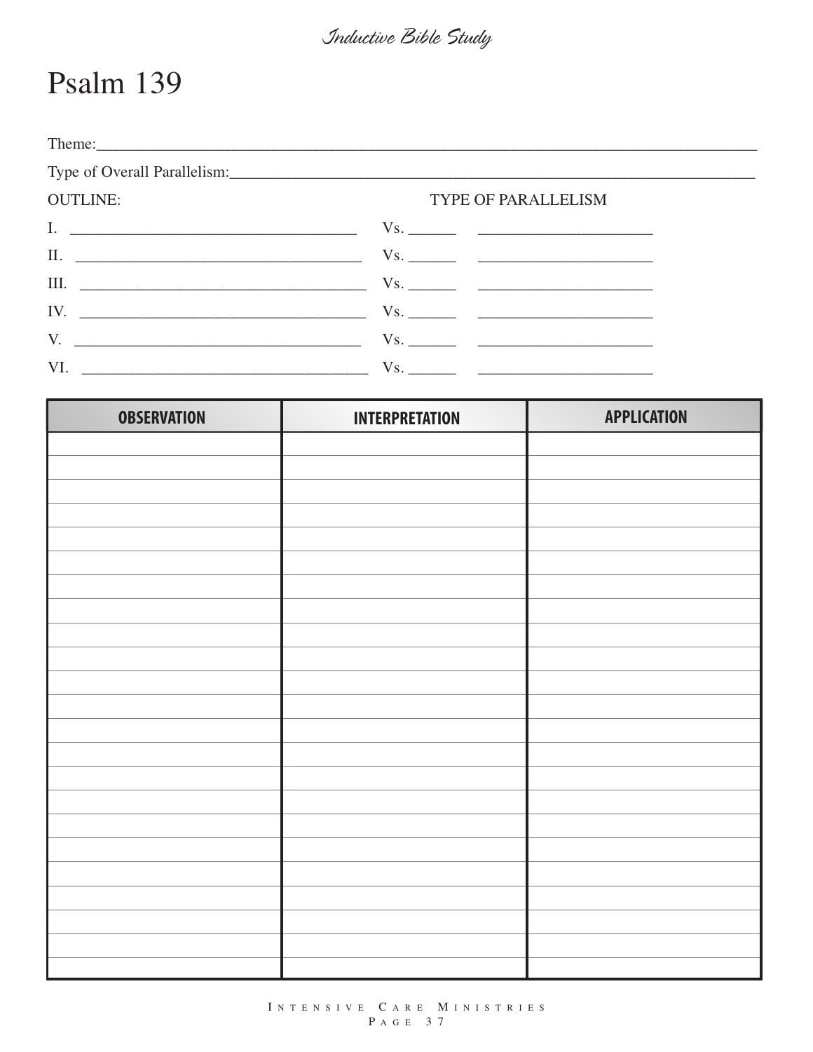# Psalm 139

Theme:\_\_\_\_\_\_\_\_\_\_\_\_\_\_\_\_\_\_\_\_\_\_\_\_\_\_\_\_\_\_\_\_\_\_\_\_\_\_\_\_\_\_\_\_\_\_\_\_\_\_\_\_\_\_\_\_\_\_\_\_\_\_\_\_\_\_\_\_\_\_\_\_\_\_\_\_\_\_

Type of Overall Parallelism:\_\_\_\_\_\_\_\_\_\_\_\_\_\_\_\_\_\_\_\_\_\_\_\_\_\_\_\_\_\_\_\_\_\_\_\_\_\_\_\_\_\_\_\_\_\_\_\_\_\_\_\_\_\_\_\_\_\_\_\_\_\_\_\_

| OUTLINE: | | TYPE OF PARALLELISM |
|---|---|---|
| I. \_\_\_\_\_\_\_\_\_\_\_\_\_\_\_\_\_\_\_\_\_\_\_\_\_\_\_\_\_\_\_\_ | Vs. \_\_\_\_\_\_ | \_\_\_\_\_\_\_\_\_\_\_\_\_\_\_\_\_\_\_\_ |
| II. \_\_\_\_\_\_\_\_\_\_\_\_\_\_\_\_\_\_\_\_\_\_\_\_\_\_\_\_\_\_\_\_ | Vs. \_\_\_\_\_\_ | \_\_\_\_\_\_\_\_\_\_\_\_\_\_\_\_\_\_\_\_ |
| III. \_\_\_\_\_\_\_\_\_\_\_\_\_\_\_\_\_\_\_\_\_\_\_\_\_\_\_\_\_\_\_\_ | Vs. \_\_\_\_\_\_ | \_\_\_\_\_\_\_\_\_\_\_\_\_\_\_\_\_\_\_\_ |
| IV. \_\_\_\_\_\_\_\_\_\_\_\_\_\_\_\_\_\_\_\_\_\_\_\_\_\_\_\_\_\_\_\_ | Vs. \_\_\_\_\_\_ | \_\_\_\_\_\_\_\_\_\_\_\_\_\_\_\_\_\_\_\_ |
| V. \_\_\_\_\_\_\_\_\_\_\_\_\_\_\_\_\_\_\_\_\_\_\_\_\_\_\_\_\_\_\_\_ | Vs. \_\_\_\_\_\_ | \_\_\_\_\_\_\_\_\_\_\_\_\_\_\_\_\_\_\_\_ |
| VI. \_\_\_\_\_\_\_\_\_\_\_\_\_\_\_\_\_\_\_\_\_\_\_\_\_\_\_\_\_\_\_\_ | Vs. \_\_\_\_\_\_ | \_\_\_\_\_\_\_\_\_\_\_\_\_\_\_\_\_\_\_\_ |

| OBSERVATION | INTERPRETATION | APPLICATION |
|---|---|---|
| | | |
| | | |
| | | |
| | | |
| | | |
| | | |
| | | |
| | | |
| | | |
| | | |
| | | |
| | | |
| | | |
| | | |
| | | |
| | | |
| | | |
| | | |
| | | |
| | | |
| | | |
| | | |
| | | |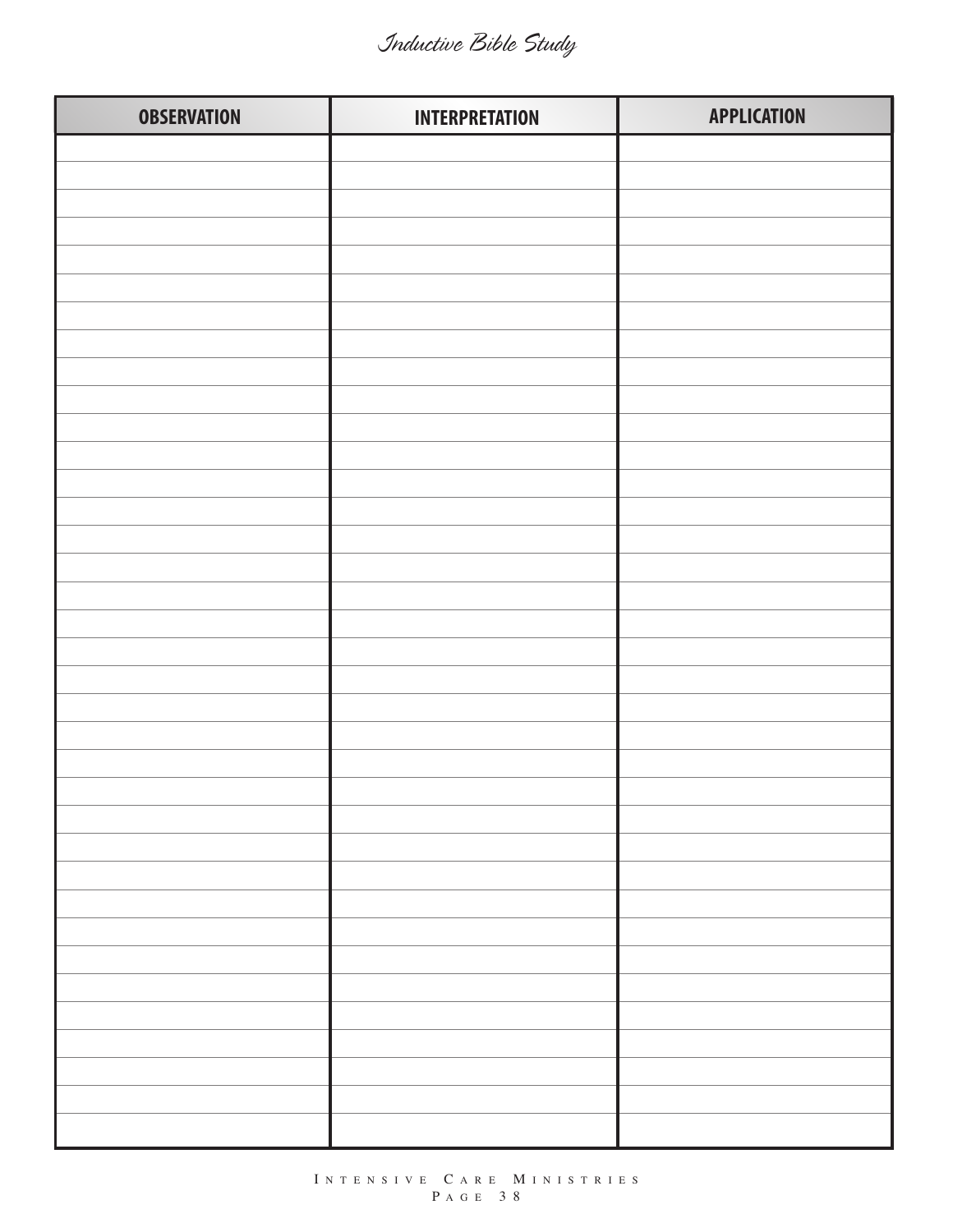| OBSERVATION | INTERPRETATION | APPLICATION |
|---|---|---|
| | | |
| | | |
| | | |
| | | |
| | | |
| | | |
| | | |
| | | |
| | | |
| | | |
| | | |
| | | |
| | | |
| | | |
| | | |
| | | |
| | | |
| | | |
| | | |
| | | |
| | | |
| | | |
| | | |
| | | |
| | | |
| | | |
| | | |
| | | |
| | | |
| | | |
| | | |
| | | |
| | | |
| | | |
| | | |
| | | |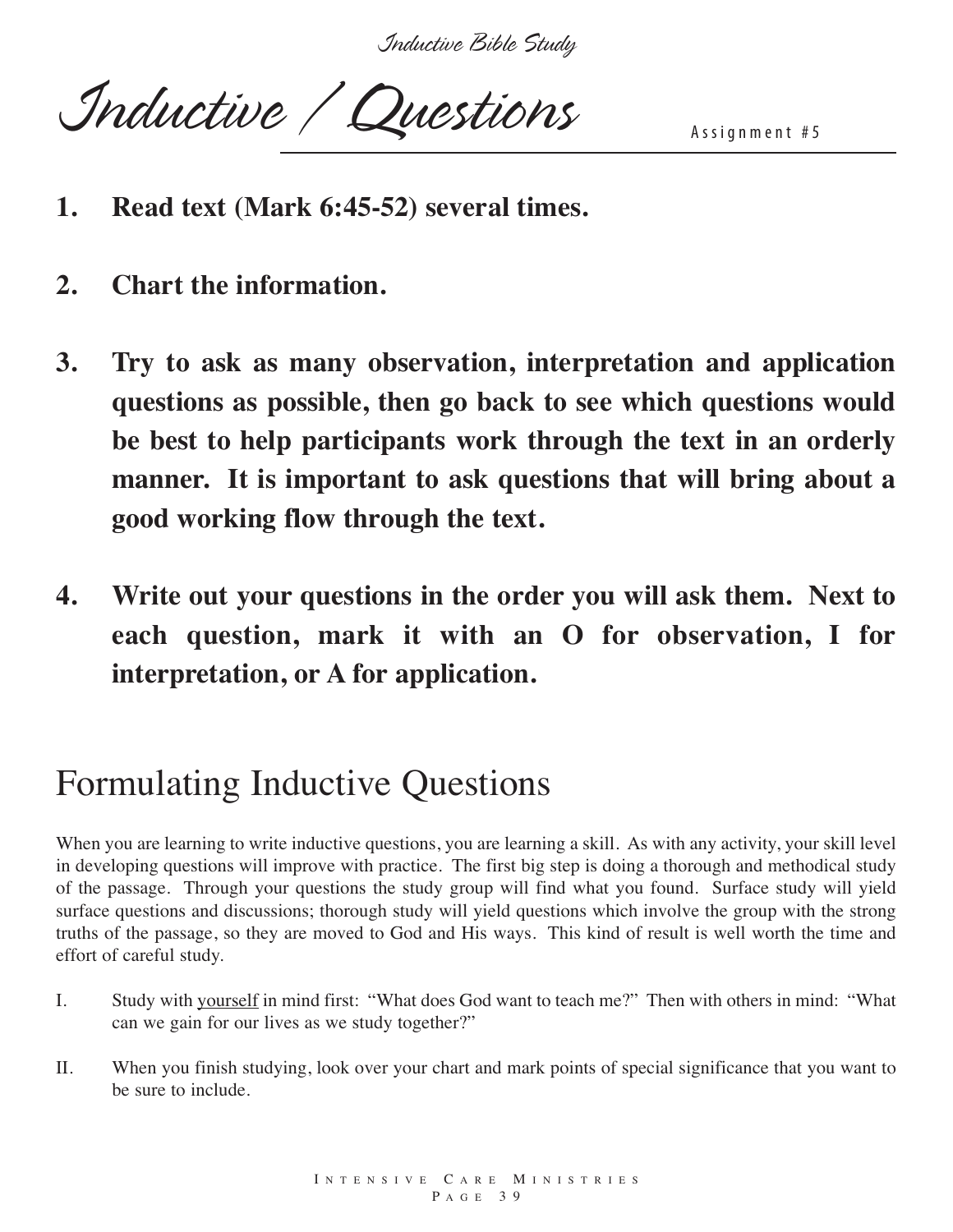# Inductive / Questions

Assignment #5

1. **Read text (Mark 6:45-52) several times.**

2. **Chart the information.**

3. **Try to ask as many observation, interpretation and application questions as possible, then go back to see which questions would be best to help participants work through the text in an orderly manner. It is important to ask questions that will bring about a good working flow through the text.**

4. **Write out your questions in the order you will ask them. Next to each question, mark it with an O for observation, I for interpretation, or A for application.**

## Formulating Inductive Questions

When you are learning to write inductive questions, you are learning a skill. As with any activity, your skill level in developing questions will improve with practice. The first big step is doing a thorough and methodical study of the passage. Through your questions the study group will find what you found. Surface study will yield surface questions and discussions; thorough study will yield questions which involve the group with the strong truths of the passage, so they are moved to God and His ways. This kind of result is well worth the time and effort of careful study.

I. Study with yourself in mind first: "What does God want to teach me?" Then with others in mind: "What can we gain for our lives as we study together?"

II. When you finish studying, look over your chart and mark points of special significance that you want to be sure to include.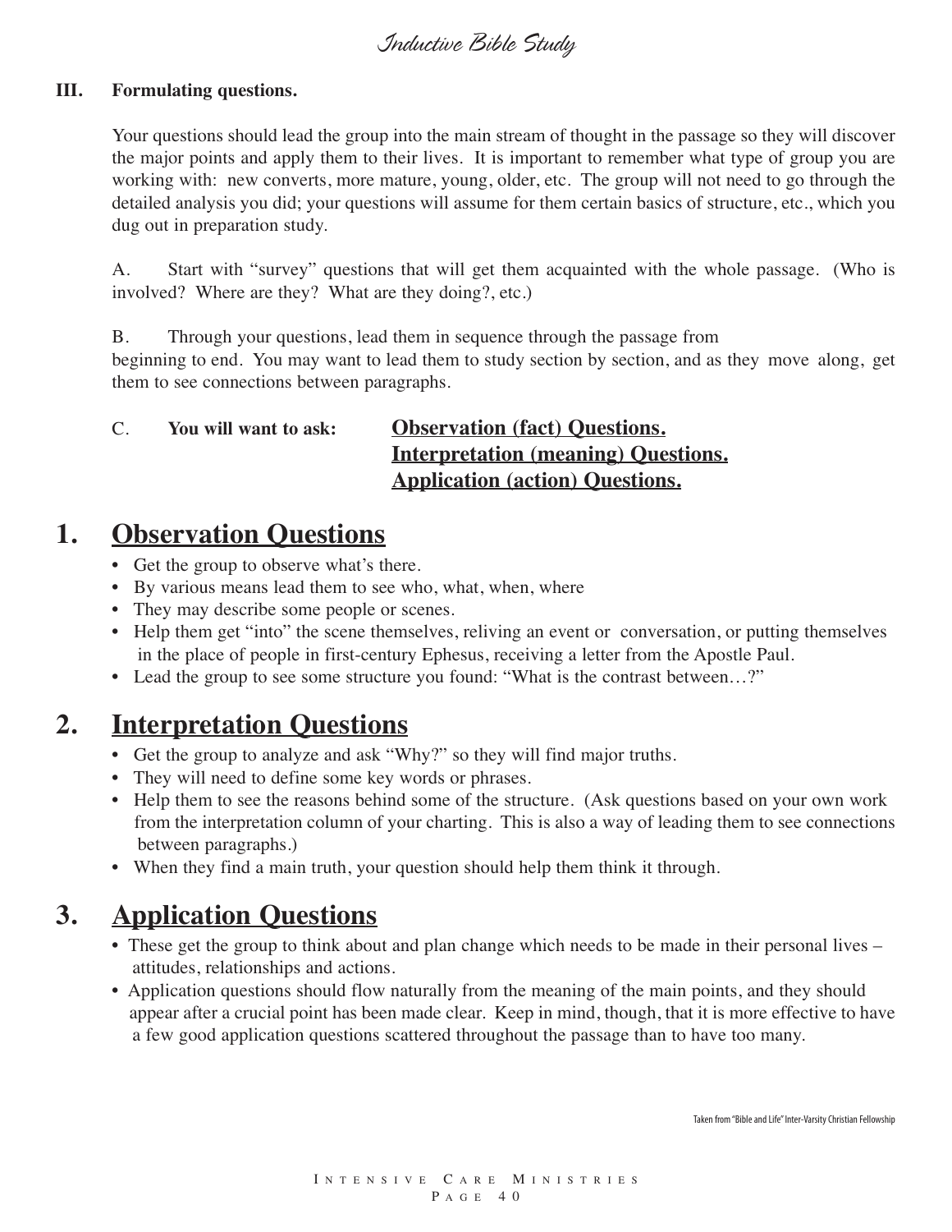**III. Formulating questions.**

Your questions should lead the group into the main stream of thought in the passage so they will discover the major points and apply them to their lives. It is important to remember what type of group you are working with: new converts, more mature, young, older, etc. The group will not need to go through the detailed analysis you did; your questions will assume for them certain basics of structure, etc., which you dug out in preparation study.

A. Start with "survey" questions that will get them acquainted with the whole passage. (Who is involved? Where are they? What are they doing?, etc.)

B. Through your questions, lead them in sequence through the passage from beginning to end. You may want to lead them to study section by section, and as they move along, get them to see connections between paragraphs.

C. **You will want to ask:** **Observation (fact) Questions.**
**Interpretation (meaning) Questions.**
**Application (action) Questions.**

## 1. Observation Questions

- Get the group to observe what's there.
- By various means lead them to see who, what, when, where
- They may describe some people or scenes.
- Help them get "into" the scene themselves, reliving an event or conversation, or putting themselves in the place of people in first-century Ephesus, receiving a letter from the Apostle Paul.
- Lead the group to see some structure you found: "What is the contrast between…?"

## 2. Interpretation Questions

- Get the group to analyze and ask "Why?" so they will find major truths.
- They will need to define some key words or phrases.
- Help them to see the reasons behind some of the structure. (Ask questions based on your own work from the interpretation column of your charting. This is also a way of leading them to see connections between paragraphs.)
- When they find a main truth, your question should help them think it through.

## 3. Application Questions

- These get the group to think about and plan change which needs to be made in their personal lives – attitudes, relationships and actions.
- Application questions should flow naturally from the meaning of the main points, and they should appear after a crucial point has been made clear. Keep in mind, though, that it is more effective to have a few good application questions scattered throughout the passage than to have too many.

Taken from "Bible and Life" Inter-Varsity Christian Fellowship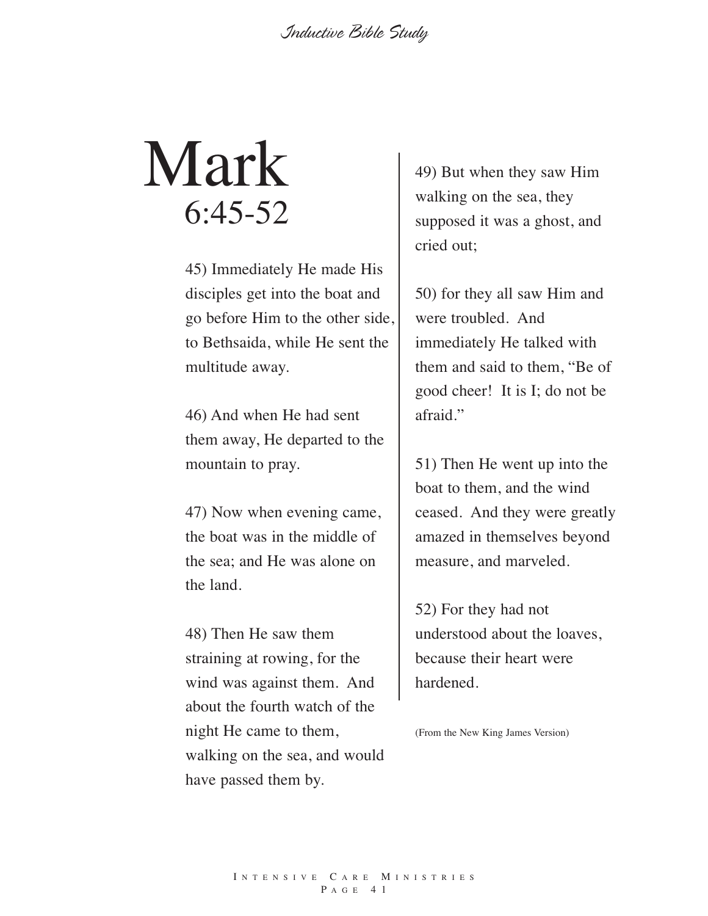# Mark
## 6:45-52

45) Immediately He made His disciples get into the boat and go before Him to the other side, to Bethsaida, while He sent the multitude away.

46) And when He had sent them away, He departed to the mountain to pray.

47) Now when evening came, the boat was in the middle of the sea; and He was alone on the land.

48) Then He saw them straining at rowing, for the wind was against them. And about the fourth watch of the night He came to them, walking on the sea, and would have passed them by.

49) But when they saw Him walking on the sea, they supposed it was a ghost, and cried out;

50) for they all saw Him and were troubled. And immediately He talked with them and said to them, "Be of good cheer! It is I; do not be afraid."

51) Then He went up into the boat to them, and the wind ceased. And they were greatly amazed in themselves beyond measure, and marveled.

52) For they had not understood about the loaves, because their heart were hardened.

(From the New King James Version)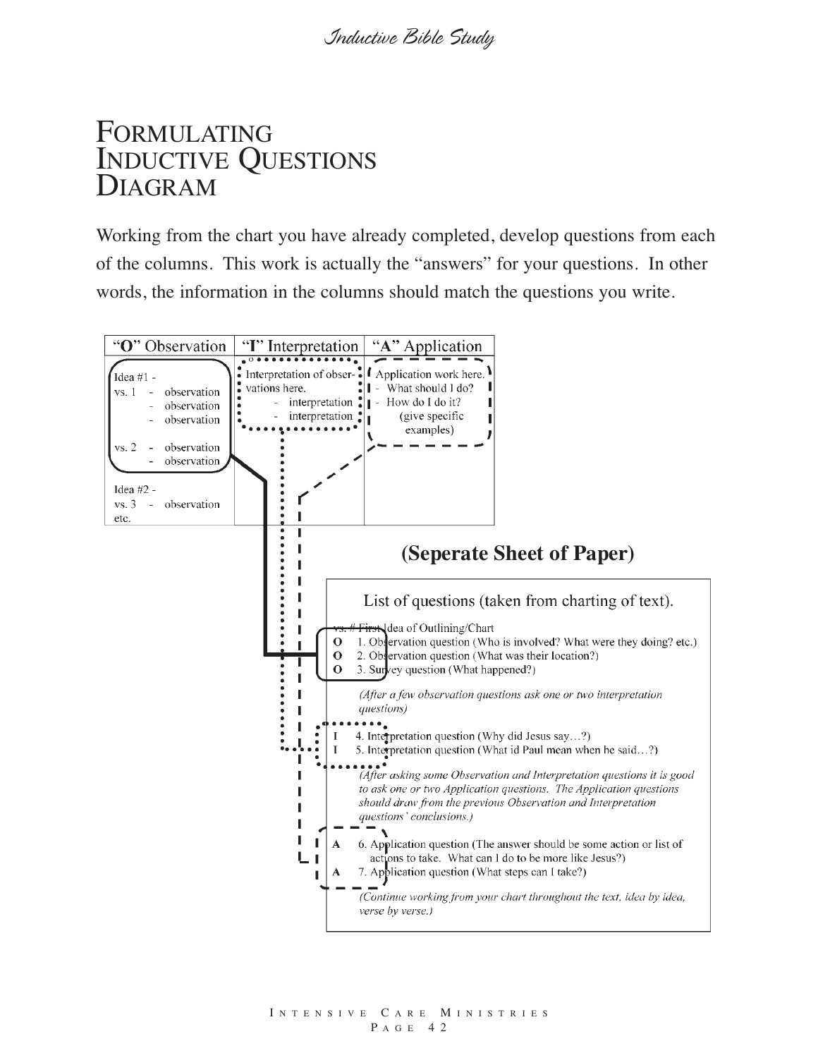# Formulating Inductive Questions Diagram

Working from the chart you have already completed, develop questions from each of the columns. This work is actually the "answers" for your questions. In other words, the information in the columns should match the questions you write.

| "O" Observation | "I" Interpretation | "A" Application |
|---|---|---|
| Idea #1 - <br> vs. 1 - observation <br> - observation <br> - observation <br><br> vs. 2 - observation <br> - observation <br><br> Idea #2 - <br> vs. 3 - observation <br> etc. | Interpretation of observations here. <br> - interpretation <br> - interpretation | Application work here. <br> - What should I do? <br> - How do I do it? <br> (give specific examples) |

**(Seperate Sheet of Paper)**

List of questions (taken from charting of text).

~~vs. # First~~ Idea of Outlining/Chart

**O** 1. Observation question (Who is involved? What were they doing? etc.)
**O** 2. Observation question (What was their location?)
**O** 3. Survey question (What happened?)

*(After a few observation questions ask one or two interpretation questions)*

I 4. Interpretation question (Why did Jesus say…?)
I 5. Interpretation question (What id Paul mean when he said…?)

*(After asking some Observation and Interpretation questions it is good to ask one or two Application questions. The Application questions should draw from the previous Observation and Interpretation questions' conclusions.)*

**A** 6. Application question (The answer should be some action or list of actions to take. What can I do to be more like Jesus?)
**A** 7. Application question (What steps can I take?)

*(Continue working from your chart throughout the text, idea by idea, verse by verse.)*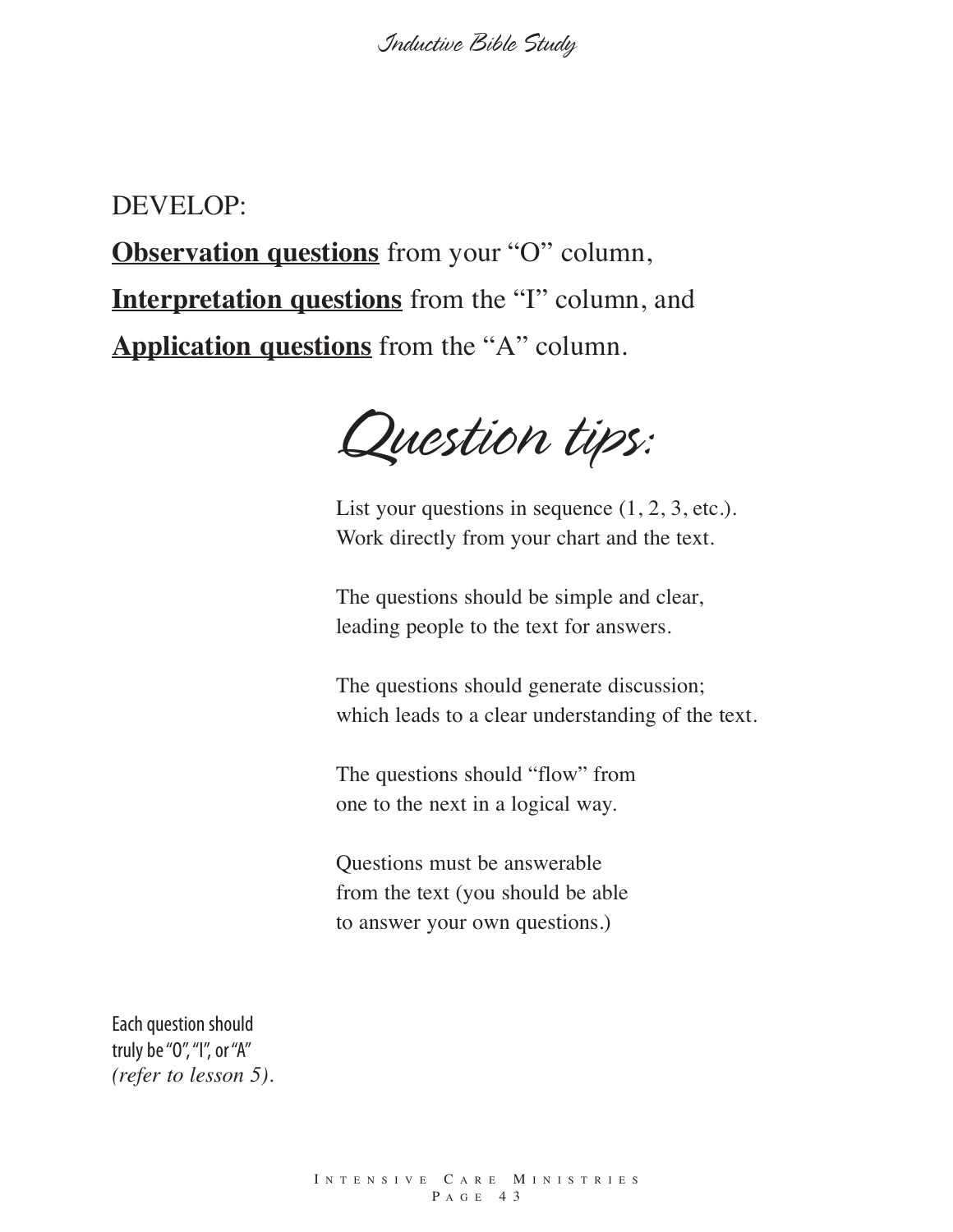DEVELOP:

**Observation questions** from your "O" column,

**Interpretation questions** from the "I" column, and

**Application questions** from the "A" column.

## Question tips:

List your questions in sequence (1, 2, 3, etc.).
Work directly from your chart and the text.

The questions should be simple and clear, leading people to the text for answers.

The questions should generate discussion; which leads to a clear understanding of the text.

The questions should "flow" from one to the next in a logical way.

Questions must be answerable from the text (you should be able to answer your own questions.)

Each question should truly be "O", "I", or "A" *(refer to lesson 5).*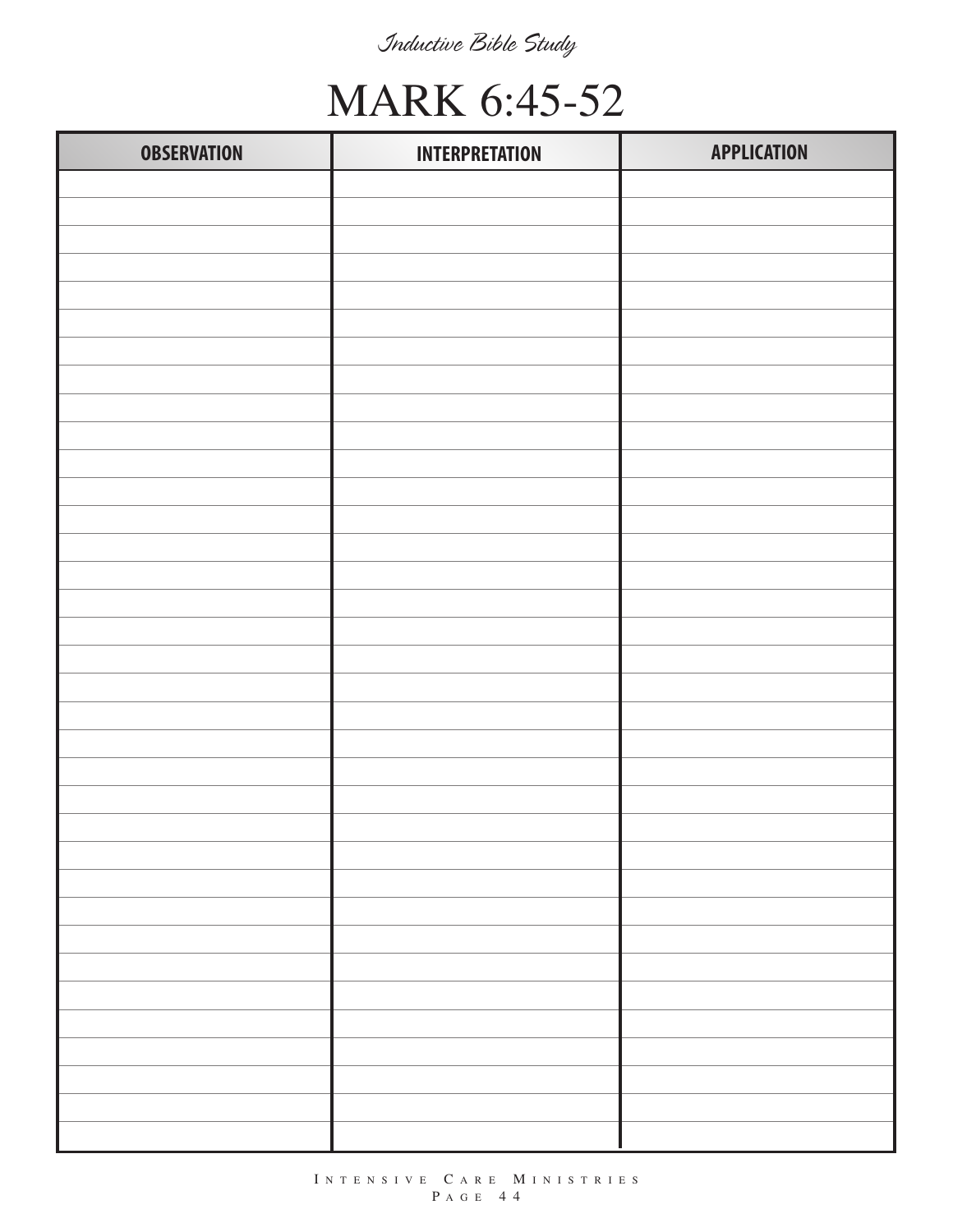*Inductive Bible Study*

# MARK 6:45-52

| OBSERVATION | INTERPRETATION | APPLICATION |
|---|---|---|
| | | |
| | | |
| | | |
| | | |
| | | |
| | | |
| | | |
| | | |
| | | |
| | | |
| | | |
| | | |
| | | |
| | | |
| | | |
| | | |
| | | |
| | | |
| | | |
| | | |
| | | |
| | | |
| | | |
| | | |
| | | |
| | | |
| | | |
| | | |
| | | |
| | | |
| | | |
| | | |
| | | |
| | | |
| | | |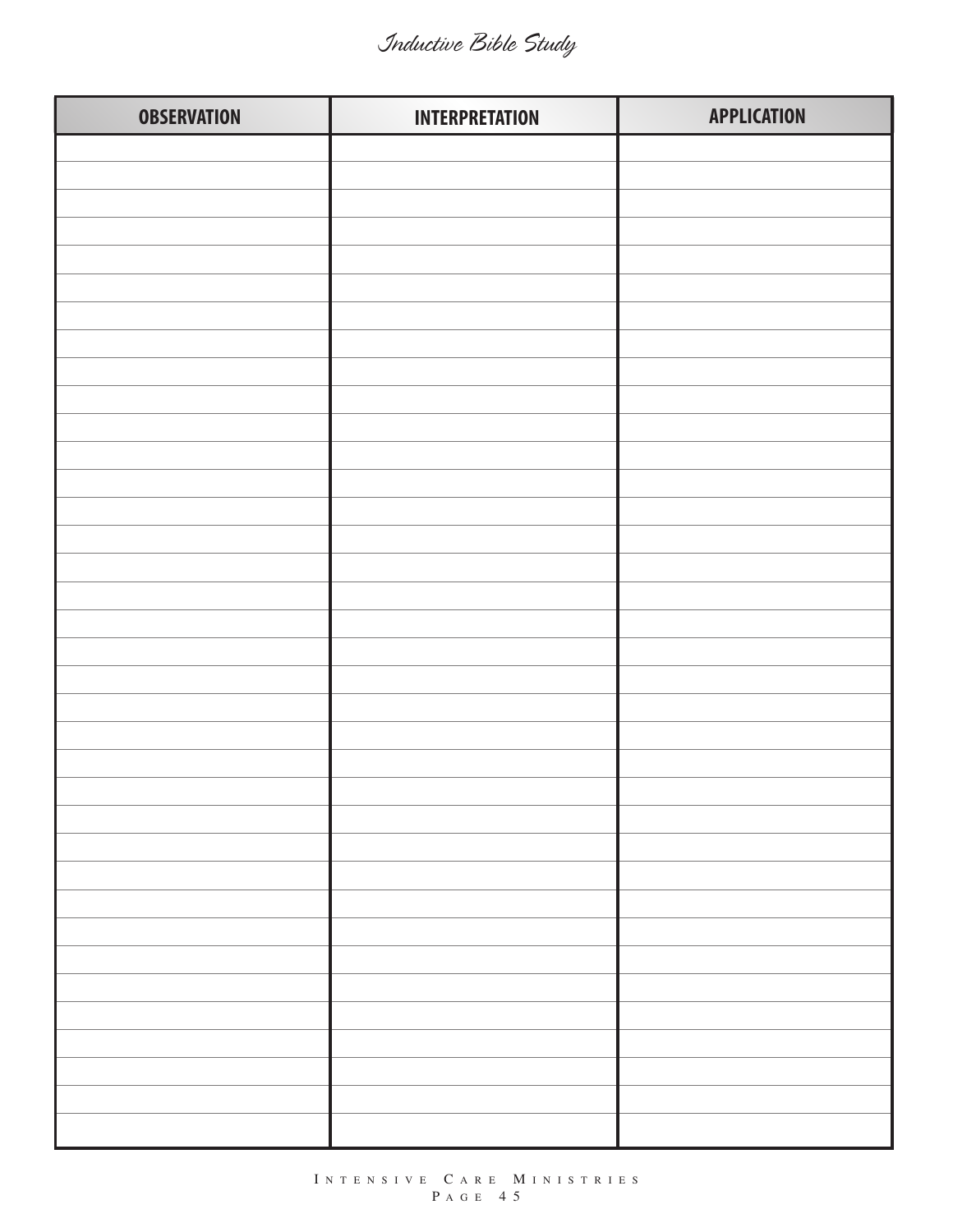| OBSERVATION | INTERPRETATION | APPLICATION |
|---|---|---|
| | | |
| | | |
| | | |
| | | |
| | | |
| | | |
| | | |
| | | |
| | | |
| | | |
| | | |
| | | |
| | | |
| | | |
| | | |
| | | |
| | | |
| | | |
| | | |
| | | |
| | | |
| | | |
| | | |
| | | |
| | | |
| | | |
| | | |
| | | |
| | | |
| | | |
| | | |
| | | |
| | | |
| | | |
| | | |
| | | |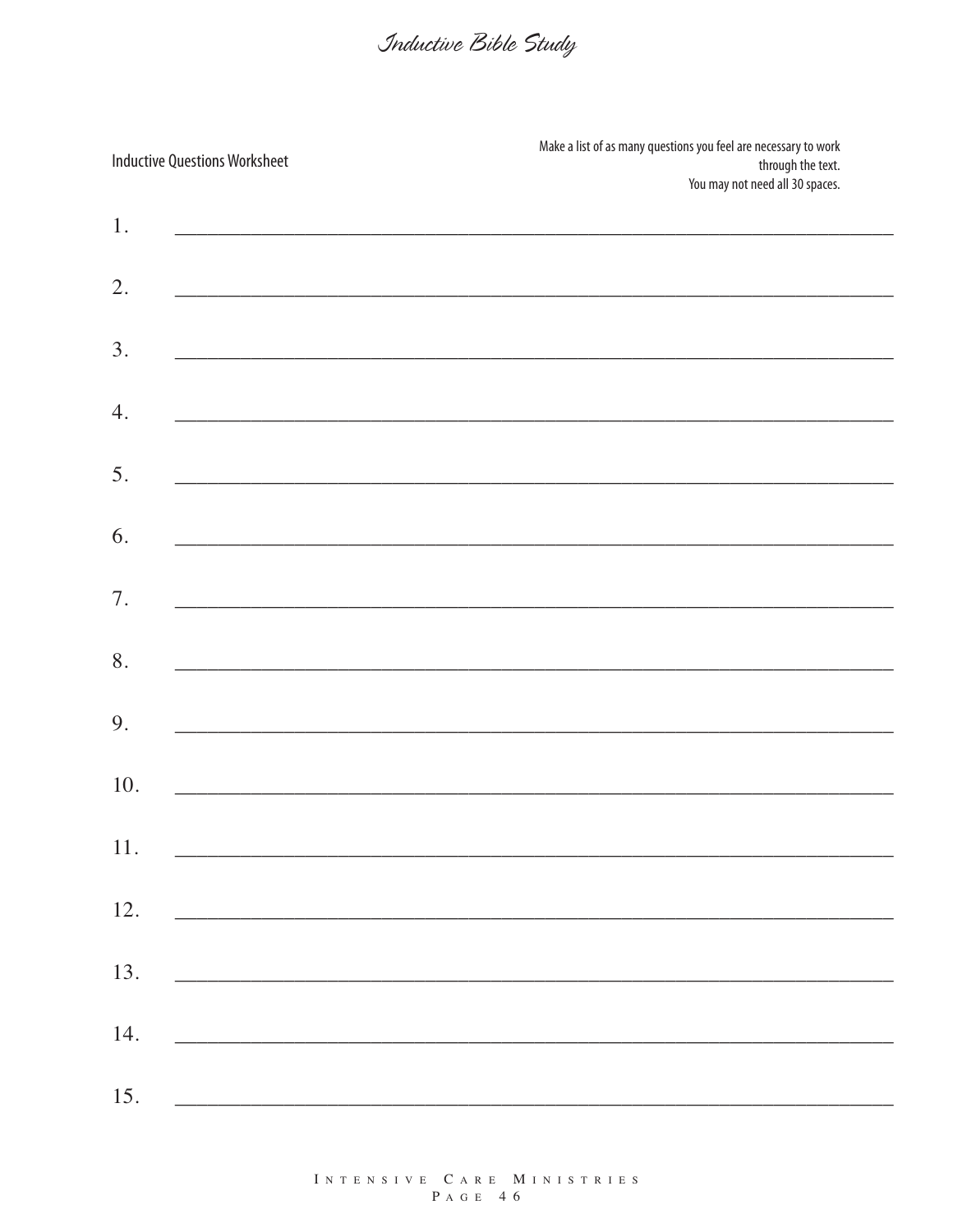Inductive Questions Worksheet

Make a list of as many questions you feel are necessary to work through the text.
You may not need all 30 spaces.

1. ______________________________________________________________

2. ______________________________________________________________

3. ______________________________________________________________

4. ______________________________________________________________

5. ______________________________________________________________

6. ______________________________________________________________

7. ______________________________________________________________

8. ______________________________________________________________

9. ______________________________________________________________

10. ______________________________________________________________

11. ______________________________________________________________

12. ______________________________________________________________

13. ______________________________________________________________

14. ______________________________________________________________

15. ______________________________________________________________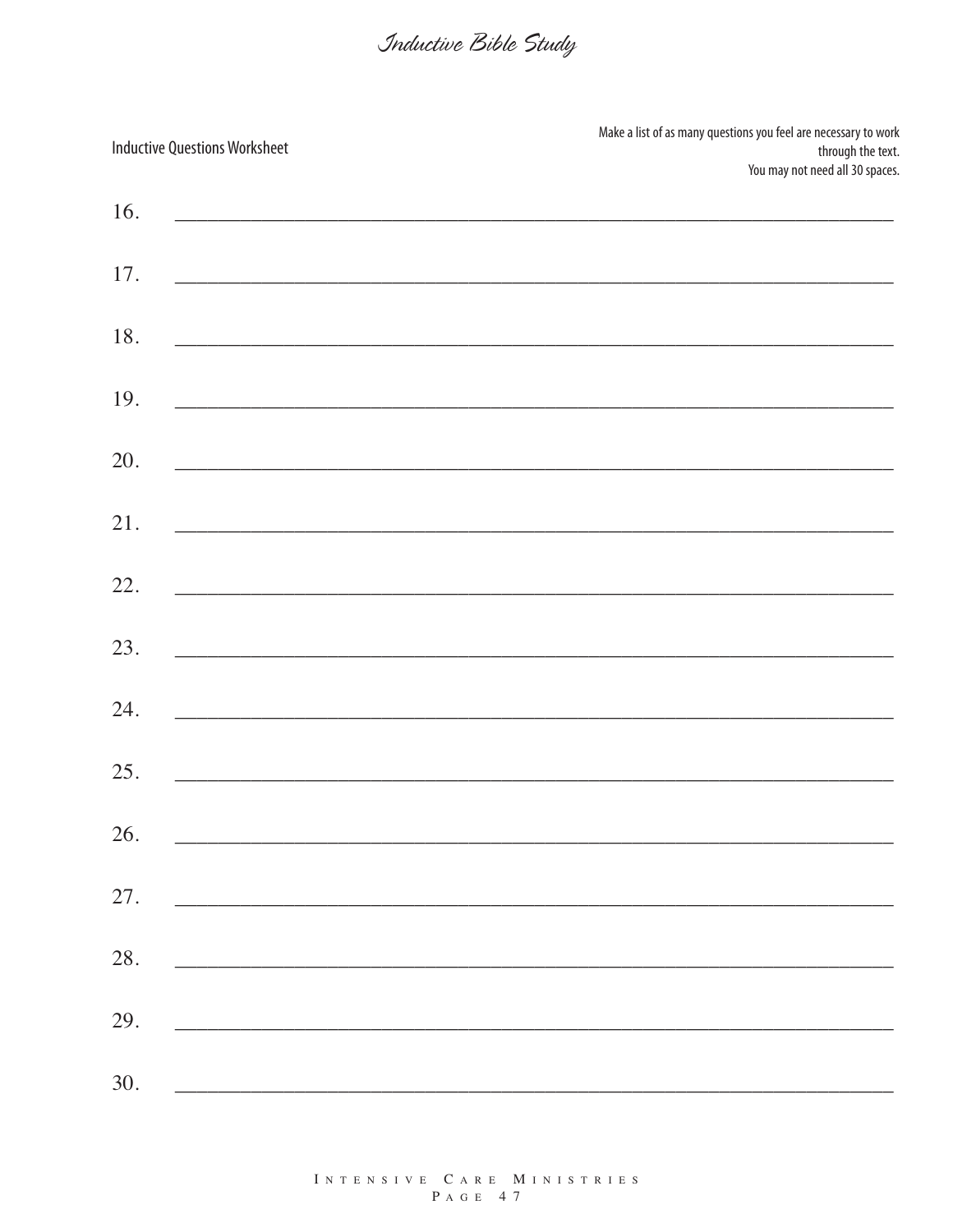Inductive Questions Worksheet

Make a list of as many questions you feel are necessary to work through the text.
You may not need all 30 spaces.

16. ________________________________________________________________

17. ________________________________________________________________

18. ________________________________________________________________

19. ________________________________________________________________

20. ________________________________________________________________

21. ________________________________________________________________

22. ________________________________________________________________

23. ________________________________________________________________

24. ________________________________________________________________

25. ________________________________________________________________

26. ________________________________________________________________

27. ________________________________________________________________

28. ________________________________________________________________

29. ________________________________________________________________

30. ________________________________________________________________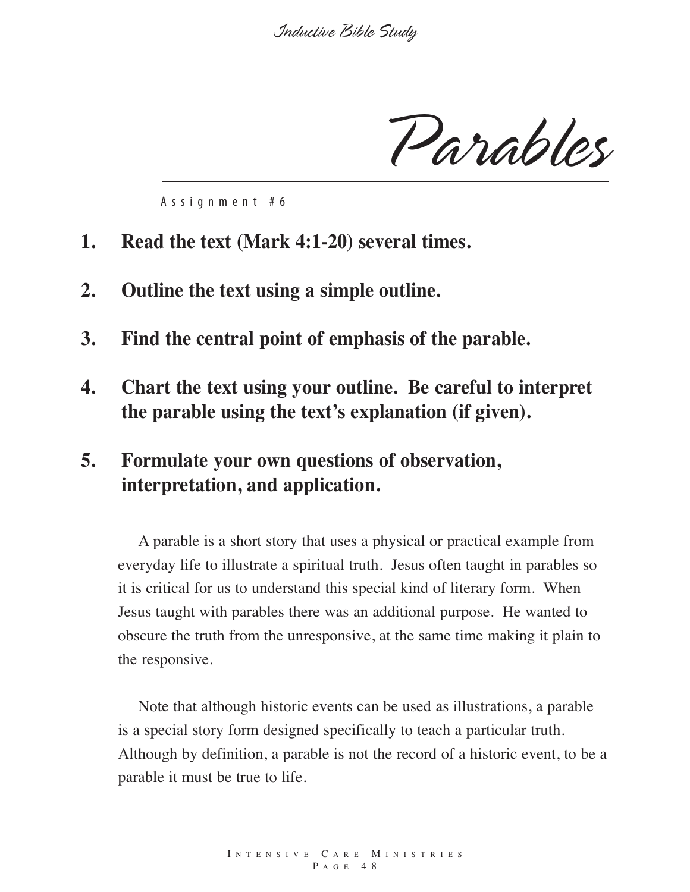# Parables

Assignment #6

1. **Read the text (Mark 4:1-20) several times.**

2. **Outline the text using a simple outline.**

3. **Find the central point of emphasis of the parable.**

4. **Chart the text using your outline. Be careful to interpret the parable using the text's explanation (if given).**

5. **Formulate your own questions of observation, interpretation, and application.**

A parable is a short story that uses a physical or practical example from everyday life to illustrate a spiritual truth. Jesus often taught in parables so it is critical for us to understand this special kind of literary form. When Jesus taught with parables there was an additional purpose. He wanted to obscure the truth from the unresponsive, at the same time making it plain to the responsive.

Note that although historic events can be used as illustrations, a parable is a special story form designed specifically to teach a particular truth. Although by definition, a parable is not the record of a historic event, to be a parable it must be true to life.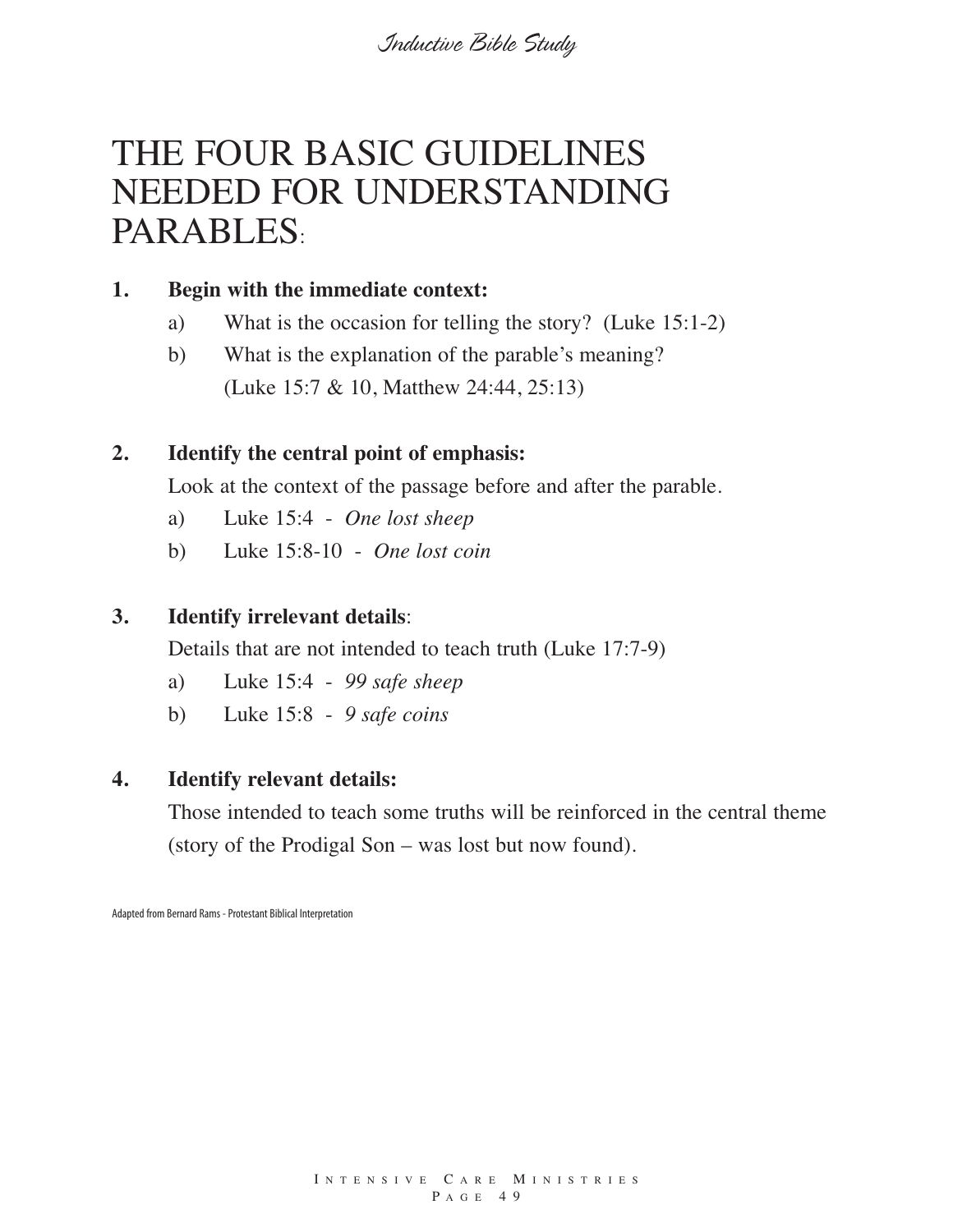# THE FOUR BASIC GUIDELINES NEEDED FOR UNDERSTANDING PARABLES:

**1. Begin with the immediate context:**

a) What is the occasion for telling the story? (Luke 15:1-2)

b) What is the explanation of the parable's meaning? (Luke 15:7 & 10, Matthew 24:44, 25:13)

**2. Identify the central point of emphasis:**

Look at the context of the passage before and after the parable.

a) Luke 15:4 - *One lost sheep*

b) Luke 15:8-10 - *One lost coin*

**3. Identify irrelevant details**:

Details that are not intended to teach truth (Luke 17:7-9)

a) Luke 15:4 - *99 safe sheep*

b) Luke 15:8 - *9 safe coins*

**4. Identify relevant details:**

Those intended to teach some truths will be reinforced in the central theme (story of the Prodigal Son – was lost but now found).

Adapted from Bernard Rams - Protestant Biblical Interpretation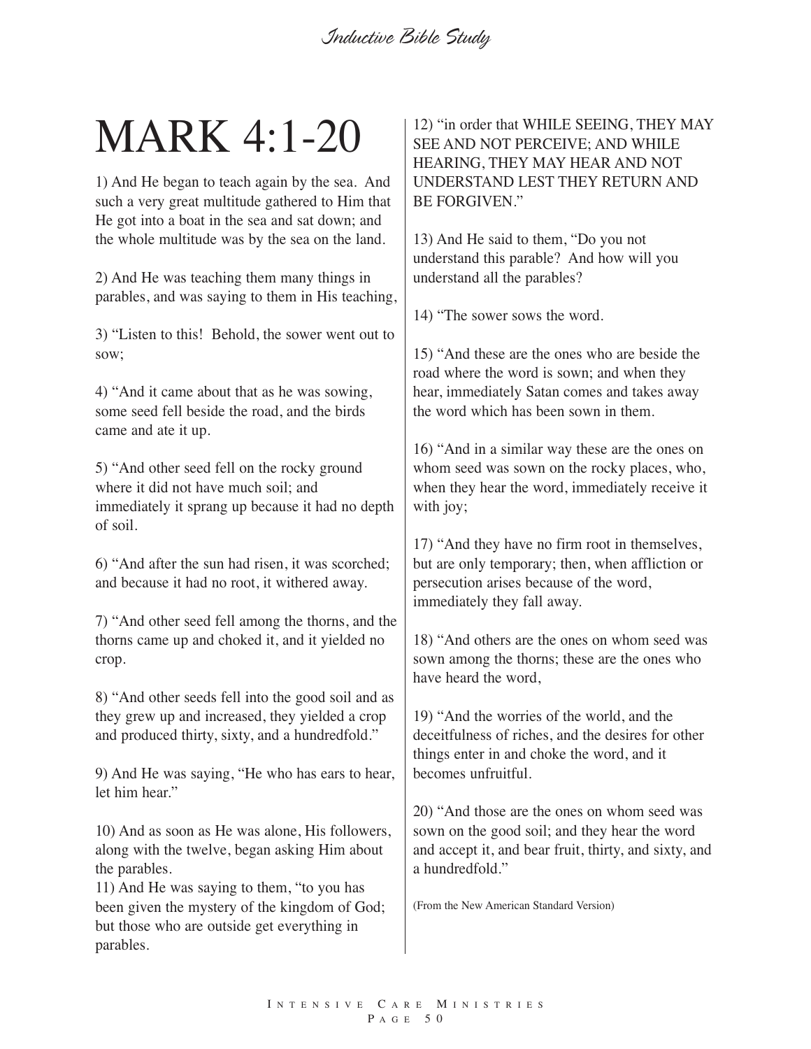# MARK 4:1-20

1) And He began to teach again by the sea. And such a very great multitude gathered to Him that He got into a boat in the sea and sat down; and the whole multitude was by the sea on the land.

2) And He was teaching them many things in parables, and was saying to them in His teaching,

3) "Listen to this! Behold, the sower went out to sow;

4) "And it came about that as he was sowing, some seed fell beside the road, and the birds came and ate it up.

5) "And other seed fell on the rocky ground where it did not have much soil; and immediately it sprang up because it had no depth of soil.

6) "And after the sun had risen, it was scorched; and because it had no root, it withered away.

7) "And other seed fell among the thorns, and the thorns came up and choked it, and it yielded no crop.

8) "And other seeds fell into the good soil and as they grew up and increased, they yielded a crop and produced thirty, sixty, and a hundredfold."

9) And He was saying, "He who has ears to hear, let him hear."

10) And as soon as He was alone, His followers, along with the twelve, began asking Him about the parables.

11) And He was saying to them, "to you has been given the mystery of the kingdom of God; but those who are outside get everything in parables.

12) "in order that WHILE SEEING, THEY MAY SEE AND NOT PERCEIVE; AND WHILE HEARING, THEY MAY HEAR AND NOT UNDERSTAND LEST THEY RETURN AND BE FORGIVEN."

13) And He said to them, "Do you not understand this parable? And how will you understand all the parables?

14) "The sower sows the word.

15) "And these are the ones who are beside the road where the word is sown; and when they hear, immediately Satan comes and takes away the word which has been sown in them.

16) "And in a similar way these are the ones on whom seed was sown on the rocky places, who, when they hear the word, immediately receive it with joy;

17) "And they have no firm root in themselves, but are only temporary; then, when affliction or persecution arises because of the word, immediately they fall away.

18) "And others are the ones on whom seed was sown among the thorns; these are the ones who have heard the word,

19) "And the worries of the world, and the deceitfulness of riches, and the desires for other things enter in and choke the word, and it becomes unfruitful.

20) "And those are the ones on whom seed was sown on the good soil; and they hear the word and accept it, and bear fruit, thirty, and sixty, and a hundredfold."

(From the New American Standard Version)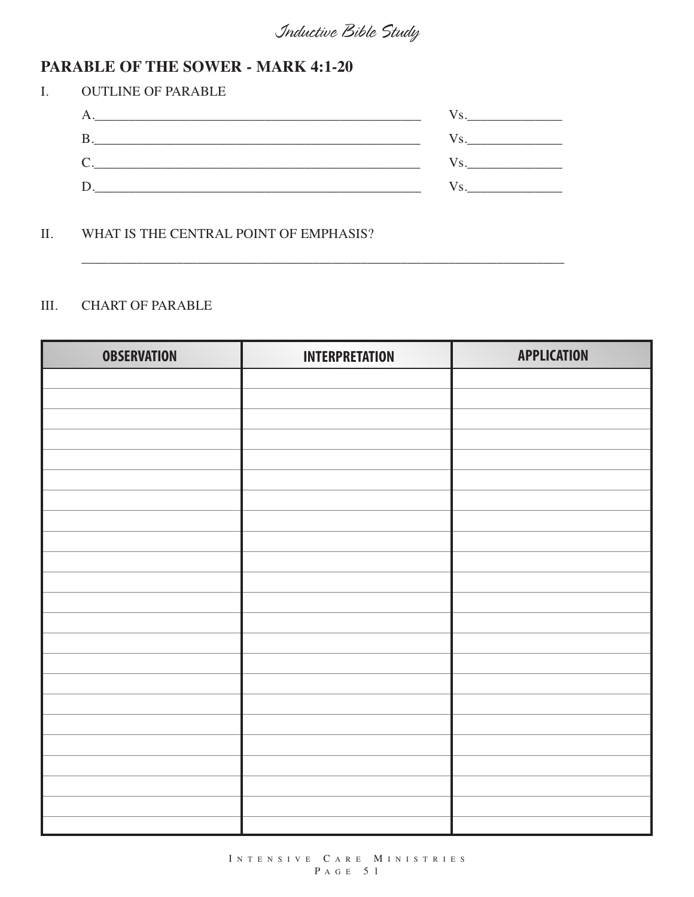## PARABLE OF THE SOWER - MARK 4:1-20

I. OUTLINE OF PARABLE

A.________________________________________________ Vs.____________

B.________________________________________________ Vs.____________

C.________________________________________________ Vs.____________

D.________________________________________________ Vs.____________

II. WHAT IS THE CENTRAL POINT OF EMPHASIS?

________________________________________________________________________

III. CHART OF PARABLE

| OBSERVATION | INTERPRETATION | APPLICATION |
|---|---|---|
| | | |
| | | |
| | | |
| | | |
| | | |
| | | |
| | | |
| | | |
| | | |
| | | |
| | | |
| | | |
| | | |
| | | |
| | | |
| | | |
| | | |
| | | |
| | | |
| | | |
| | | |
| | | |
| | | |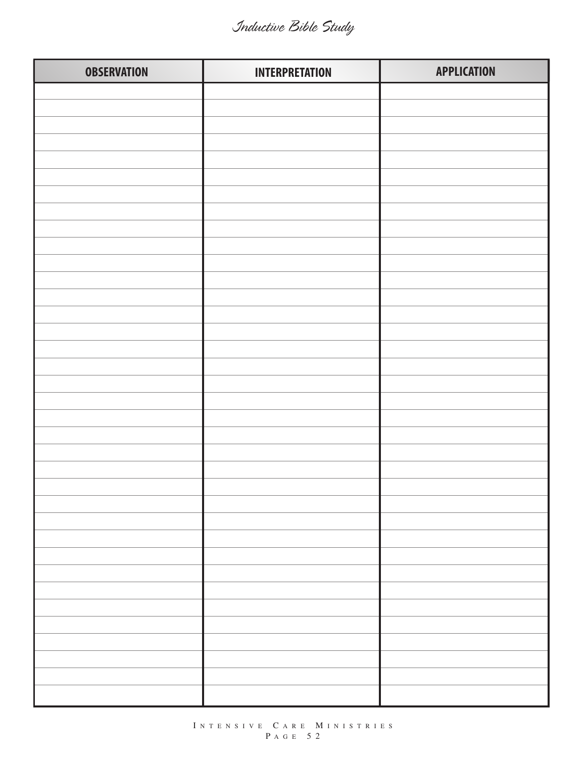| OBSERVATION | INTERPRETATION | APPLICATION |
| --- | --- | --- |
| | | |
| | | |
| | | |
| | | |
| | | |
| | | |
| | | |
| | | |
| | | |
| | | |
| | | |
| | | |
| | | |
| | | |
| | | |
| | | |
| | | |
| | | |
| | | |
| | | |
| | | |
| | | |
| | | |
| | | |
| | | |
| | | |
| | | |
| | | |
| | | |
| | | |
| | | |
| | | |
| | | |
| | | |
| | | |
| | | |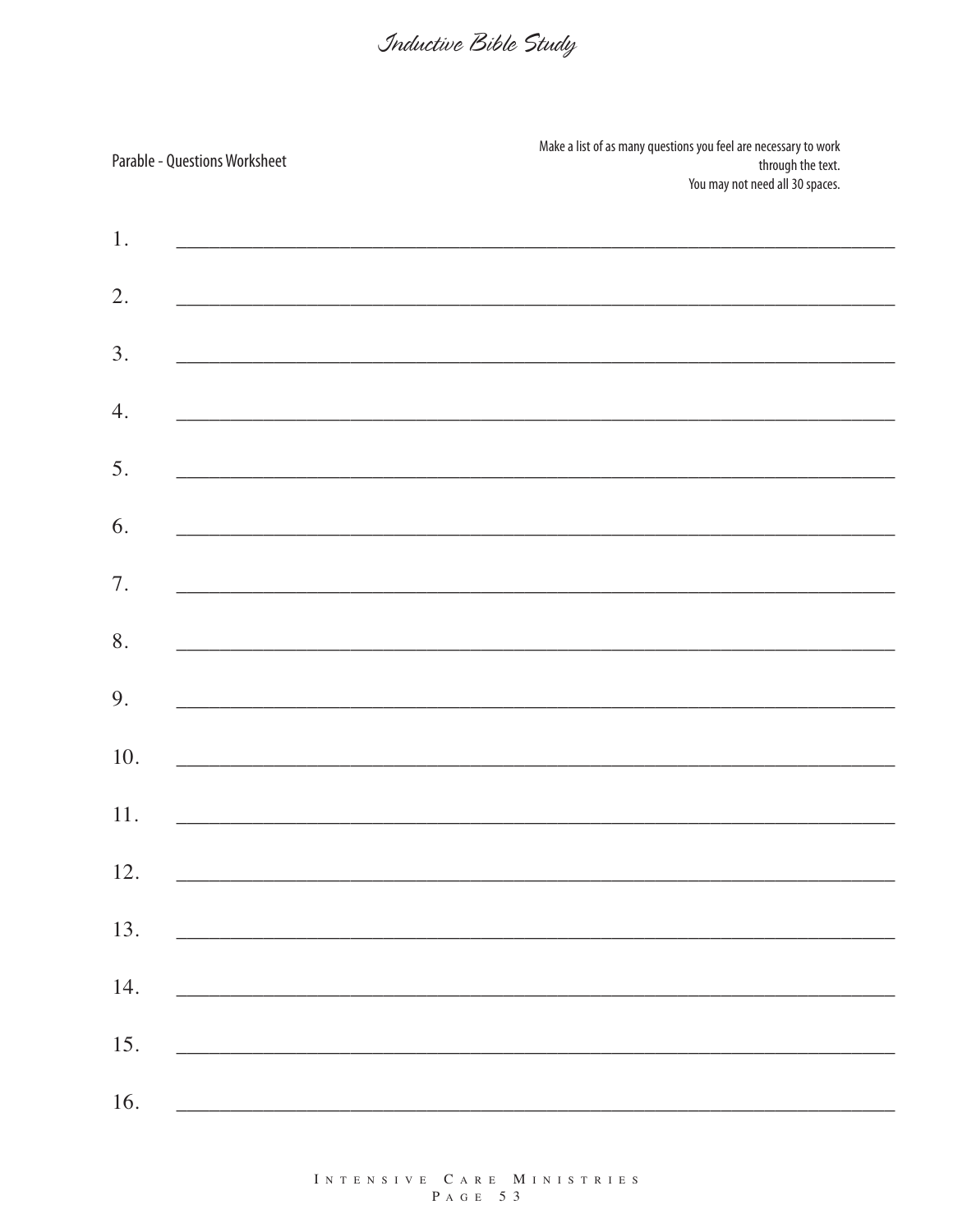Parable - Questions Worksheet

Make a list of as many questions you feel are necessary to work through the text.
You may not need all 30 spaces.

1. ____________________________________________________________

2. ____________________________________________________________

3. ____________________________________________________________

4. ____________________________________________________________

5. ____________________________________________________________

6. ____________________________________________________________

7. ____________________________________________________________

8. ____________________________________________________________

9. ____________________________________________________________

10. ____________________________________________________________

11. ____________________________________________________________

12. ____________________________________________________________

13. ____________________________________________________________

14. ____________________________________________________________

15. ____________________________________________________________

16. ____________________________________________________________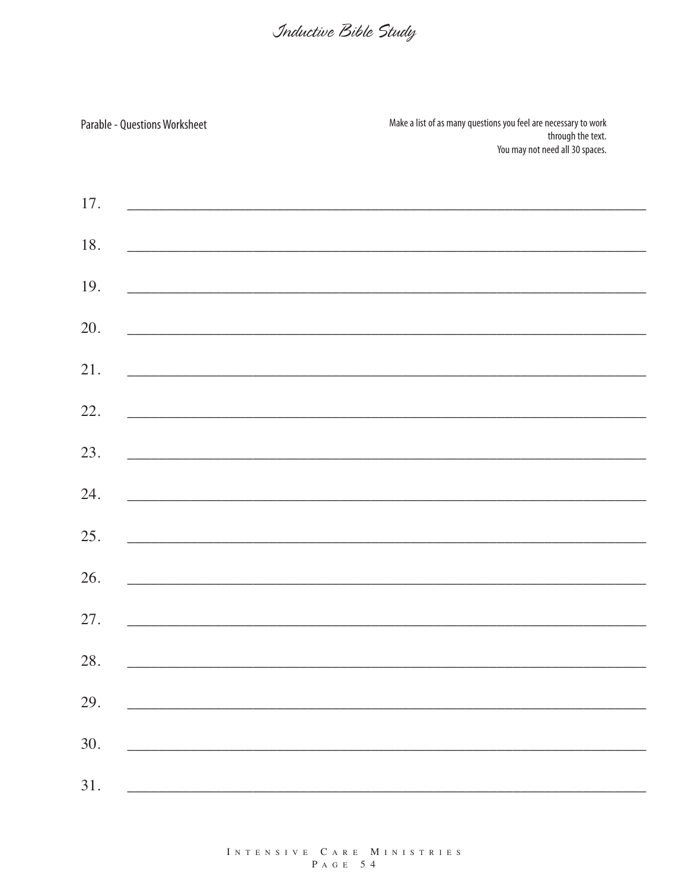Parable - Questions Worksheet

Make a list of as many questions you feel are necessary to work through the text.
You may not need all 30 spaces.

17. ____________________________________________________________

18. ____________________________________________________________

19. ____________________________________________________________

20. ____________________________________________________________

21. ____________________________________________________________

22. ____________________________________________________________

23. ____________________________________________________________

24. ____________________________________________________________

25. ____________________________________________________________

26. ____________________________________________________________

27. ____________________________________________________________

28. ____________________________________________________________

29. ____________________________________________________________

30. ____________________________________________________________

31. ____________________________________________________________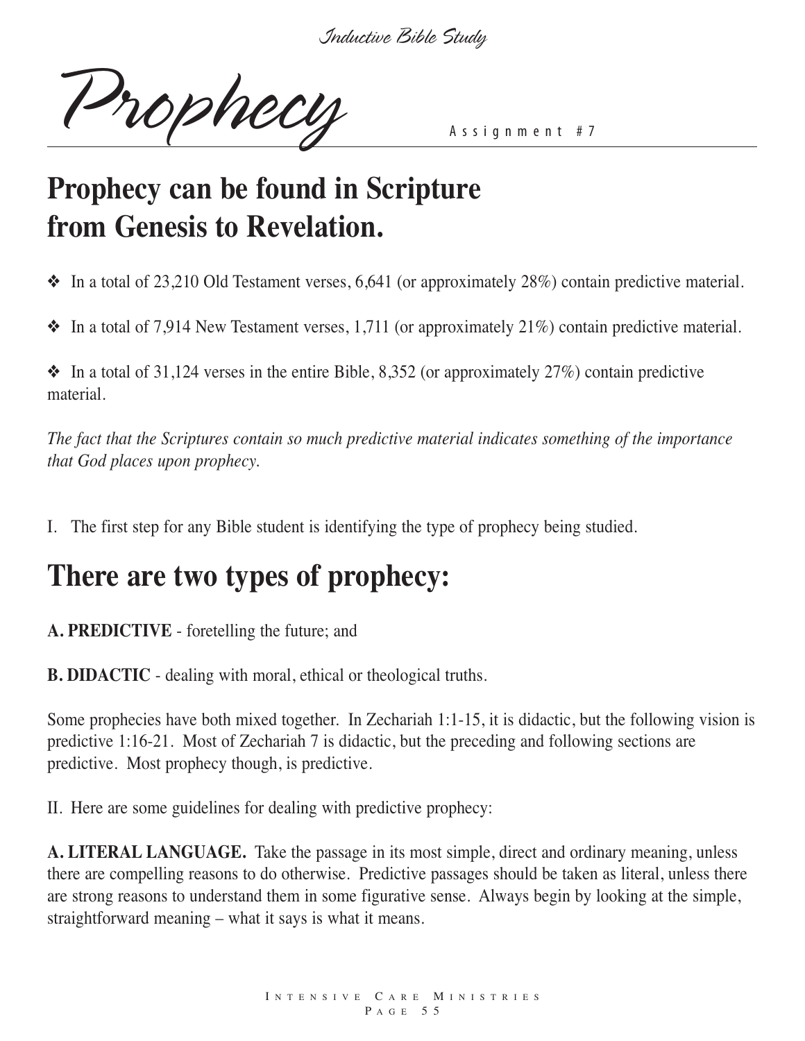# Prophecy

Assignment #7

## Prophecy can be found in Scripture from Genesis to Revelation.

❖ In a total of 23,210 Old Testament verses, 6,641 (or approximately 28%) contain predictive material.

❖ In a total of 7,914 New Testament verses, 1,711 (or approximately 21%) contain predictive material.

❖ In a total of 31,124 verses in the entire Bible, 8,352 (or approximately 27%) contain predictive material.

*The fact that the Scriptures contain so much predictive material indicates something of the importance that God places upon prophecy.*

I. The first step for any Bible student is identifying the type of prophecy being studied.

## There are two types of prophecy:

**A. PREDICTIVE** - foretelling the future; and

**B. DIDACTIC** - dealing with moral, ethical or theological truths.

Some prophecies have both mixed together. In Zechariah 1:1-15, it is didactic, but the following vision is predictive 1:16-21. Most of Zechariah 7 is didactic, but the preceding and following sections are predictive. Most prophecy though, is predictive.

II. Here are some guidelines for dealing with predictive prophecy:

**A. LITERAL LANGUAGE.** Take the passage in its most simple, direct and ordinary meaning, unless there are compelling reasons to do otherwise. Predictive passages should be taken as literal, unless there are strong reasons to understand them in some figurative sense. Always begin by looking at the simple, straightforward meaning – what it says is what it means.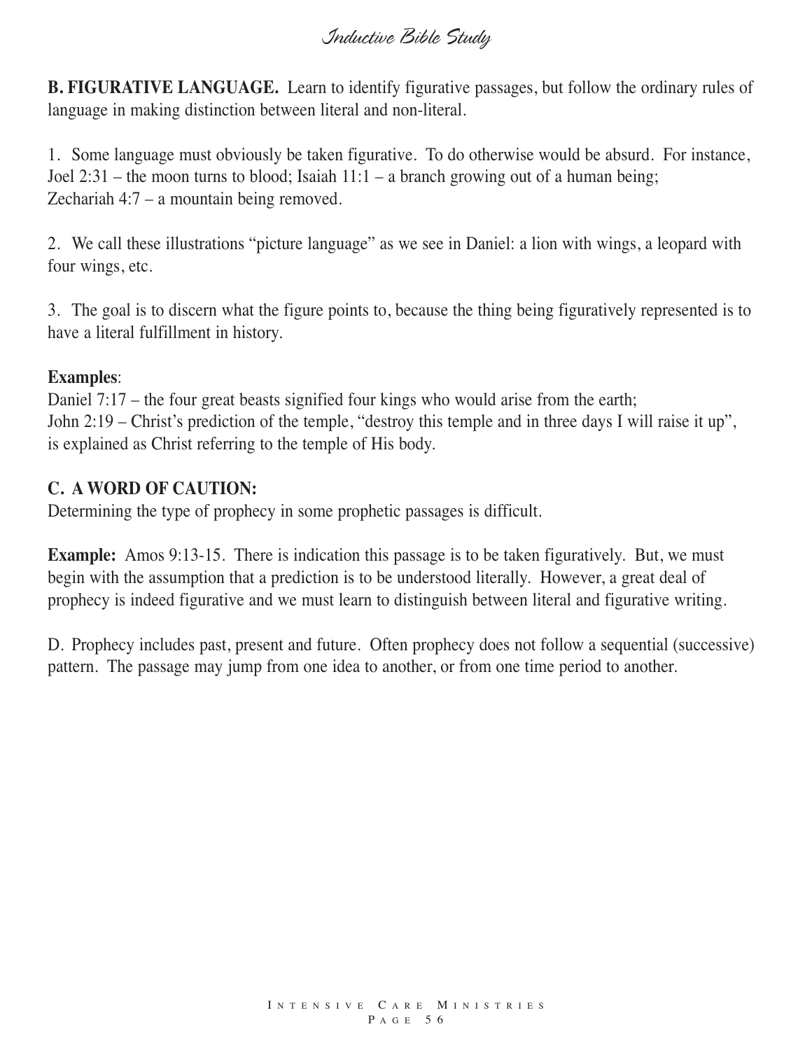**B. FIGURATIVE LANGUAGE.** Learn to identify figurative passages, but follow the ordinary rules of language in making distinction between literal and non-literal.

1. Some language must obviously be taken figurative. To do otherwise would be absurd. For instance, Joel 2:31 – the moon turns to blood; Isaiah 11:1 – a branch growing out of a human being; Zechariah 4:7 – a mountain being removed.

2. We call these illustrations "picture language" as we see in Daniel: a lion with wings, a leopard with four wings, etc.

3. The goal is to discern what the figure points to, because the thing being figuratively represented is to have a literal fulfillment in history.

**Examples**:
Daniel 7:17 – the four great beasts signified four kings who would arise from the earth;
John 2:19 – Christ's prediction of the temple, "destroy this temple and in three days I will raise it up", is explained as Christ referring to the temple of His body.

**C. A WORD OF CAUTION:**
Determining the type of prophecy in some prophetic passages is difficult.

**Example:** Amos 9:13-15. There is indication this passage is to be taken figuratively. But, we must begin with the assumption that a prediction is to be understood literally. However, a great deal of prophecy is indeed figurative and we must learn to distinguish between literal and figurative writing.

D. Prophecy includes past, present and future. Often prophecy does not follow a sequential (successive) pattern. The passage may jump from one idea to another, or from one time period to another.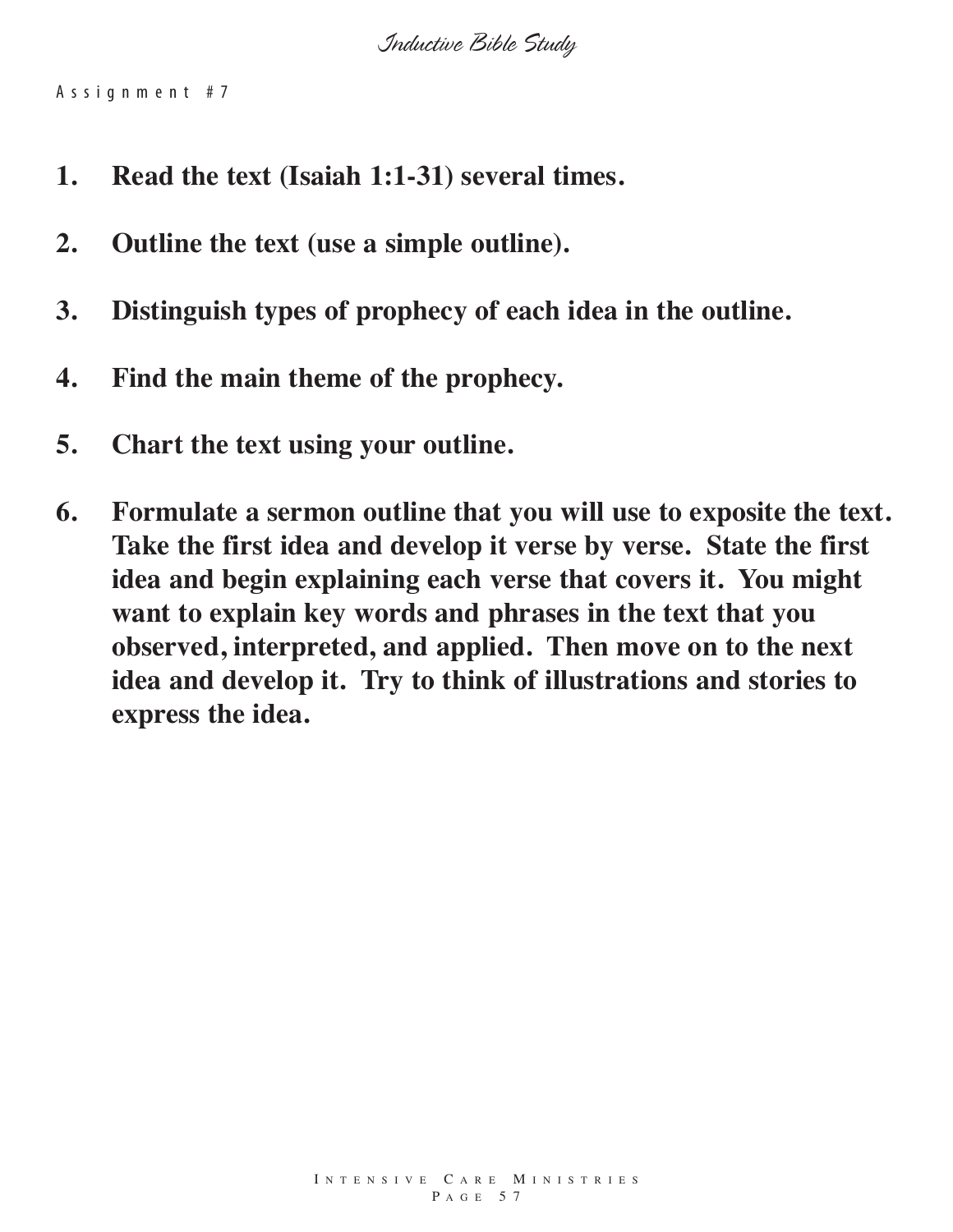Assignment #7

1. **Read the text (Isaiah 1:1-31) several times.**

2. **Outline the text (use a simple outline).**

3. **Distinguish types of prophecy of each idea in the outline.**

4. **Find the main theme of the prophecy.**

5. **Chart the text using your outline.**

6. **Formulate a sermon outline that you will use to exposite the text. Take the first idea and develop it verse by verse. State the first idea and begin explaining each verse that covers it. You might want to explain key words and phrases in the text that you observed, interpreted, and applied. Then move on to the next idea and develop it. Try to think of illustrations and stories to express the idea.**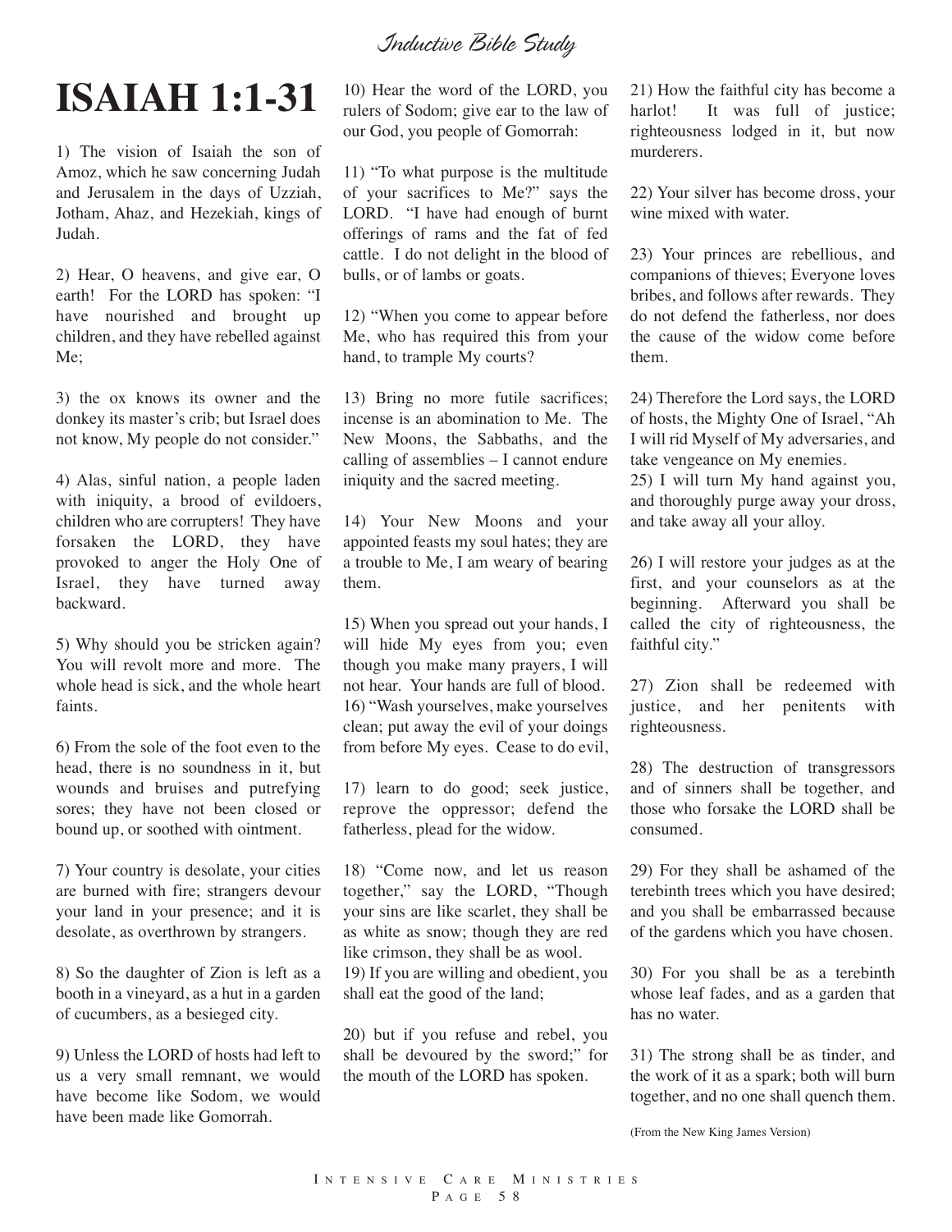# ISAIAH 1:1-31

1) The vision of Isaiah the son of Amoz, which he saw concerning Judah and Jerusalem in the days of Uzziah, Jotham, Ahaz, and Hezekiah, kings of Judah.

2) Hear, O heavens, and give ear, O earth! For the LORD has spoken: "I have nourished and brought up children, and they have rebelled against Me;

3) the ox knows its owner and the donkey its master's crib; but Israel does not know, My people do not consider."

4) Alas, sinful nation, a people laden with iniquity, a brood of evildoers, children who are corrupters! They have forsaken the LORD, they have provoked to anger the Holy One of Israel, they have turned away backward.

5) Why should you be stricken again? You will revolt more and more. The whole head is sick, and the whole heart faints.

6) From the sole of the foot even to the head, there is no soundness in it, but wounds and bruises and putrefying sores; they have not been closed or bound up, or soothed with ointment.

7) Your country is desolate, your cities are burned with fire; strangers devour your land in your presence; and it is desolate, as overthrown by strangers.

8) So the daughter of Zion is left as a booth in a vineyard, as a hut in a garden of cucumbers, as a besieged city.

9) Unless the LORD of hosts had left to us a very small remnant, we would have become like Sodom, we would have been made like Gomorrah.

10) Hear the word of the LORD, you rulers of Sodom; give ear to the law of our God, you people of Gomorrah:

11) "To what purpose is the multitude of your sacrifices to Me?" says the LORD. "I have had enough of burnt offerings of rams and the fat of fed cattle. I do not delight in the blood of bulls, or of lambs or goats.

12) "When you come to appear before Me, who has required this from your hand, to trample My courts?

13) Bring no more futile sacrifices; incense is an abomination to Me. The New Moons, the Sabbaths, and the calling of assemblies – I cannot endure iniquity and the sacred meeting.

14) Your New Moons and your appointed feasts my soul hates; they are a trouble to Me, I am weary of bearing them.

15) When you spread out your hands, I will hide My eyes from you; even though you make many prayers, I will not hear. Your hands are full of blood.

16) "Wash yourselves, make yourselves clean; put away the evil of your doings from before My eyes. Cease to do evil,

17) learn to do good; seek justice, reprove the oppressor; defend the fatherless, plead for the widow.

18) "Come now, and let us reason together," say the LORD, "Though your sins are like scarlet, they shall be as white as snow; though they are red like crimson, they shall be as wool.

19) If you are willing and obedient, you shall eat the good of the land;

20) but if you refuse and rebel, you shall be devoured by the sword;" for the mouth of the LORD has spoken.

21) How the faithful city has become a harlot! It was full of justice; righteousness lodged in it, but now murderers.

22) Your silver has become dross, your wine mixed with water.

23) Your princes are rebellious, and companions of thieves; Everyone loves bribes, and follows after rewards. They do not defend the fatherless, nor does the cause of the widow come before them.

24) Therefore the Lord says, the LORD of hosts, the Mighty One of Israel, "Ah I will rid Myself of My adversaries, and take vengeance on My enemies.

25) I will turn My hand against you, and thoroughly purge away your dross, and take away all your alloy.

26) I will restore your judges as at the first, and your counselors as at the beginning. Afterward you shall be called the city of righteousness, the faithful city."

27) Zion shall be redeemed with justice, and her penitents with righteousness.

28) The destruction of transgressors and of sinners shall be together, and those who forsake the LORD shall be consumed.

29) For they shall be ashamed of the terebinth trees which you have desired; and you shall be embarrassed because of the gardens which you have chosen.

30) For you shall be as a terebinth whose leaf fades, and as a garden that has no water.

31) The strong shall be as tinder, and the work of it as a spark; both will burn together, and no one shall quench them.

(From the New King James Version)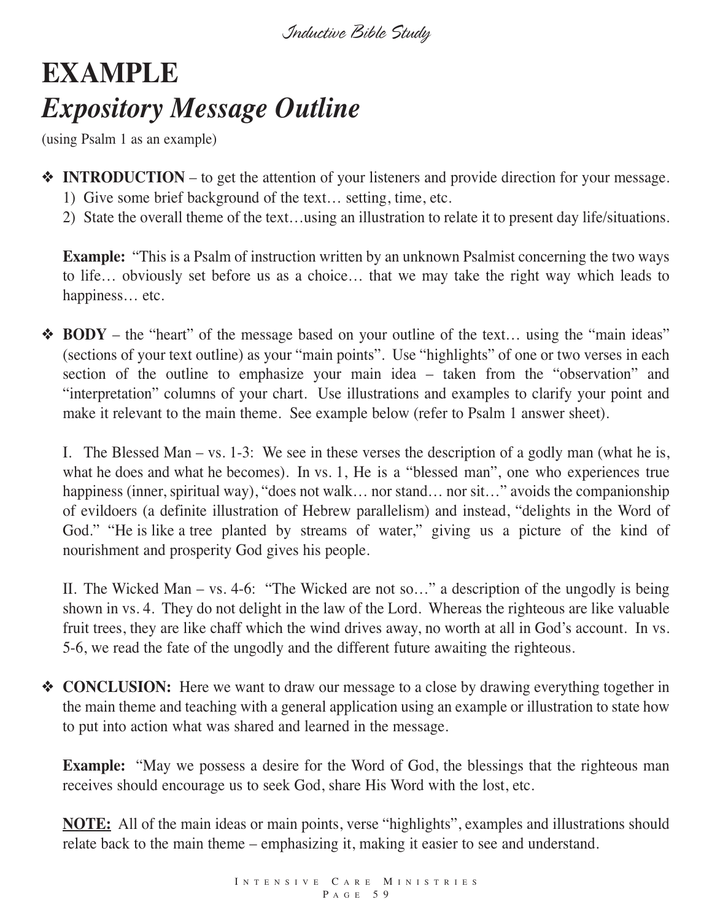# EXAMPLE

## *Expository Message Outline*

(using Psalm 1 as an example)

❖ **INTRODUCTION** – to get the attention of your listeners and provide direction for your message.
   1) Give some brief background of the text… setting, time, etc.
   2) State the overall theme of the text…using an illustration to relate it to present day life/situations.

   **Example:** "This is a Psalm of instruction written by an unknown Psalmist concerning the two ways to life… obviously set before us as a choice… that we may take the right way which leads to happiness… etc.

❖ **BODY** – the "heart" of the message based on your outline of the text… using the "main ideas" (sections of your text outline) as your "main points". Use "highlights" of one or two verses in each section of the outline to emphasize your main idea – taken from the "observation" and "interpretation" columns of your chart. Use illustrations and examples to clarify your point and make it relevant to the main theme. See example below (refer to Psalm 1 answer sheet).

   I. The Blessed Man – vs. 1-3: We see in these verses the description of a godly man (what he is, what he does and what he becomes). In vs. 1, He is a "blessed man", one who experiences true happiness (inner, spiritual way), "does not walk… nor stand… nor sit…" avoids the companionship of evildoers (a definite illustration of Hebrew parallelism) and instead, "delights in the Word of God." "He is like a tree planted by streams of water," giving us a picture of the kind of nourishment and prosperity God gives his people.

   II. The Wicked Man – vs. 4-6: "The Wicked are not so…" a description of the ungodly is being shown in vs. 4. They do not delight in the law of the Lord. Whereas the righteous are like valuable fruit trees, they are like chaff which the wind drives away, no worth at all in God's account. In vs. 5-6, we read the fate of the ungodly and the different future awaiting the righteous.

❖ **CONCLUSION:** Here we want to draw our message to a close by drawing everything together in the main theme and teaching with a general application using an example or illustration to state how to put into action what was shared and learned in the message.

   **Example:** "May we possess a desire for the Word of God, the blessings that the righteous man receives should encourage us to seek God, share His Word with the lost, etc.

   **<u>NOTE:</u>** All of the main ideas or main points, verse "highlights", examples and illustrations should relate back to the main theme – emphasizing it, making it easier to see and understand.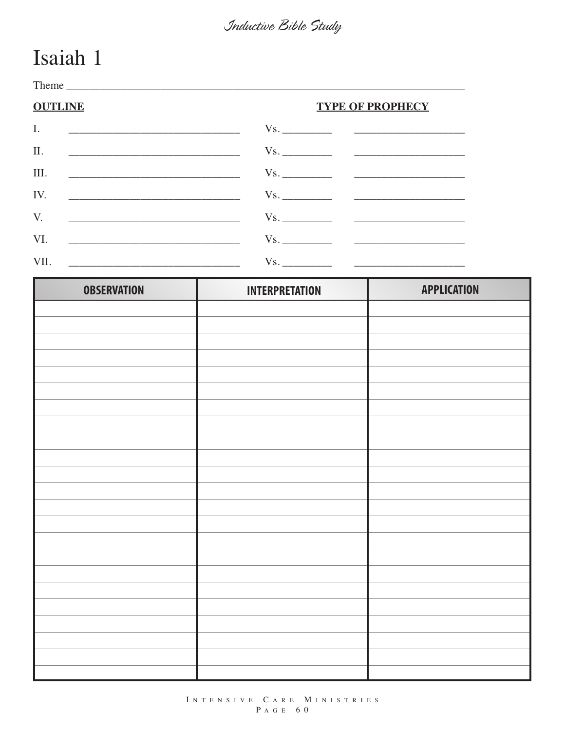# Isaiah 1

Theme ________________________________________________________________________

**OUTLINE** **TYPE OF PROPHECY**

I. ______________________________ Vs. _________ ____________________

II. ______________________________ Vs. _________ ____________________

III. ______________________________ Vs. _________ ____________________

IV. ______________________________ Vs. _________ ____________________

V. ______________________________ Vs. _________ ____________________

VI. ______________________________ Vs. _________ ____________________

VII. ______________________________ Vs. _________ ____________________

| OBSERVATION | INTERPRETATION | APPLICATION |
|---|---|---|
| | | |
| | | |
| | | |
| | | |
| | | |
| | | |
| | | |
| | | |
| | | |
| | | |
| | | |
| | | |
| | | |
| | | |
| | | |
| | | |
| | | |
| | | |
| | | |
| | | |
| | | |
| | | |
| | | |
| | | |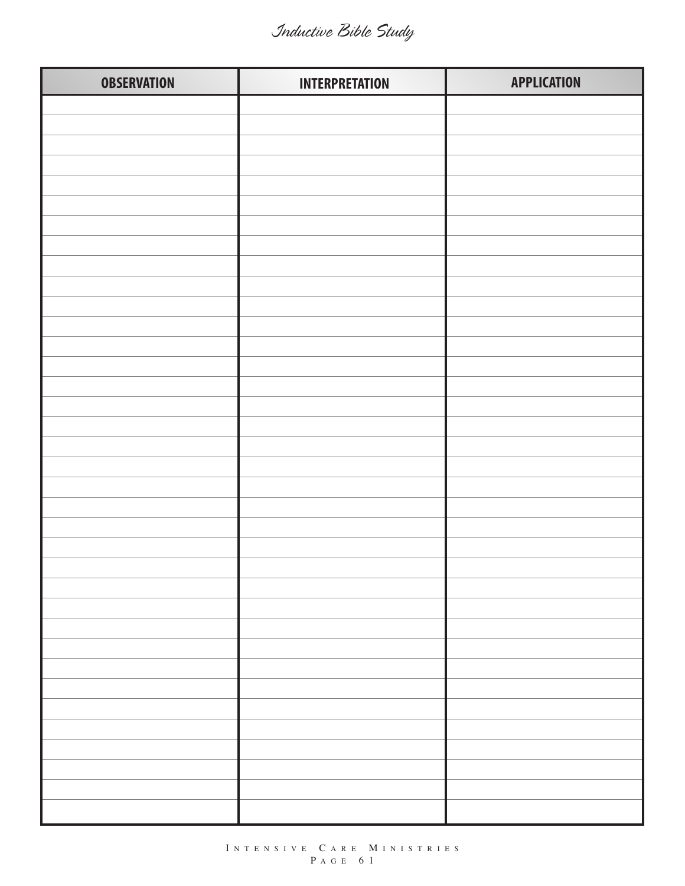| OBSERVATION | INTERPRETATION | APPLICATION |
| --- | --- | --- |
| | | |
| | | |
| | | |
| | | |
| | | |
| | | |
| | | |
| | | |
| | | |
| | | |
| | | |
| | | |
| | | |
| | | |
| | | |
| | | |
| | | |
| | | |
| | | |
| | | |
| | | |
| | | |
| | | |
| | | |
| | | |
| | | |
| | | |
| | | |
| | | |
| | | |
| | | |
| | | |
| | | |
| | | |
| | | |
| | | |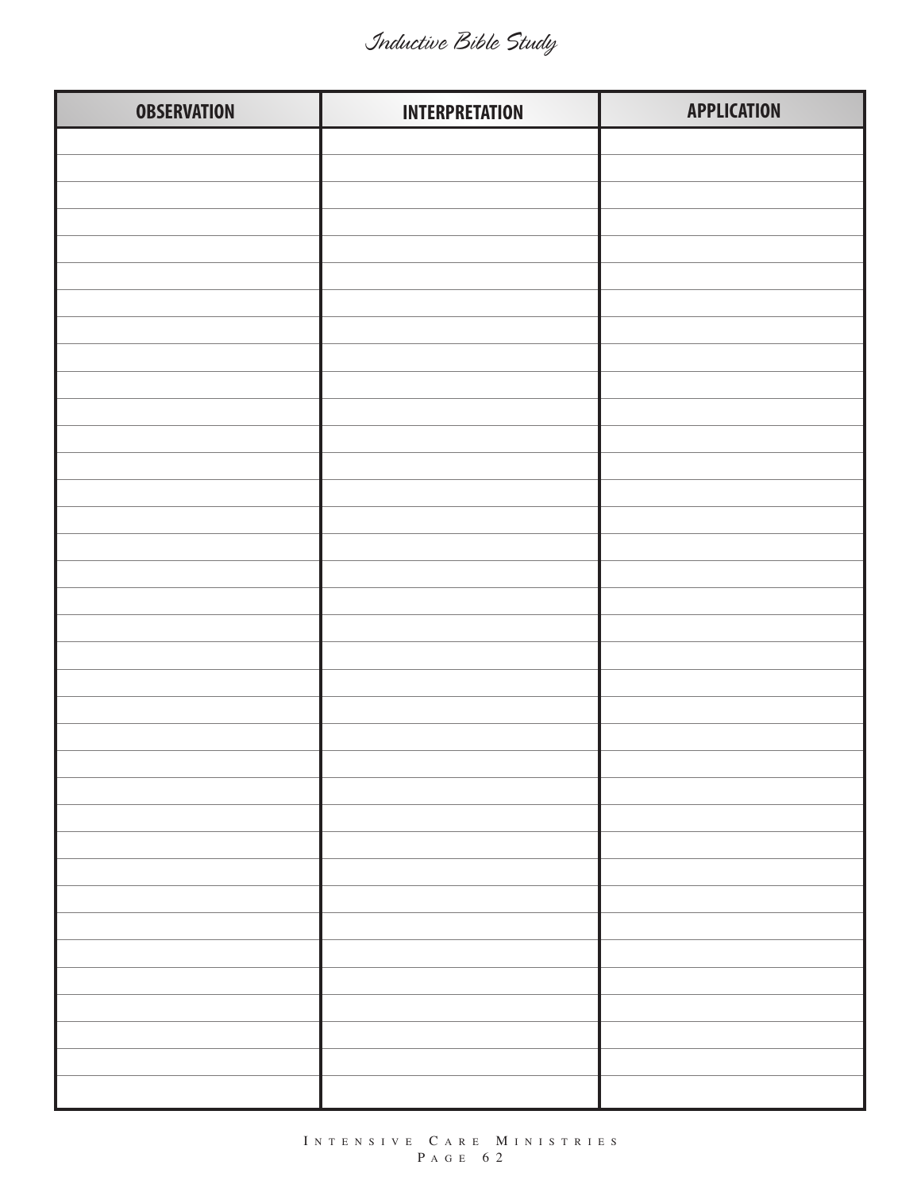| OBSERVATION | INTERPRETATION | APPLICATION |
|---|---|---|
| | | |
| | | |
| | | |
| | | |
| | | |
| | | |
| | | |
| | | |
| | | |
| | | |
| | | |
| | | |
| | | |
| | | |
| | | |
| | | |
| | | |
| | | |
| | | |
| | | |
| | | |
| | | |
| | | |
| | | |
| | | |
| | | |
| | | |
| | | |
| | | |
| | | |
| | | |
| | | |
| | | |
| | | |
| | | |
| | | |
| | | |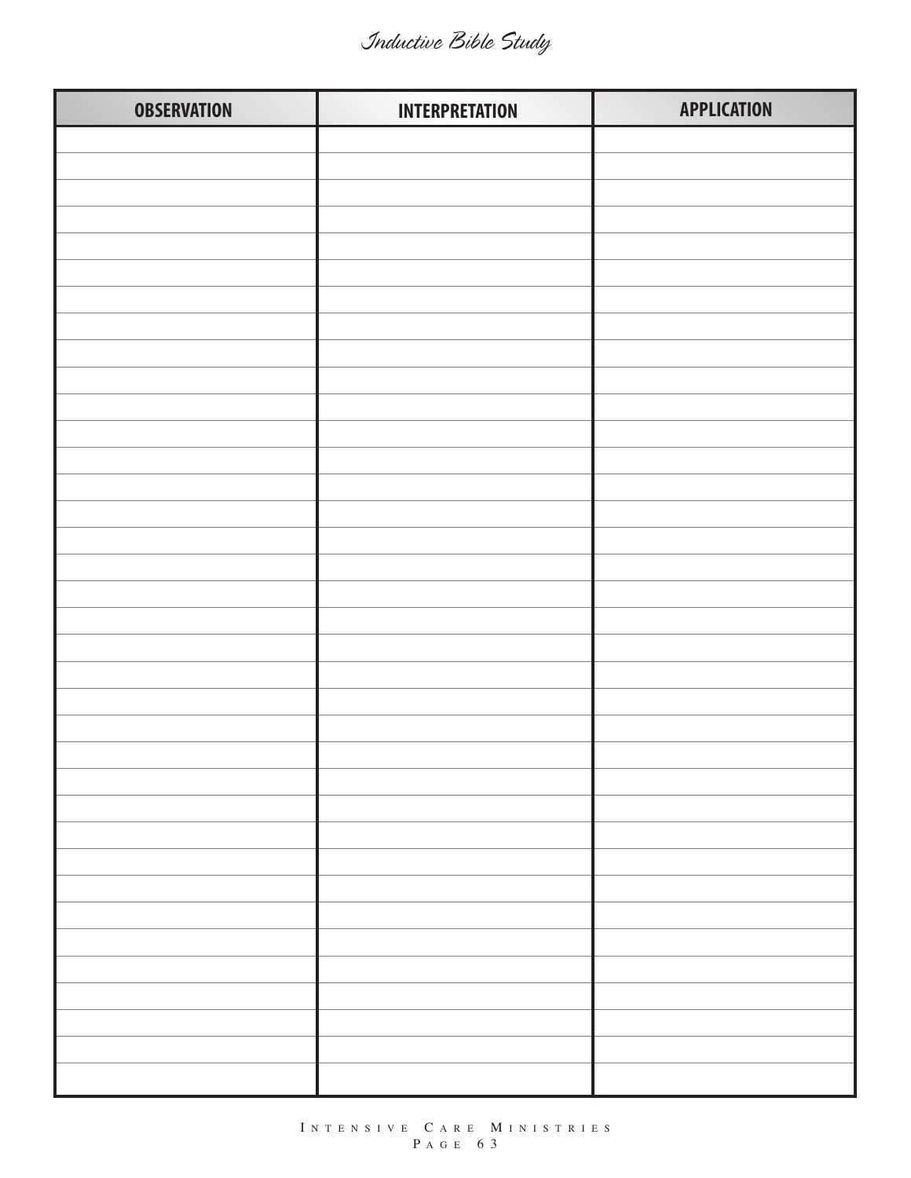# Inductive Bible Study

| OBSERVATION | INTERPRETATION | APPLICATION |
| --- | --- | --- |
| | | |
| | | |
| | | |
| | | |
| | | |
| | | |
| | | |
| | | |
| | | |
| | | |
| | | |
| | | |
| | | |
| | | |
| | | |
| | | |
| | | |
| | | |
| | | |
| | | |
| | | |
| | | |
| | | |
| | | |
| | | |
| | | |
| | | |
| | | |
| | | |
| | | |
| | | |
| | | |
| | | |
| | | |
| | | |
| | | |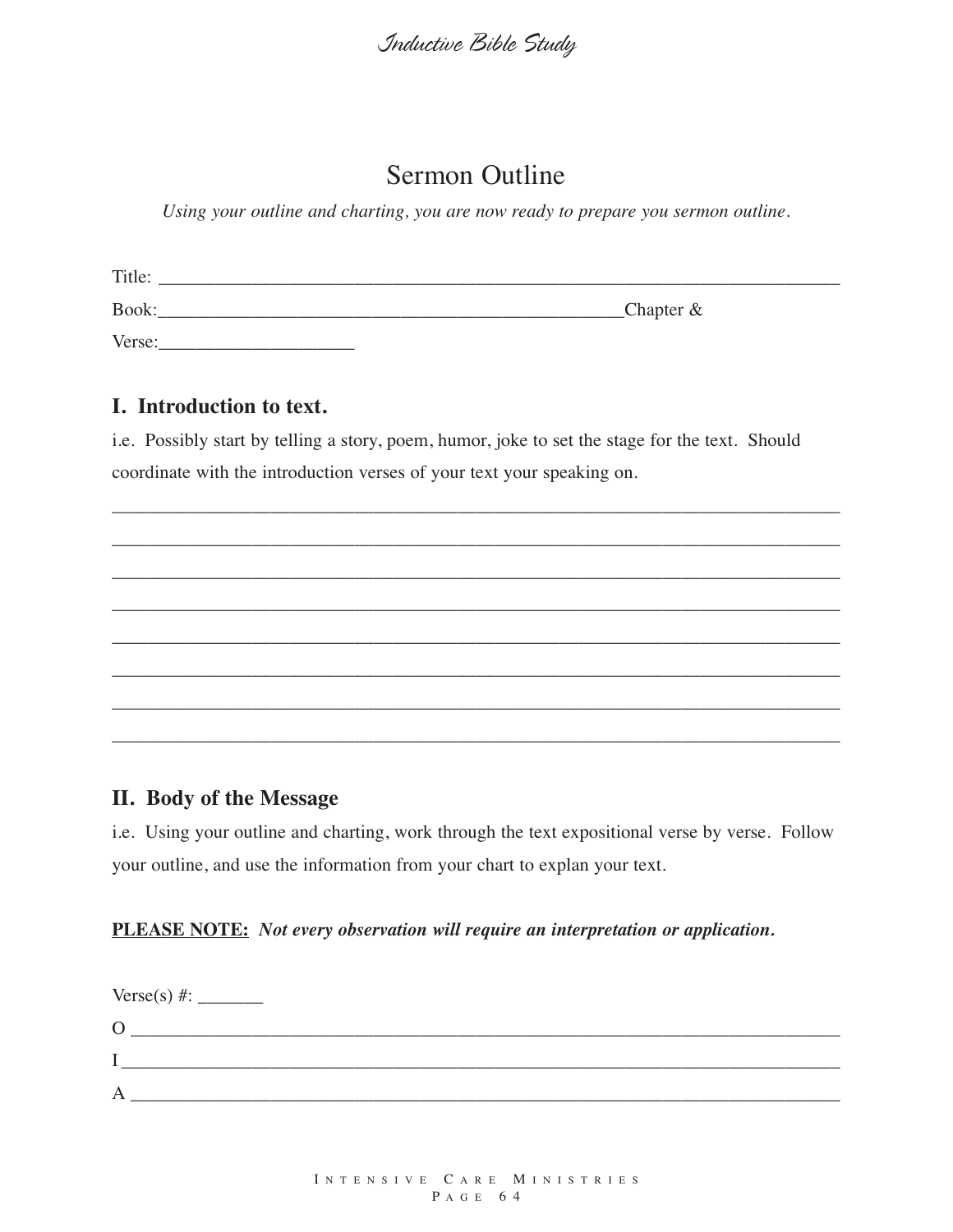# Sermon Outline

*Using your outline and charting, you are now ready to prepare you sermon outline.*

Title: ____________________________________________________________________________

Book:__________________________________________________Chapter &

Verse:_____________________

## I. Introduction to text.

i.e. Possibly start by telling a story, poem, humor, joke to set the stage for the text. Should coordinate with the introduction verses of your text your speaking on.

______________________________________________________________________________

______________________________________________________________________________

______________________________________________________________________________

______________________________________________________________________________

______________________________________________________________________________

______________________________________________________________________________

______________________________________________________________________________

______________________________________________________________________________

## II. Body of the Message

i.e. Using your outline and charting, work through the text expositional verse by verse. Follow your outline, and use the information from your chart to explan your text.

**PLEASE NOTE:** ***Not every observation will require an interpretation or application.***

Verse(s) #: _______

O ____________________________________________________________________________

I _____________________________________________________________________________

A ____________________________________________________________________________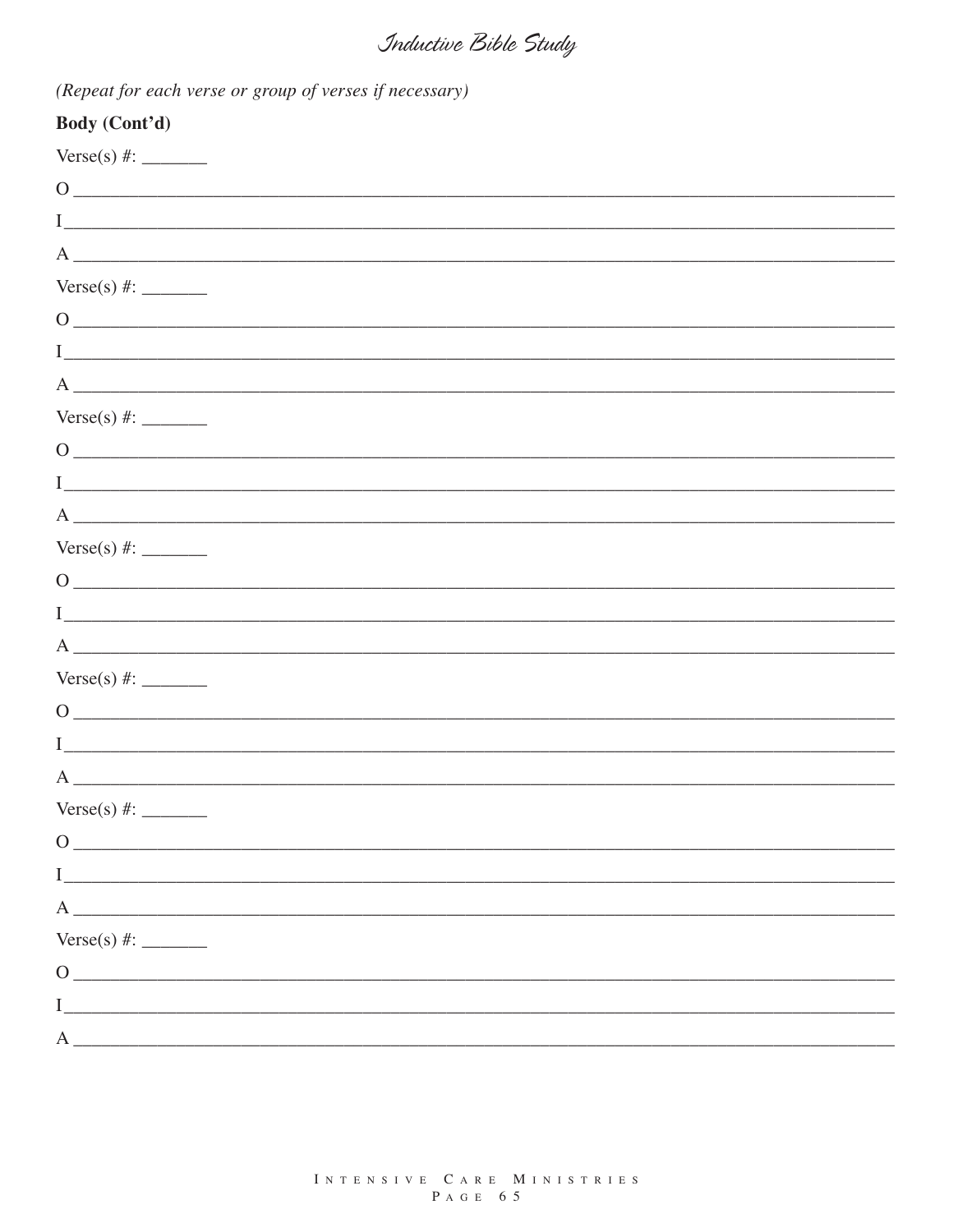*(Repeat for each verse or group of verses if necessary)*

**Body (Cont'd)**

Verse(s) #: _______

O ____________________________________________________________________________

I ____________________________________________________________________________

A ____________________________________________________________________________

Verse(s) #: _______

O ____________________________________________________________________________

I ____________________________________________________________________________

A ____________________________________________________________________________

Verse(s) #: _______

O ____________________________________________________________________________

I ____________________________________________________________________________

A ____________________________________________________________________________

Verse(s) #: _______

O ____________________________________________________________________________

I ____________________________________________________________________________

A ____________________________________________________________________________

Verse(s) #: _______

O ____________________________________________________________________________

I ____________________________________________________________________________

A ____________________________________________________________________________

Verse(s) #: _______

O ____________________________________________________________________________

I ____________________________________________________________________________

A ____________________________________________________________________________

Verse(s) #: _______

O ____________________________________________________________________________

I ____________________________________________________________________________

A ____________________________________________________________________________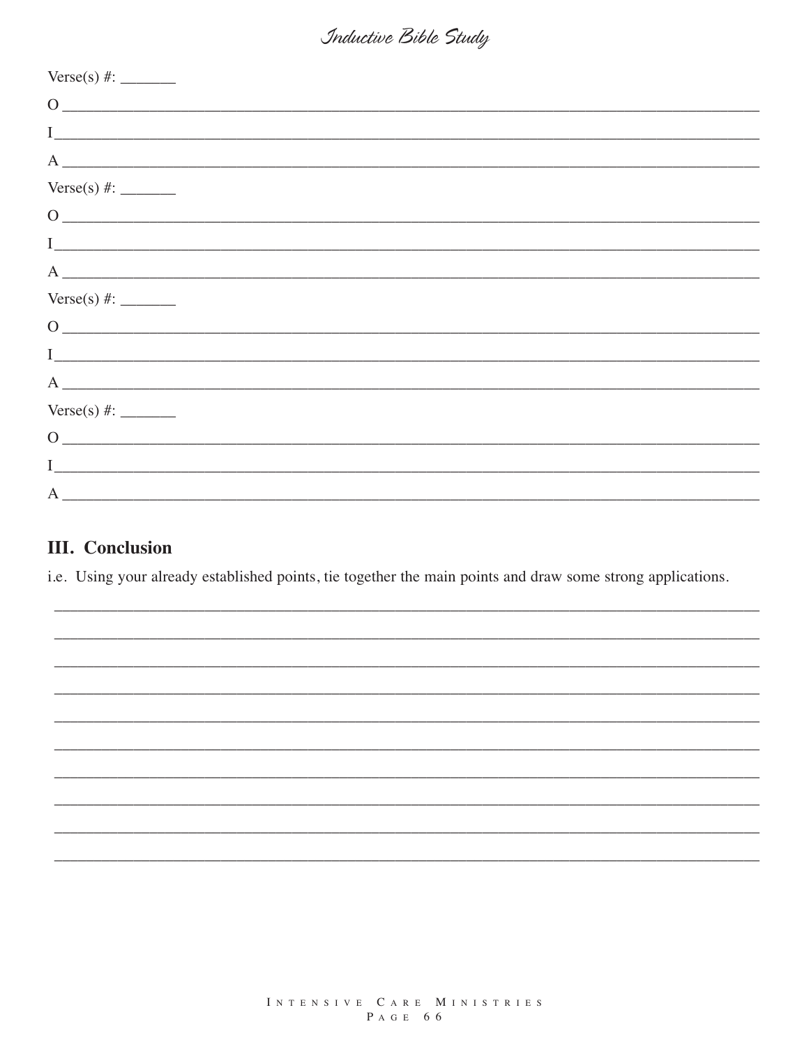Verse(s) #: _______

O ___________________________________________________________________________

I ___________________________________________________________________________

A ___________________________________________________________________________

Verse(s) #: _______

O ___________________________________________________________________________

I ___________________________________________________________________________

A ___________________________________________________________________________

Verse(s) #: _______

O ___________________________________________________________________________

I ___________________________________________________________________________

A ___________________________________________________________________________

Verse(s) #: _______

O ___________________________________________________________________________

I ___________________________________________________________________________

A ___________________________________________________________________________

## III. Conclusion

i.e. Using your already established points, tie together the main points and draw some strong applications.

_____________________________________________________________________________

_____________________________________________________________________________

_____________________________________________________________________________

_____________________________________________________________________________

_____________________________________________________________________________

_____________________________________________________________________________

_____________________________________________________________________________

_____________________________________________________________________________

_____________________________________________________________________________

_____________________________________________________________________________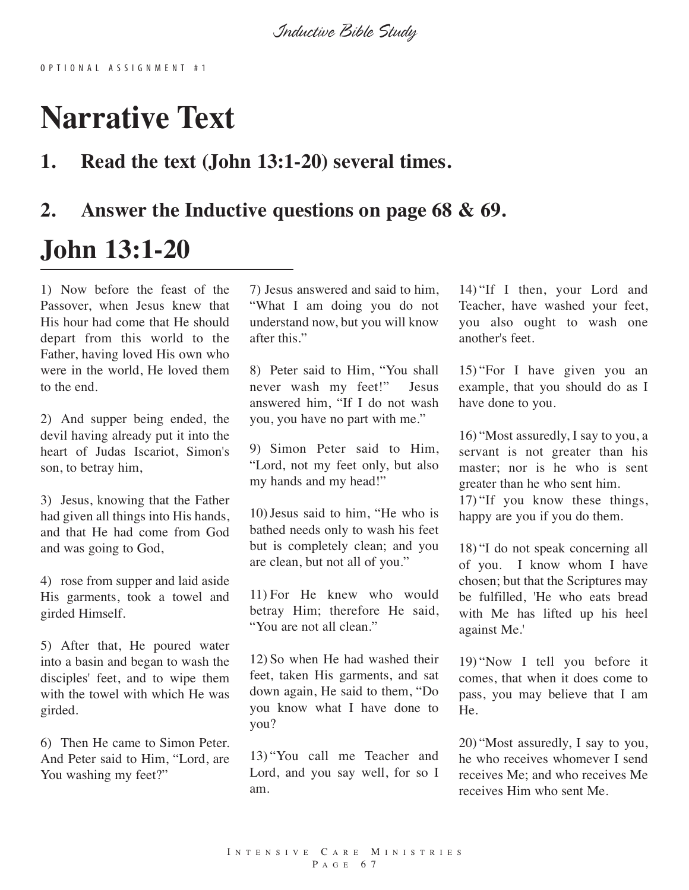OPTIONAL ASSIGNMENT #1

# Narrative Text

## 1. Read the text (John 13:1-20) several times.

## 2. Answer the Inductive questions on page 68 & 69.

# John 13:1-20

1) Now before the feast of the Passover, when Jesus knew that His hour had come that He should depart from this world to the Father, having loved His own who were in the world, He loved them to the end.

2) And supper being ended, the devil having already put it into the heart of Judas Iscariot, Simon's son, to betray him,

3) Jesus, knowing that the Father had given all things into His hands, and that He had come from God and was going to God,

4) rose from supper and laid aside His garments, took a towel and girded Himself.

5) After that, He poured water into a basin and began to wash the disciples' feet, and to wipe them with the towel with which He was girded.

6) Then He came to Simon Peter. And Peter said to Him, "Lord, are You washing my feet?"

7) Jesus answered and said to him, "What I am doing you do not understand now, but you will know after this."

8) Peter said to Him, "You shall never wash my feet!" Jesus answered him, "If I do not wash you, you have no part with me."

9) Simon Peter said to Him, "Lord, not my feet only, but also my hands and my head!"

10) Jesus said to him, "He who is bathed needs only to wash his feet but is completely clean; and you are clean, but not all of you."

11) For He knew who would betray Him; therefore He said, "You are not all clean."

12) So when He had washed their feet, taken His garments, and sat down again, He said to them, "Do you know what I have done to you?

13) "You call me Teacher and Lord, and you say well, for so I am.

14) "If I then, your Lord and Teacher, have washed your feet, you also ought to wash one another's feet.

15) "For I have given you an example, that you should do as I have done to you.

16) "Most assuredly, I say to you, a servant is not greater than his master; nor is he who is sent greater than he who sent him.

17) "If you know these things, happy are you if you do them.

18) "I do not speak concerning all of you. I know whom I have chosen; but that the Scriptures may be fulfilled, 'He who eats bread with Me has lifted up his heel against Me.'

19) "Now I tell you before it comes, that when it does come to pass, you may believe that I am He.

20) "Most assuredly, I say to you, he who receives whomever I send receives Me; and who receives Me receives Him who sent Me.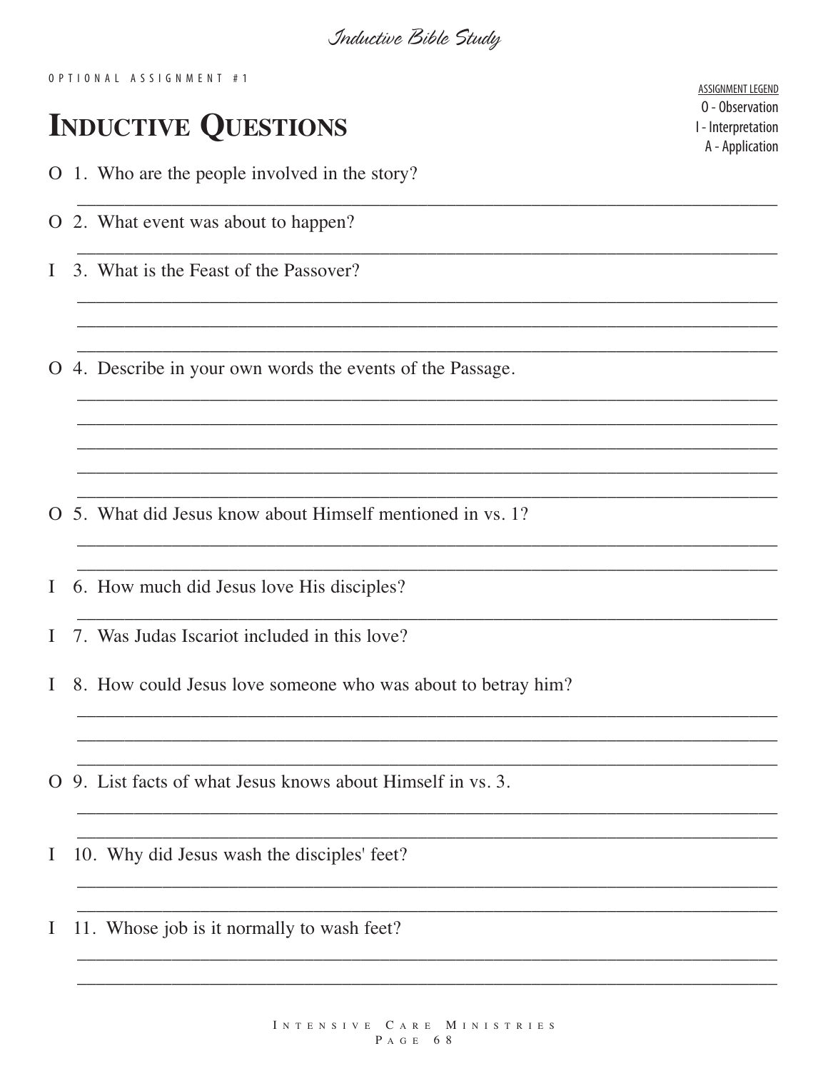OPTIONAL ASSIGNMENT #1

# Inductive Questions

ASSIGNMENT LEGEND
O - Observation
I - Interpretation
A - Application

O 1. Who are the people involved in the story?

______________________________________________________________________________

O 2. What event was about to happen?

______________________________________________________________________________

I 3. What is the Feast of the Passover?

______________________________________________________________________________
______________________________________________________________________________
______________________________________________________________________________

O 4. Describe in your own words the events of the Passage.

______________________________________________________________________________
______________________________________________________________________________
______________________________________________________________________________
______________________________________________________________________________
______________________________________________________________________________

O 5. What did Jesus know about Himself mentioned in vs. 1?

______________________________________________________________________________
______________________________________________________________________________

I 6. How much did Jesus love His disciples?

______________________________________________________________________________

I 7. Was Judas Iscariot included in this love?

I 8. How could Jesus love someone who was about to betray him?

______________________________________________________________________________
______________________________________________________________________________
______________________________________________________________________________

O 9. List facts of what Jesus knows about Himself in vs. 3.

______________________________________________________________________________
______________________________________________________________________________

I 10. Why did Jesus wash the disciples' feet?

______________________________________________________________________________
______________________________________________________________________________

I 11. Whose job is it normally to wash feet?

______________________________________________________________________________
______________________________________________________________________________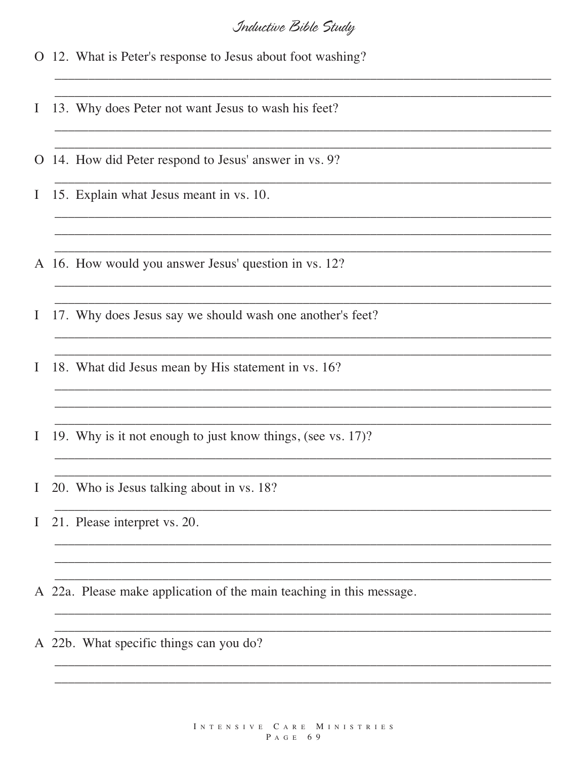O 12. What is Peter's response to Jesus about foot washing?

I 13. Why does Peter not want Jesus to wash his feet?

O 14. How did Peter respond to Jesus' answer in vs. 9?

I 15. Explain what Jesus meant in vs. 10.

A 16. How would you answer Jesus' question in vs. 12?

I 17. Why does Jesus say we should wash one another's feet?

I 18. What did Jesus mean by His statement in vs. 16?

I 19. Why is it not enough to just know things, (see vs. 17)?

I 20. Who is Jesus talking about in vs. 18?

I 21. Please interpret vs. 20.

A 22a. Please make application of the main teaching in this message.

A 22b. What specific things can you do?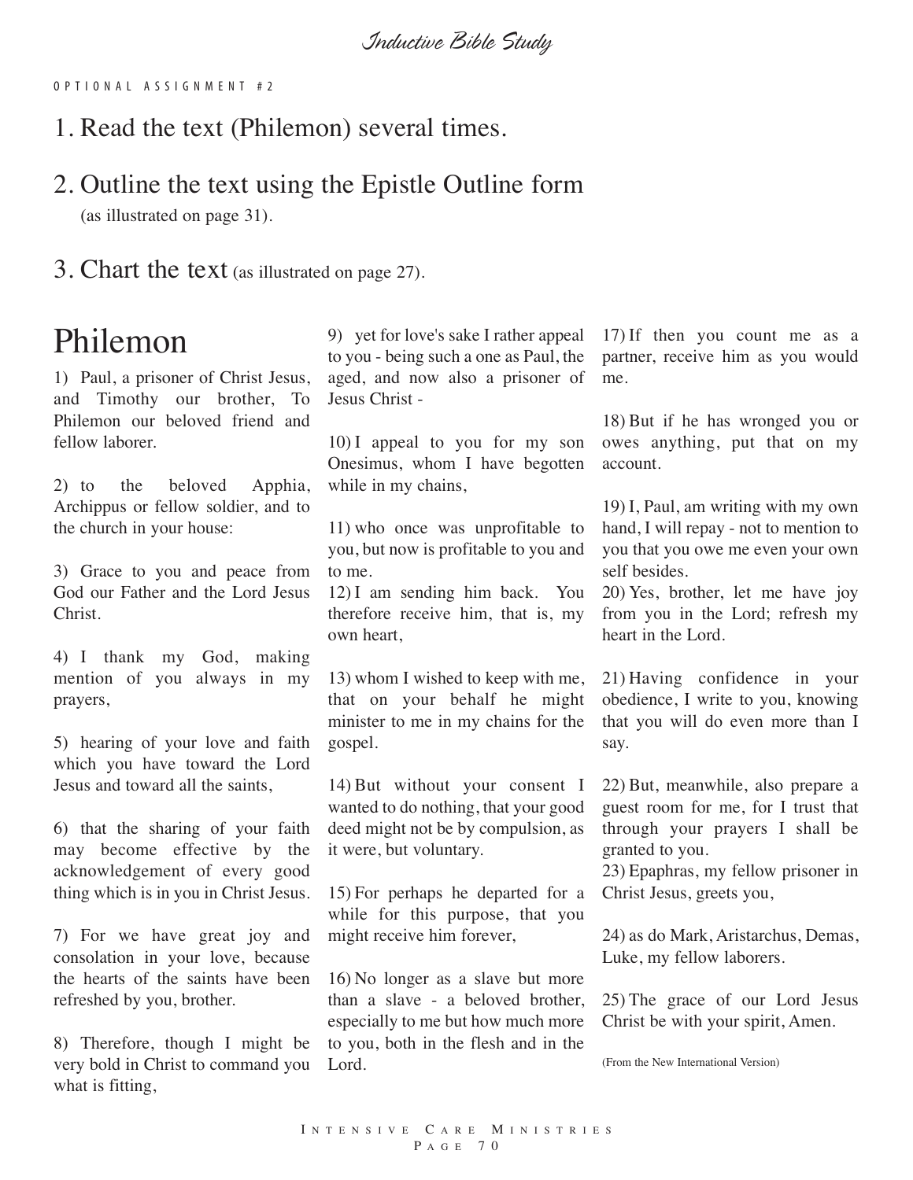OPTIONAL ASSIGNMENT #2

1. Read the text (Philemon) several times.

2. Outline the text using the Epistle Outline form (as illustrated on page 31).

3. Chart the text (as illustrated on page 27).

# Philemon

1) Paul, a prisoner of Christ Jesus, and Timothy our brother, To Philemon our beloved friend and fellow laborer.

2) to the beloved Apphia, Archippus or fellow soldier, and to the church in your house:

3) Grace to you and peace from God our Father and the Lord Jesus Christ.

4) I thank my God, making mention of you always in my prayers,

5) hearing of your love and faith which you have toward the Lord Jesus and toward all the saints,

6) that the sharing of your faith may become effective by the acknowledgement of every good thing which is in you in Christ Jesus.

7) For we have great joy and consolation in your love, because the hearts of the saints have been refreshed by you, brother.

8) Therefore, though I might be very bold in Christ to command you what is fitting,

9) yet for love's sake I rather appeal to you - being such a one as Paul, the aged, and now also a prisoner of Jesus Christ -

10) I appeal to you for my son Onesimus, whom I have begotten while in my chains,

11) who once was unprofitable to you, but now is profitable to you and to me.

12) I am sending him back. You therefore receive him, that is, my own heart,

13) whom I wished to keep with me, that on your behalf he might minister to me in my chains for the gospel.

14) But without your consent I wanted to do nothing, that your good deed might not be by compulsion, as it were, but voluntary.

15) For perhaps he departed for a while for this purpose, that you might receive him forever,

16) No longer as a slave but more than a slave - a beloved brother, especially to me but how much more to you, both in the flesh and in the Lord.

17) If then you count me as a partner, receive him as you would me.

18) But if he has wronged you or owes anything, put that on my account.

19) I, Paul, am writing with my own hand, I will repay - not to mention to you that you owe me even your own self besides.

20) Yes, brother, let me have joy from you in the Lord; refresh my heart in the Lord.

21) Having confidence in your obedience, I write to you, knowing that you will do even more than I say.

22) But, meanwhile, also prepare a guest room for me, for I trust that through your prayers I shall be granted to you.

23) Epaphras, my fellow prisoner in Christ Jesus, greets you,

24) as do Mark, Aristarchus, Demas, Luke, my fellow laborers.

25) The grace of our Lord Jesus Christ be with your spirit, Amen.

(From the New International Version)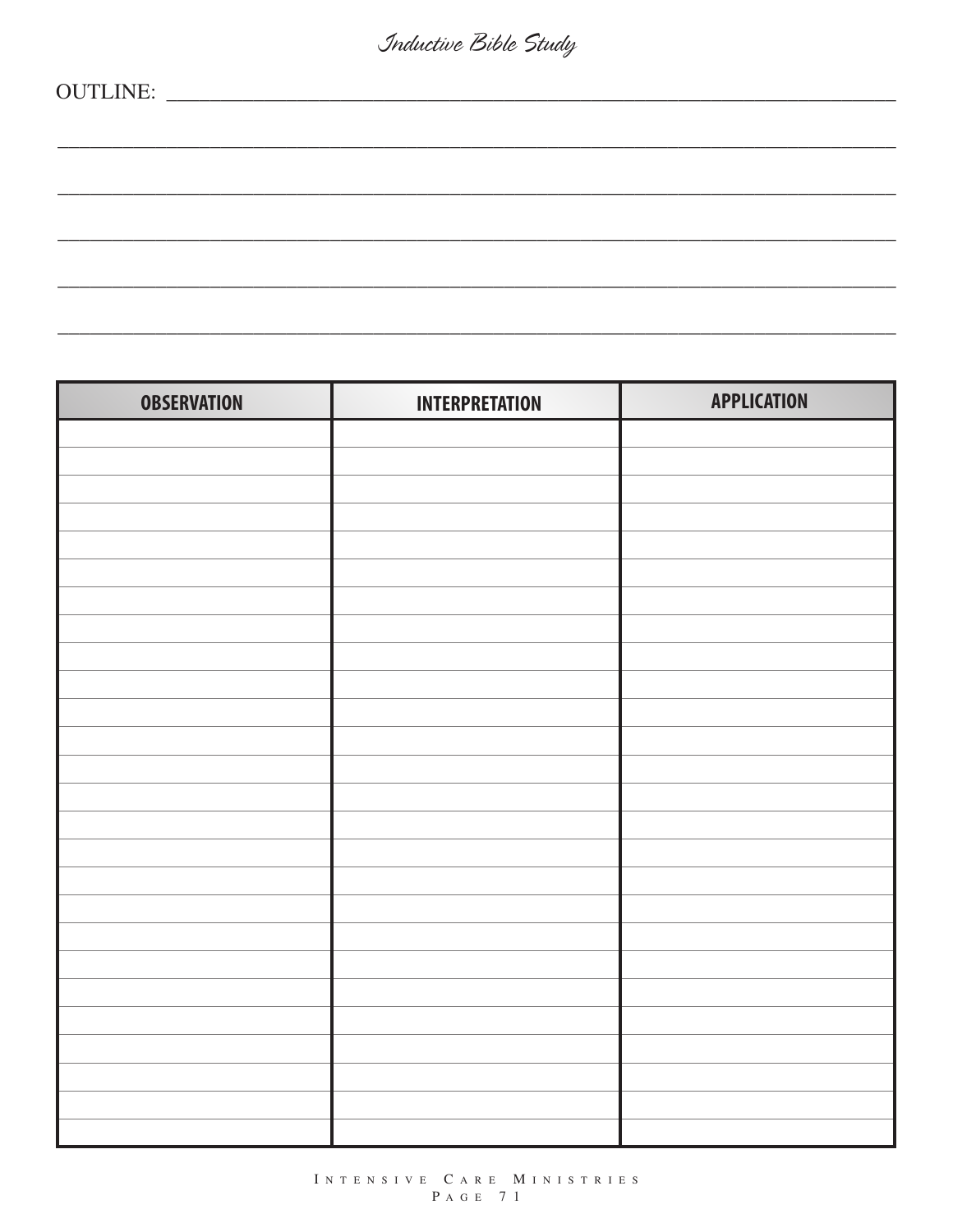OUTLINE: ___________________________________________________________________________

_______________________________________________________________________________

_______________________________________________________________________________

_______________________________________________________________________________

_______________________________________________________________________________

_______________________________________________________________________________

| OBSERVATION | INTERPRETATION | APPLICATION |
|---|---|---|
| | | |
| | | |
| | | |
| | | |
| | | |
| | | |
| | | |
| | | |
| | | |
| | | |
| | | |
| | | |
| | | |
| | | |
| | | |
| | | |
| | | |
| | | |
| | | |
| | | |
| | | |
| | | |
| | | |
| | | |
| | | |
| | | |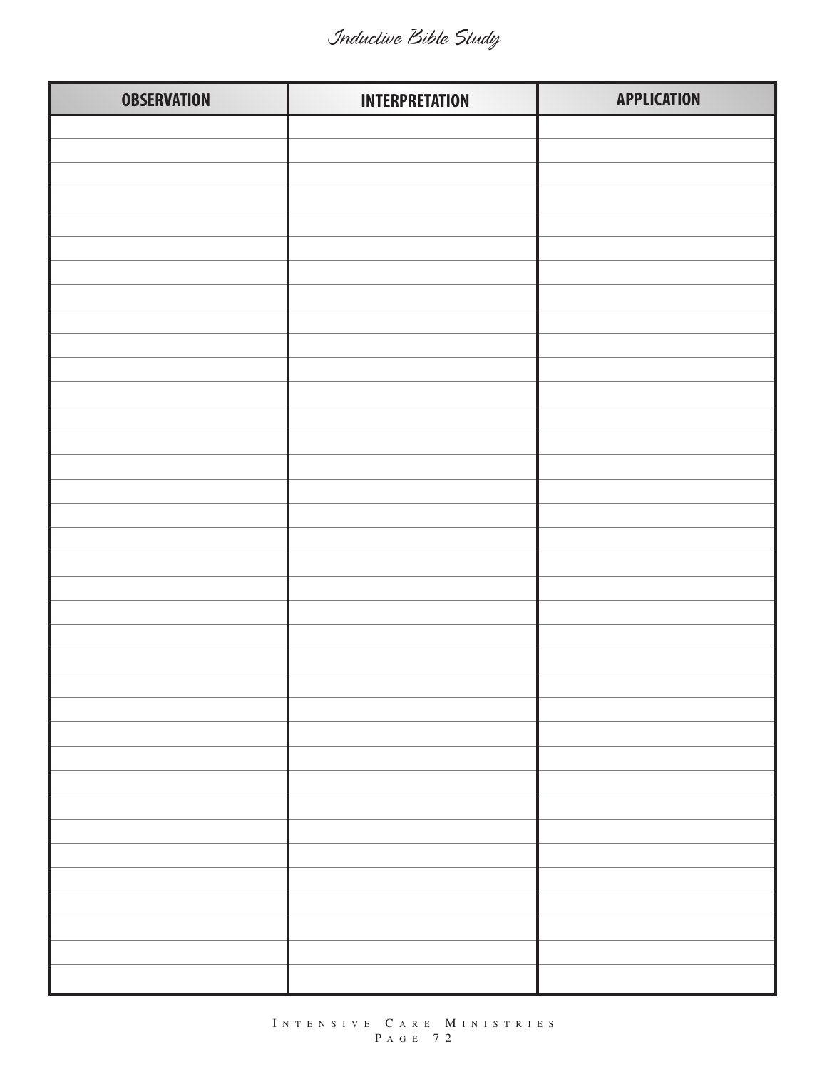# Inductive Bible Study

| OBSERVATION | INTERPRETATION | APPLICATION |
| --- | --- | --- |
| | | |
| | | |
| | | |
| | | |
| | | |
| | | |
| | | |
| | | |
| | | |
| | | |
| | | |
| | | |
| | | |
| | | |
| | | |
| | | |
| | | |
| | | |
| | | |
| | | |
| | | |
| | | |
| | | |
| | | |
| | | |
| | | |
| | | |
| | | |
| | | |
| | | |
| | | |
| | | |
| | | |
| | | |
| | | |
| | | |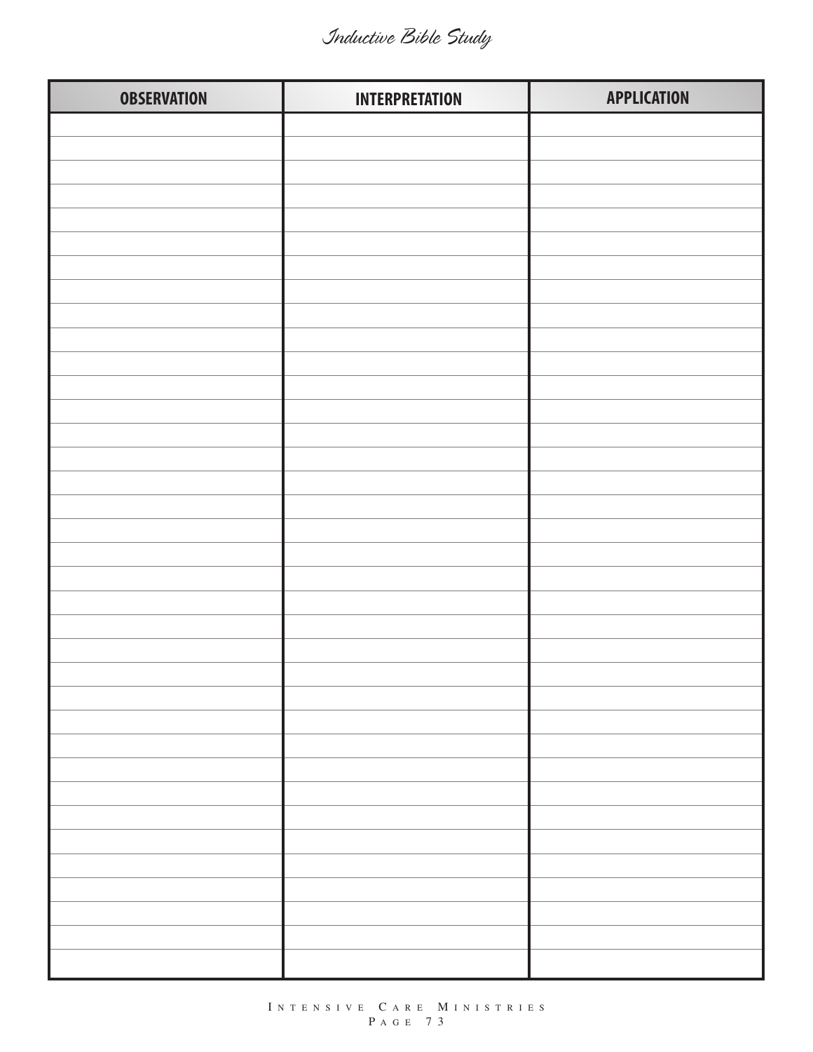# Inductive Bible Study

| OBSERVATION | INTERPRETATION | APPLICATION |
|---|---|---|
| | | |
| | | |
| | | |
| | | |
| | | |
| | | |
| | | |
| | | |
| | | |
| | | |
| | | |
| | | |
| | | |
| | | |
| | | |
| | | |
| | | |
| | | |
| | | |
| | | |
| | | |
| | | |
| | | |
| | | |
| | | |
| | | |
| | | |
| | | |
| | | |
| | | |
| | | |
| | | |
| | | |
| | | |
| | | |
| | | |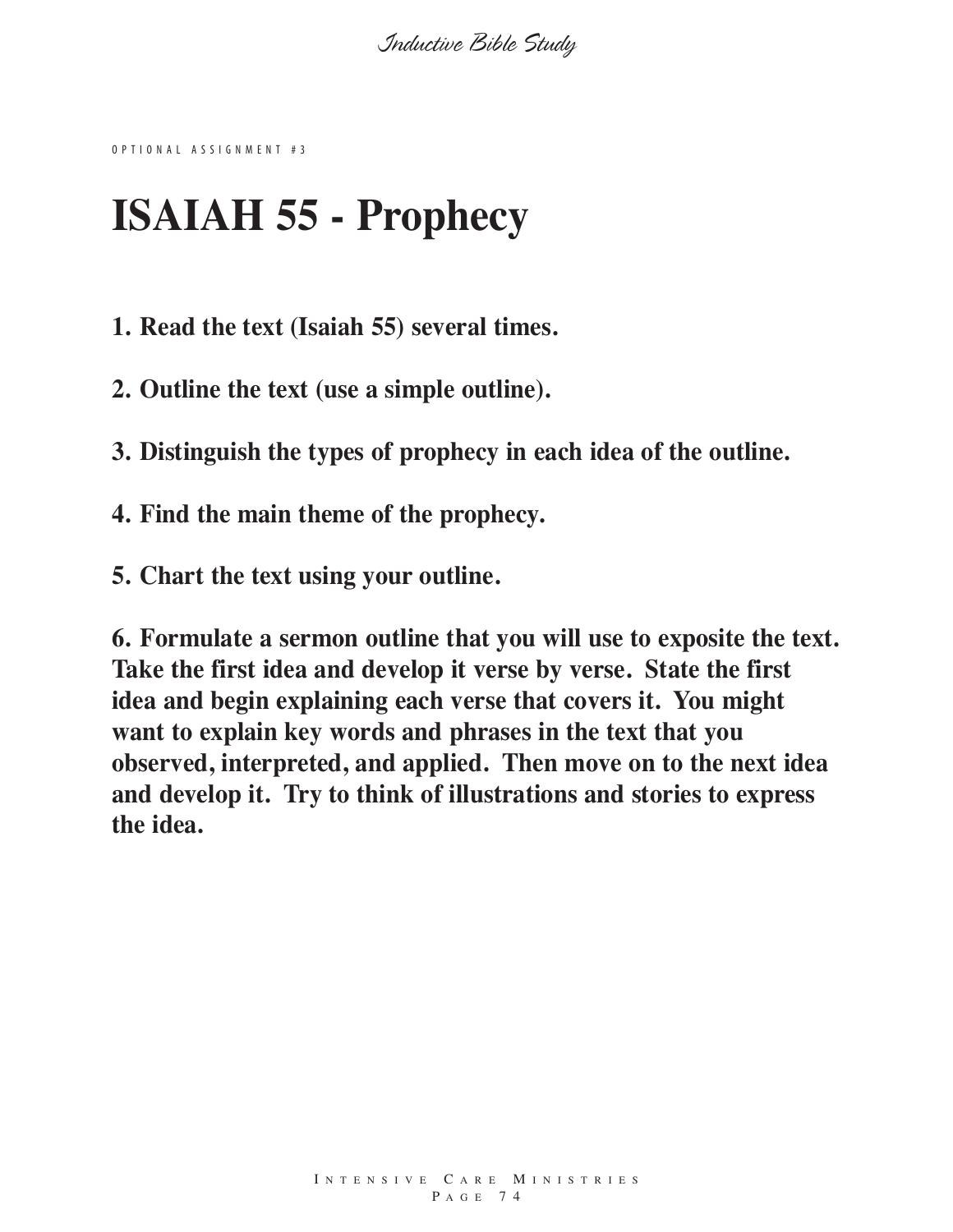OPTIONAL ASSIGNMENT #3

# ISAIAH 55 - Prophecy

**1. Read the text (Isaiah 55) several times.**

**2. Outline the text (use a simple outline).**

**3. Distinguish the types of prophecy in each idea of the outline.**

**4. Find the main theme of the prophecy.**

**5. Chart the text using your outline.**

**6. Formulate a sermon outline that you will use to exposite the text. Take the first idea and develop it verse by verse. State the first idea and begin explaining each verse that covers it. You might want to explain key words and phrases in the text that you observed, interpreted, and applied. Then move on to the next idea and develop it. Try to think of illustrations and stories to express the idea.**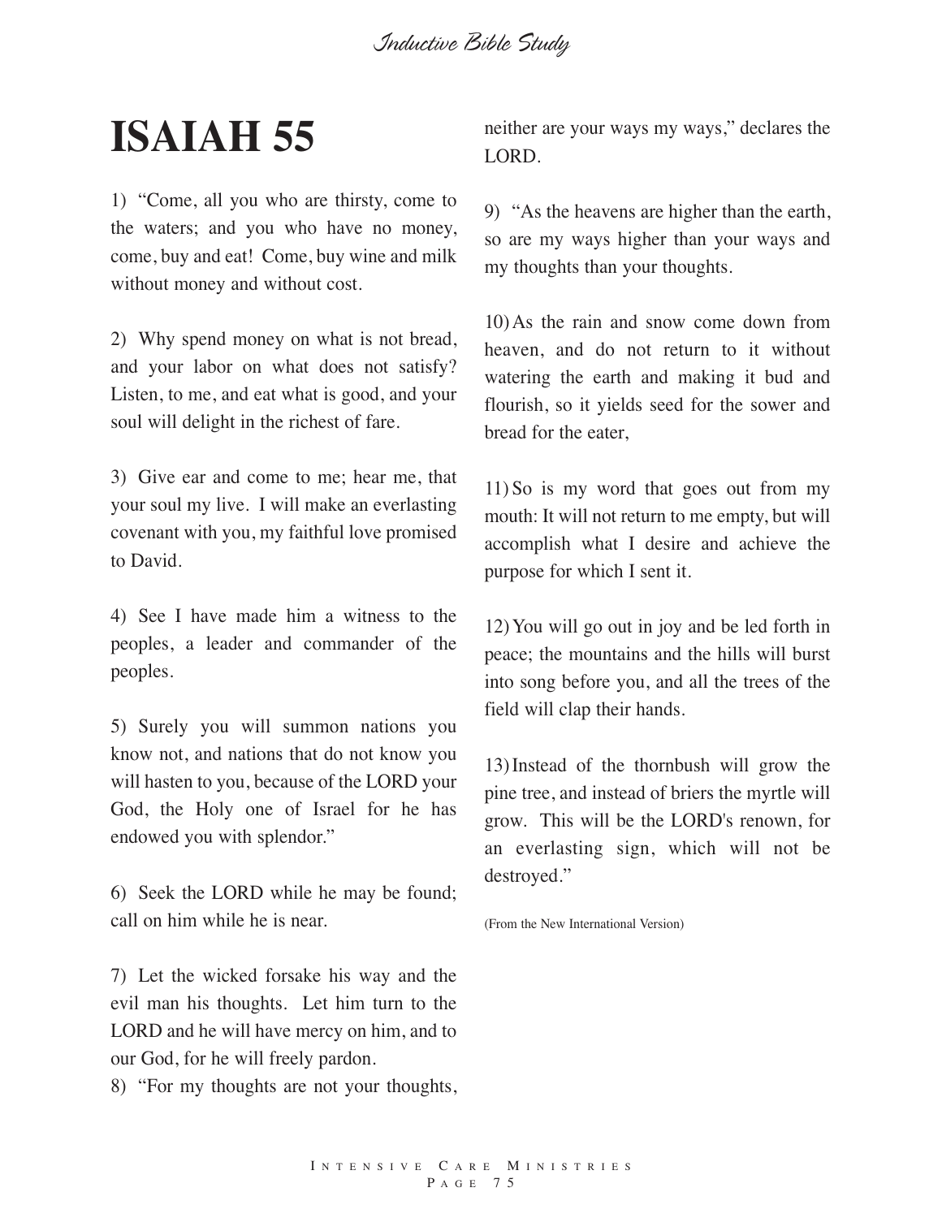# ISAIAH 55

1) "Come, all you who are thirsty, come to the waters; and you who have no money, come, buy and eat! Come, buy wine and milk without money and without cost.

2) Why spend money on what is not bread, and your labor on what does not satisfy? Listen, to me, and eat what is good, and your soul will delight in the richest of fare.

3) Give ear and come to me; hear me, that your soul my live. I will make an everlasting covenant with you, my faithful love promised to David.

4) See I have made him a witness to the peoples, a leader and commander of the peoples.

5) Surely you will summon nations you know not, and nations that do not know you will hasten to you, because of the LORD your God, the Holy one of Israel for he has endowed you with splendor."

6) Seek the LORD while he may be found; call on him while he is near.

7) Let the wicked forsake his way and the evil man his thoughts. Let him turn to the LORD and he will have mercy on him, and to our God, for he will freely pardon.

8) "For my thoughts are not your thoughts, neither are your ways my ways," declares the LORD.

9) "As the heavens are higher than the earth, so are my ways higher than your ways and my thoughts than your thoughts.

10) As the rain and snow come down from heaven, and do not return to it without watering the earth and making it bud and flourish, so it yields seed for the sower and bread for the eater,

11) So is my word that goes out from my mouth: It will not return to me empty, but will accomplish what I desire and achieve the purpose for which I sent it.

12) You will go out in joy and be led forth in peace; the mountains and the hills will burst into song before you, and all the trees of the field will clap their hands.

13) Instead of the thornbush will grow the pine tree, and instead of briers the myrtle will grow. This will be the LORD's renown, for an everlasting sign, which will not be destroyed."

(From the New International Version)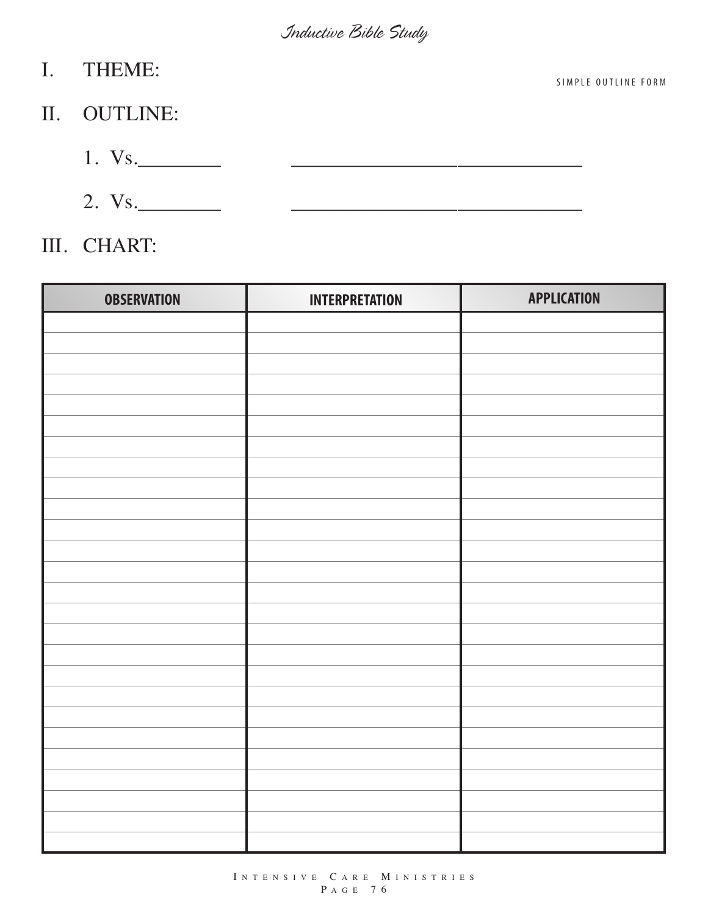*Inductive Bible Study*

SIMPLE OUTLINE FORM

I. THEME:

II. OUTLINE:

1. Vs.________ ____________________________

2. Vs.________ ____________________________

III. CHART:

| OBSERVATION | INTERPRETATION | APPLICATION |
|---|---|---|
| | | |
| | | |
| | | |
| | | |
| | | |
| | | |
| | | |
| | | |
| | | |
| | | |
| | | |
| | | |
| | | |
| | | |
| | | |
| | | |
| | | |
| | | |
| | | |
| | | |
| | | |
| | | |
| | | |
| | | |
| | | |
| | | |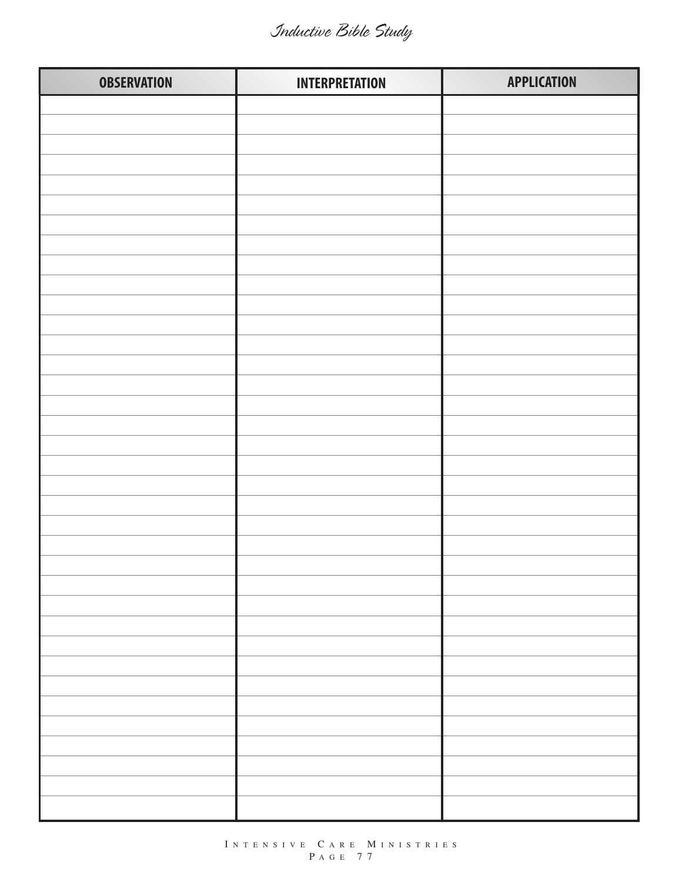| OBSERVATION | INTERPRETATION | APPLICATION |
| --- | --- | --- |
| | | |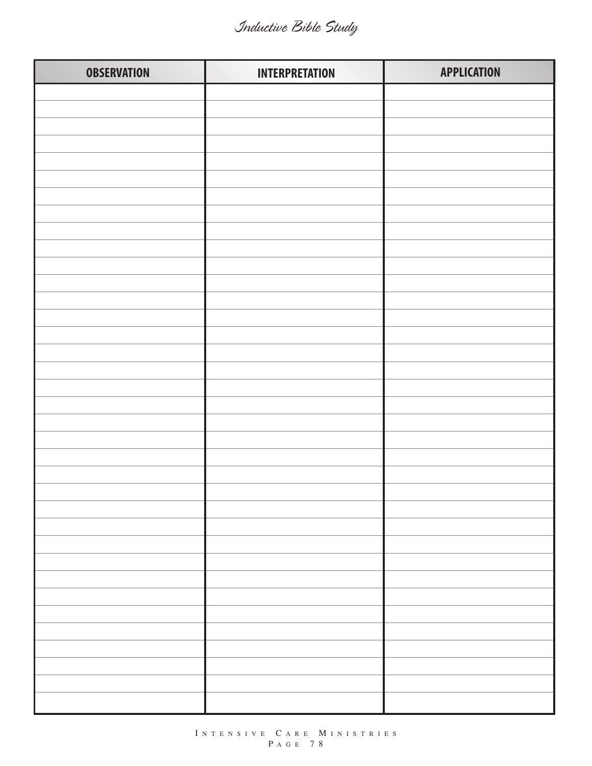# Inductive Bible Study

| OBSERVATION | INTERPRETATION | APPLICATION |
|---|---|---|
| | | |
| | | |
| | | |
| | | |
| | | |
| | | |
| | | |
| | | |
| | | |
| | | |
| | | |
| | | |
| | | |
| | | |
| | | |
| | | |
| | | |
| | | |
| | | |
| | | |
| | | |
| | | |
| | | |
| | | |
| | | |
| | | |
| | | |
| | | |
| | | |
| | | |
| | | |
| | | |
| | | |
| | | |
| | | |
| | | |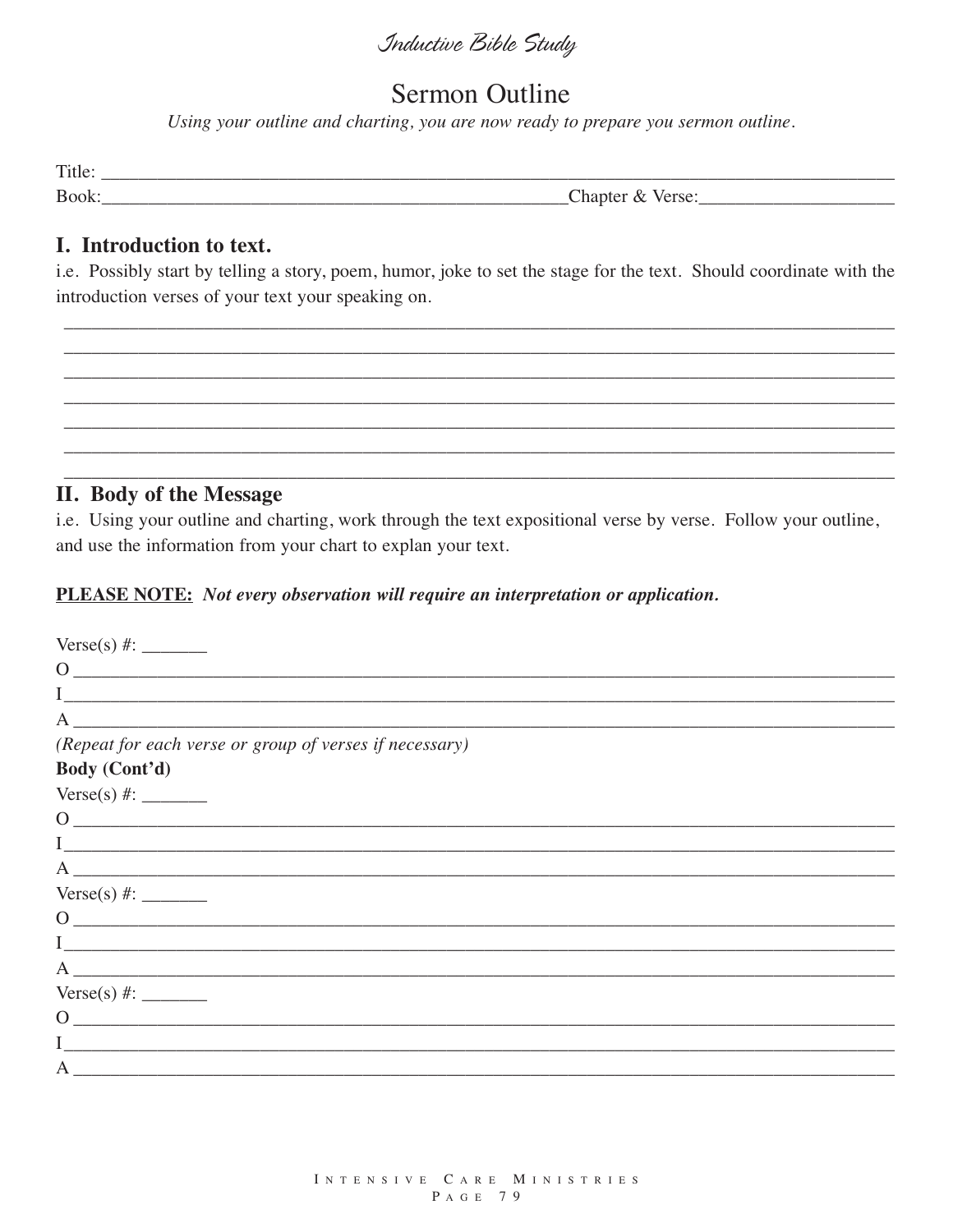# Sermon Outline

*Using your outline and charting, you are now ready to prepare you sermon outline.*

Title: ______________________________________________________________________________

Book: ___________________________________________ Chapter & Verse: __________________

## I. Introduction to text.

i.e. Possibly start by telling a story, poem, humor, joke to set the stage for the text. Should coordinate with the introduction verses of your text your speaking on.

______________________________________________________________________________

______________________________________________________________________________

______________________________________________________________________________

______________________________________________________________________________

______________________________________________________________________________

______________________________________________________________________________

______________________________________________________________________________

## II. Body of the Message

i.e. Using your outline and charting, work through the text expositional verse by verse. Follow your outline, and use the information from your chart to explan your text.

**PLEASE NOTE:** ***Not every observation will require an interpretation or application.***

Verse(s) #: _______

O ______________________________________________________________________________

I ______________________________________________________________________________

A ______________________________________________________________________________

*(Repeat for each verse or group of verses if necessary)*

**Body (Cont'd)**

Verse(s) #: _______

O ______________________________________________________________________________

I ______________________________________________________________________________

A ______________________________________________________________________________

Verse(s) #: _______

O ______________________________________________________________________________

I ______________________________________________________________________________

A ______________________________________________________________________________

Verse(s) #: _______

O ______________________________________________________________________________

I ______________________________________________________________________________

A ______________________________________________________________________________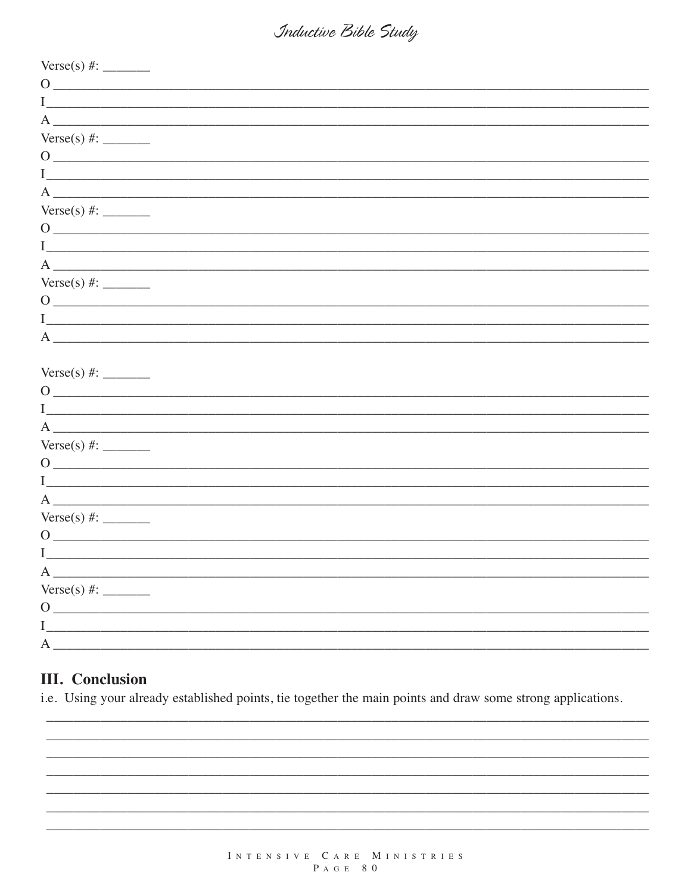Verse(s) #: _______

O ______________________________________________________________________________

I ______________________________________________________________________________

A ______________________________________________________________________________

Verse(s) #: _______

O ______________________________________________________________________________

I ______________________________________________________________________________

A ______________________________________________________________________________

Verse(s) #: _______

O ______________________________________________________________________________

I ______________________________________________________________________________

A ______________________________________________________________________________

Verse(s) #: _______

O ______________________________________________________________________________

I ______________________________________________________________________________

A ______________________________________________________________________________

Verse(s) #: _______

O ______________________________________________________________________________

I ______________________________________________________________________________

A ______________________________________________________________________________

Verse(s) #: _______

O ______________________________________________________________________________

I ______________________________________________________________________________

A ______________________________________________________________________________

Verse(s) #: _______

O ______________________________________________________________________________

I ______________________________________________________________________________

A ______________________________________________________________________________

Verse(s) #: _______

O ______________________________________________________________________________

I ______________________________________________________________________________

A ______________________________________________________________________________

## III. Conclusion

i.e. Using your already established points, tie together the main points and draw some strong applications.

________________________________________________________________________________

________________________________________________________________________________

________________________________________________________________________________

________________________________________________________________________________

________________________________________________________________________________

________________________________________________________________________________

________________________________________________________________________________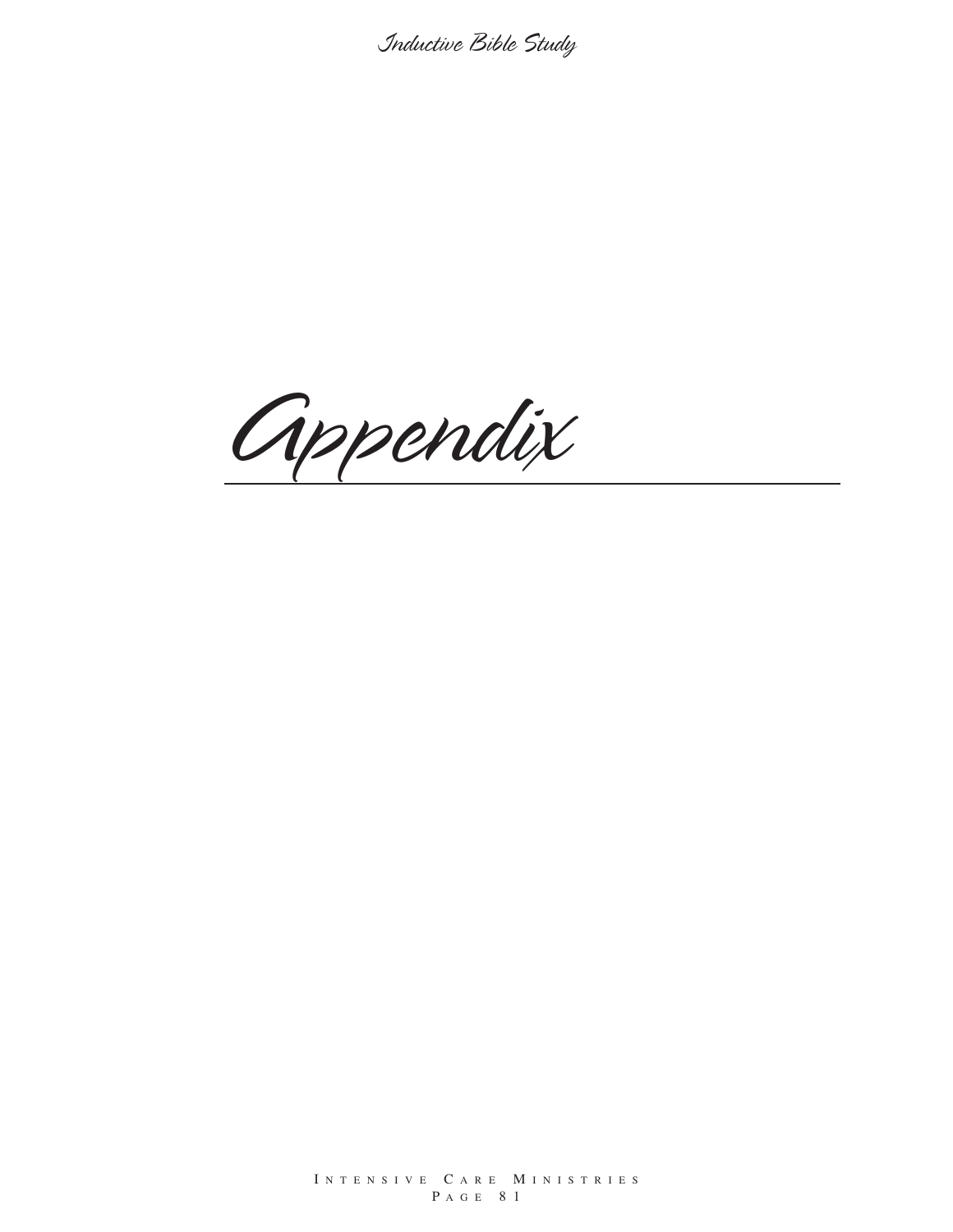# Appendix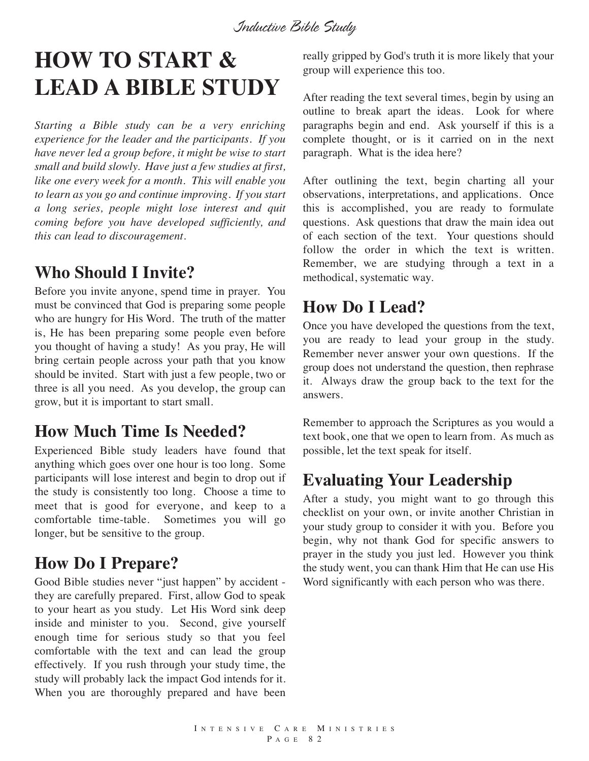# HOW TO START & LEAD A BIBLE STUDY

*Starting a Bible study can be a very enriching experience for the leader and the participants. If you have never led a group before, it might be wise to start small and build slowly. Have just a few studies at first, like one every week for a month. This will enable you to learn as you go and continue improving. If you start a long series, people might lose interest and quit coming before you have developed sufficiently, and this can lead to discouragement.*

## Who Should I Invite?

Before you invite anyone, spend time in prayer. You must be convinced that God is preparing some people who are hungry for His Word. The truth of the matter is, He has been preparing some people even before you thought of having a study! As you pray, He will bring certain people across your path that you know should be invited. Start with just a few people, two or three is all you need. As you develop, the group can grow, but it is important to start small.

## How Much Time Is Needed?

Experienced Bible study leaders have found that anything which goes over one hour is too long. Some participants will lose interest and begin to drop out if the study is consistently too long. Choose a time to meet that is good for everyone, and keep to a comfortable time-table. Sometimes you will go longer, but be sensitive to the group.

## How Do I Prepare?

Good Bible studies never "just happen" by accident - they are carefully prepared. First, allow God to speak to your heart as you study. Let His Word sink deep inside and minister to you. Second, give yourself enough time for serious study so that you feel comfortable with the text and can lead the group effectively. If you rush through your study time, the study will probably lack the impact God intends for it. When you are thoroughly prepared and have been really gripped by God's truth it is more likely that your group will experience this too.

After reading the text several times, begin by using an outline to break apart the ideas. Look for where paragraphs begin and end. Ask yourself if this is a complete thought, or is it carried on in the next paragraph. What is the idea here?

After outlining the text, begin charting all your observations, interpretations, and applications. Once this is accomplished, you are ready to formulate questions. Ask questions that draw the main idea out of each section of the text. Your questions should follow the order in which the text is written. Remember, we are studying through a text in a methodical, systematic way.

## How Do I Lead?

Once you have developed the questions from the text, you are ready to lead your group in the study. Remember never answer your own questions. If the group does not understand the question, then rephrase it. Always draw the group back to the text for the answers.

Remember to approach the Scriptures as you would a text book, one that we open to learn from. As much as possible, let the text speak for itself.

## Evaluating Your Leadership

After a study, you might want to go through this checklist on your own, or invite another Christian in your study group to consider it with you. Before you begin, why not thank God for specific answers to prayer in the study you just led. However you think the study went, you can thank Him that He can use His Word significantly with each person who was there.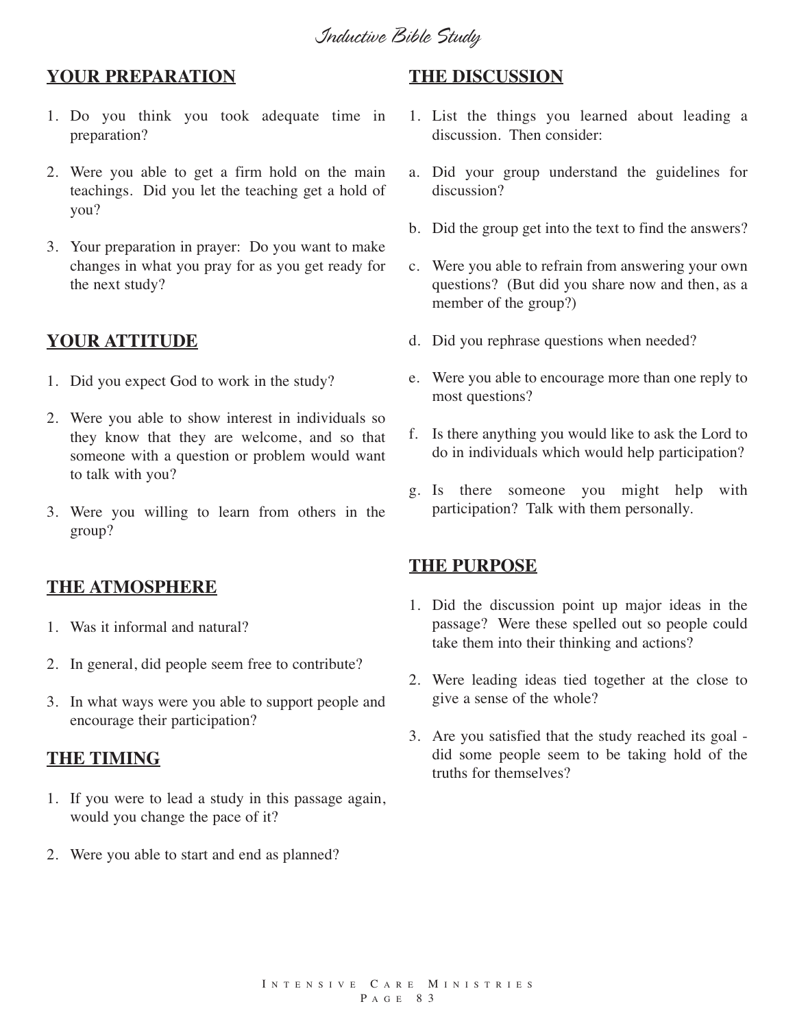## YOUR PREPARATION

1. Do you think you took adequate time in preparation?
2. Were you able to get a firm hold on the main teachings. Did you let the teaching get a hold of you?
3. Your preparation in prayer: Do you want to make changes in what you pray for as you get ready for the next study?

## YOUR ATTITUDE

1. Did you expect God to work in the study?
2. Were you able to show interest in individuals so they know that they are welcome, and so that someone with a question or problem would want to talk with you?
3. Were you willing to learn from others in the group?

## THE ATMOSPHERE

1. Was it informal and natural?
2. In general, did people seem free to contribute?
3. In what ways were you able to support people and encourage their participation?

## THE TIMING

1. If you were to lead a study in this passage again, would you change the pace of it?
2. Were you able to start and end as planned?

## THE DISCUSSION

1. List the things you learned about leading a discussion. Then consider:

a. Did your group understand the guidelines for discussion?

b. Did the group get into the text to find the answers?

c. Were you able to refrain from answering your own questions? (But did you share now and then, as a member of the group?)

d. Did you rephrase questions when needed?

e. Were you able to encourage more than one reply to most questions?

f. Is there anything you would like to ask the Lord to do in individuals which would help participation?

g. Is there someone you might help with participation? Talk with them personally.

## THE PURPOSE

1. Did the discussion point up major ideas in the passage? Were these spelled out so people could take them into their thinking and actions?
2. Were leading ideas tied together at the close to give a sense of the whole?
3. Are you satisfied that the study reached its goal - did some people seem to be taking hold of the truths for themselves?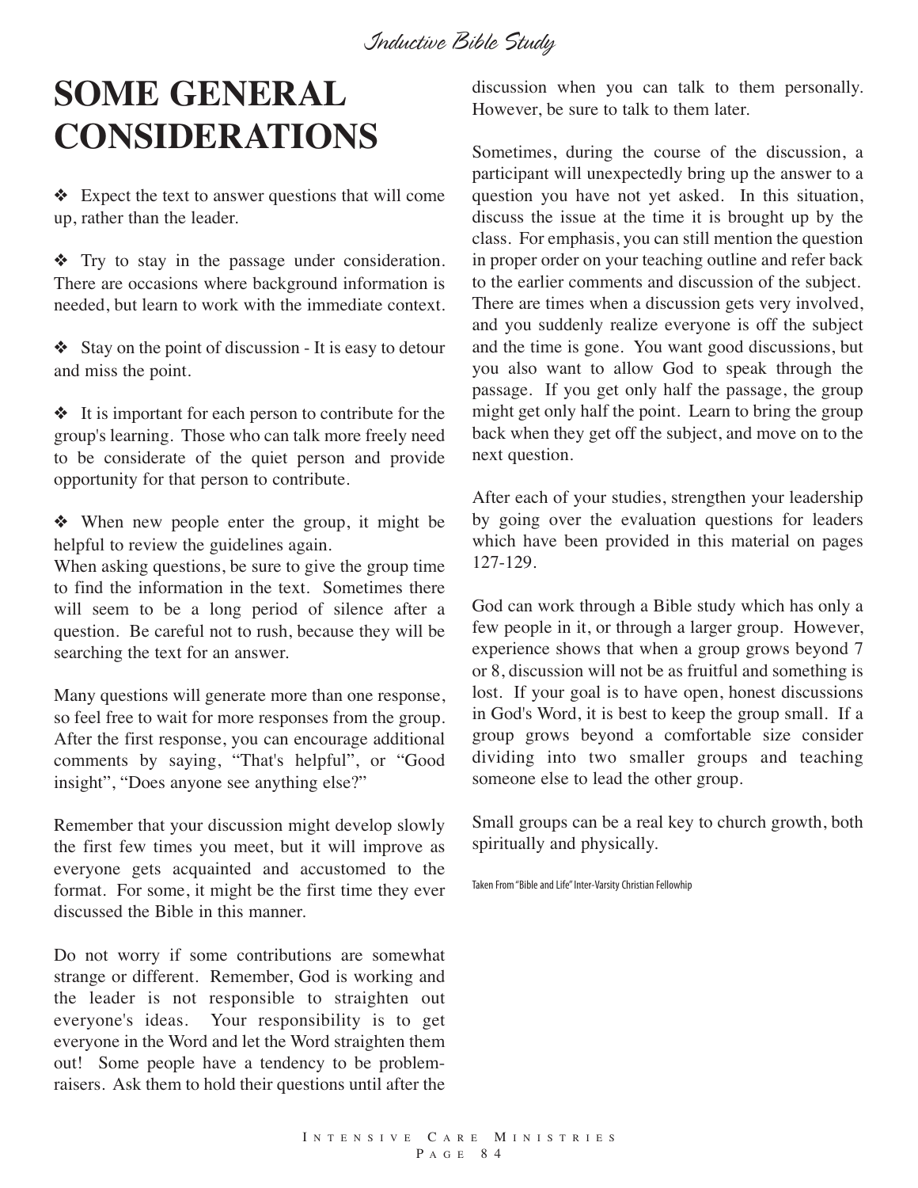# SOME GENERAL CONSIDERATIONS

❖ Expect the text to answer questions that will come up, rather than the leader.

❖ Try to stay in the passage under consideration. There are occasions where background information is needed, but learn to work with the immediate context.

❖ Stay on the point of discussion - It is easy to detour and miss the point.

❖ It is important for each person to contribute for the group's learning. Those who can talk more freely need to be considerate of the quiet person and provide opportunity for that person to contribute.

❖ When new people enter the group, it might be helpful to review the guidelines again.

When asking questions, be sure to give the group time to find the information in the text. Sometimes there will seem to be a long period of silence after a question. Be careful not to rush, because they will be searching the text for an answer.

Many questions will generate more than one response, so feel free to wait for more responses from the group. After the first response, you can encourage additional comments by saying, "That's helpful", or "Good insight", "Does anyone see anything else?"

Remember that your discussion might develop slowly the first few times you meet, but it will improve as everyone gets acquainted and accustomed to the format. For some, it might be the first time they ever discussed the Bible in this manner.

Do not worry if some contributions are somewhat strange or different. Remember, God is working and the leader is not responsible to straighten out everyone's ideas. Your responsibility is to get everyone in the Word and let the Word straighten them out! Some people have a tendency to be problem-raisers. Ask them to hold their questions until after the discussion when you can talk to them personally. However, be sure to talk to them later.

Sometimes, during the course of the discussion, a participant will unexpectedly bring up the answer to a question you have not yet asked. In this situation, discuss the issue at the time it is brought up by the class. For emphasis, you can still mention the question in proper order on your teaching outline and refer back to the earlier comments and discussion of the subject. There are times when a discussion gets very involved, and you suddenly realize everyone is off the subject and the time is gone. You want good discussions, but you also want to allow God to speak through the passage. If you get only half the passage, the group might get only half the point. Learn to bring the group back when they get off the subject, and move on to the next question.

After each of your studies, strengthen your leadership by going over the evaluation questions for leaders which have been provided in this material on pages 127-129.

God can work through a Bible study which has only a few people in it, or through a larger group. However, experience shows that when a group grows beyond 7 or 8, discussion will not be as fruitful and something is lost. If your goal is to have open, honest discussions in God's Word, it is best to keep the group small. If a group grows beyond a comfortable size consider dividing into two smaller groups and teaching someone else to lead the other group.

Small groups can be a real key to church growth, both spiritually and physically.

Taken From "Bible and Life" Inter-Varsity Christian Fellowhip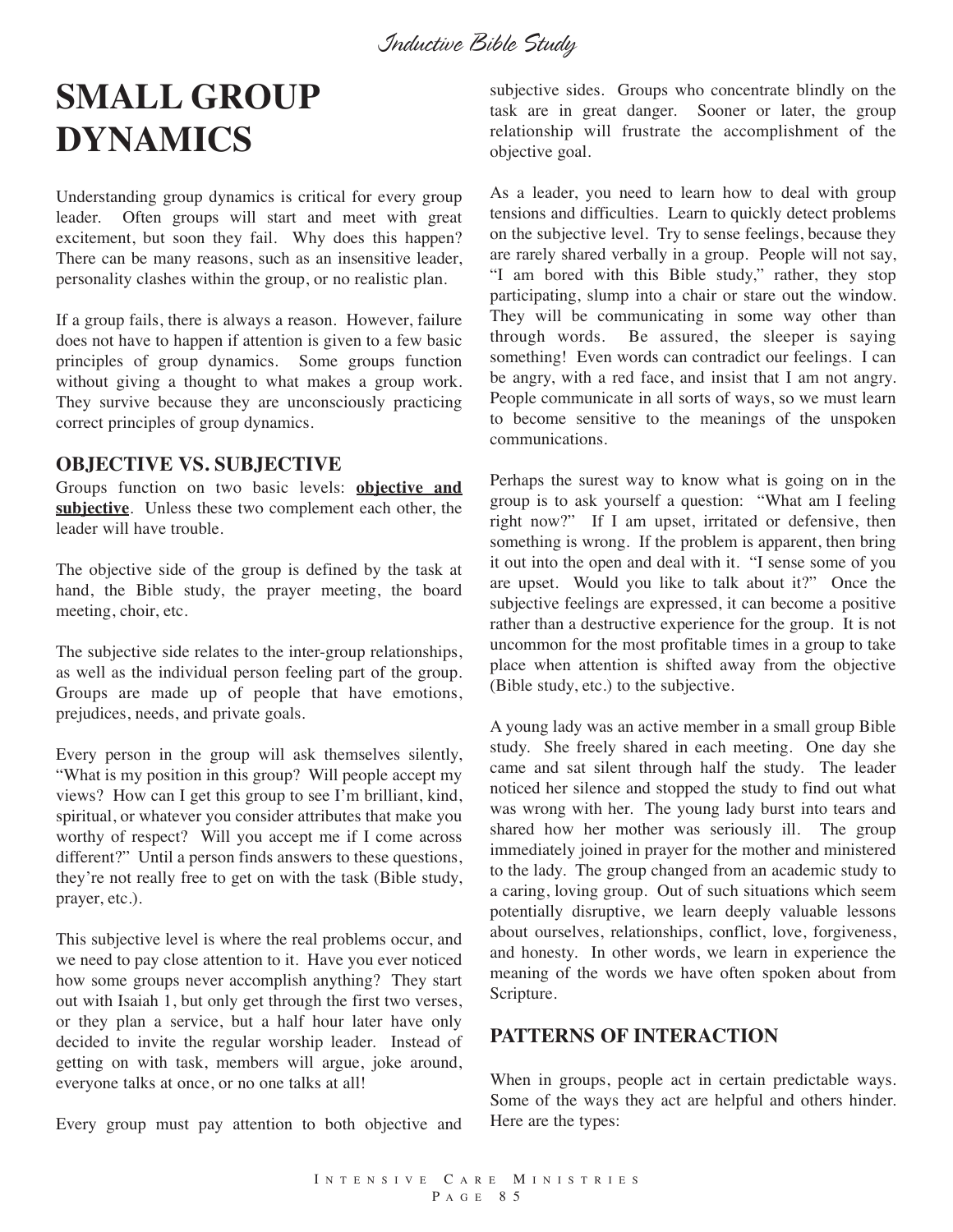# SMALL GROUP DYNAMICS

Understanding group dynamics is critical for every group leader. Often groups will start and meet with great excitement, but soon they fail. Why does this happen? There can be many reasons, such as an insensitive leader, personality clashes within the group, or no realistic plan.

If a group fails, there is always a reason. However, failure does not have to happen if attention is given to a few basic principles of group dynamics. Some groups function without giving a thought to what makes a group work. They survive because they are unconsciously practicing correct principles of group dynamics.

## OBJECTIVE VS. SUBJECTIVE

Groups function on two basic levels: **objective and subjective**. Unless these two complement each other, the leader will have trouble.

The objective side of the group is defined by the task at hand, the Bible study, the prayer meeting, the board meeting, choir, etc.

The subjective side relates to the inter-group relationships, as well as the individual person feeling part of the group. Groups are made up of people that have emotions, prejudices, needs, and private goals.

Every person in the group will ask themselves silently, "What is my position in this group? Will people accept my views? How can I get this group to see I'm brilliant, kind, spiritual, or whatever you consider attributes that make you worthy of respect? Will you accept me if I come across different?" Until a person finds answers to these questions, they're not really free to get on with the task (Bible study, prayer, etc.).

This subjective level is where the real problems occur, and we need to pay close attention to it. Have you ever noticed how some groups never accomplish anything? They start out with Isaiah 1, but only get through the first two verses, or they plan a service, but a half hour later have only decided to invite the regular worship leader. Instead of getting on with task, members will argue, joke around, everyone talks at once, or no one talks at all!

Every group must pay attention to both objective and subjective sides. Groups who concentrate blindly on the task are in great danger. Sooner or later, the group relationship will frustrate the accomplishment of the objective goal.

As a leader, you need to learn how to deal with group tensions and difficulties. Learn to quickly detect problems on the subjective level. Try to sense feelings, because they are rarely shared verbally in a group. People will not say, "I am bored with this Bible study," rather, they stop participating, slump into a chair or stare out the window. They will be communicating in some way other than through words. Be assured, the sleeper is saying something! Even words can contradict our feelings. I can be angry, with a red face, and insist that I am not angry. People communicate in all sorts of ways, so we must learn to become sensitive to the meanings of the unspoken communications.

Perhaps the surest way to know what is going on in the group is to ask yourself a question: "What am I feeling right now?" If I am upset, irritated or defensive, then something is wrong. If the problem is apparent, then bring it out into the open and deal with it. "I sense some of you are upset. Would you like to talk about it?" Once the subjective feelings are expressed, it can become a positive rather than a destructive experience for the group. It is not uncommon for the most profitable times in a group to take place when attention is shifted away from the objective (Bible study, etc.) to the subjective.

A young lady was an active member in a small group Bible study. She freely shared in each meeting. One day she came and sat silent through half the study. The leader noticed her silence and stopped the study to find out what was wrong with her. The young lady burst into tears and shared how her mother was seriously ill. The group immediately joined in prayer for the mother and ministered to the lady. The group changed from an academic study to a caring, loving group. Out of such situations which seem potentially disruptive, we learn deeply valuable lessons about ourselves, relationships, conflict, love, forgiveness, and honesty. In other words, we learn in experience the meaning of the words we have often spoken about from Scripture.

## PATTERNS OF INTERACTION

When in groups, people act in certain predictable ways. Some of the ways they act are helpful and others hinder. Here are the types: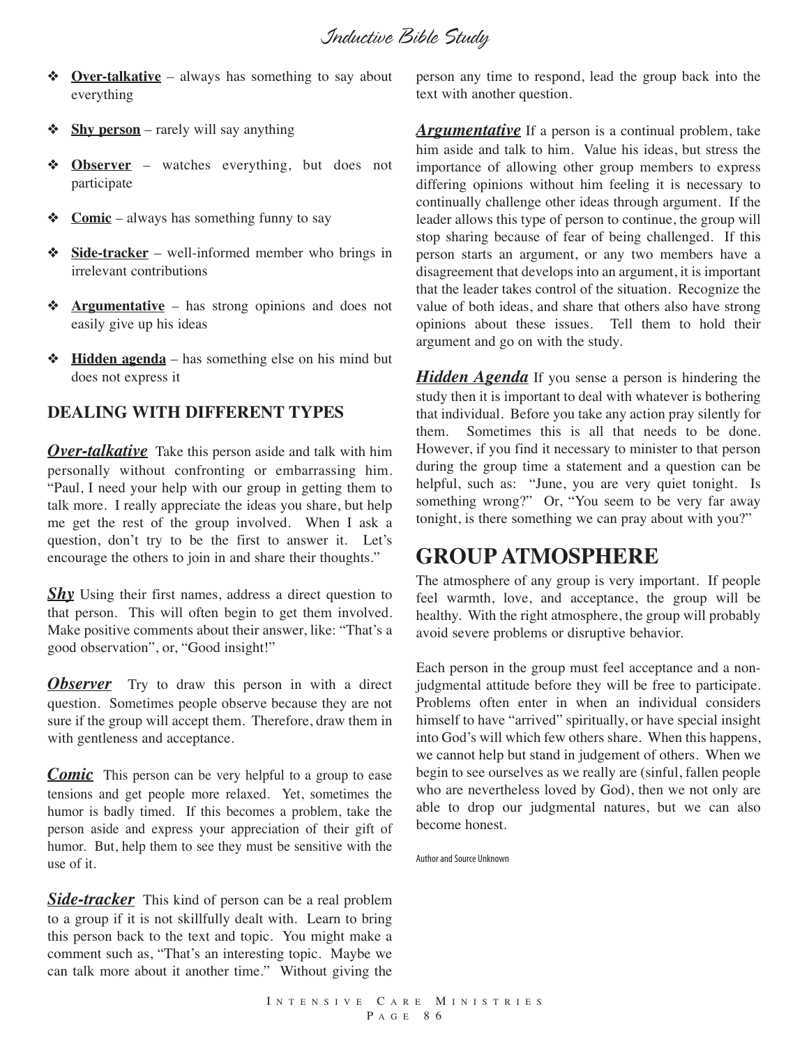- **Over-talkative** – always has something to say about everything
- **Shy person** – rarely will say anything
- **Observer** – watches everything, but does not participate
- **Comic** – always has something funny to say
- **Side-tracker** – well-informed member who brings in irrelevant contributions
- **Argumentative** – has strong opinions and does not easily give up his ideas
- **Hidden agenda** – has something else on his mind but does not express it

### DEALING WITH DIFFERENT TYPES

***Over-talkative*** Take this person aside and talk with him personally without confronting or embarrassing him. "Paul, I need your help with our group in getting them to talk more. I really appreciate the ideas you share, but help me get the rest of the group involved. When I ask a question, don't try to be the first to answer it. Let's encourage the others to join in and share their thoughts."

***Shy*** Using their first names, address a direct question to that person. This will often begin to get them involved. Make positive comments about their answer, like: "That's a good observation", or, "Good insight!"

***Observer*** Try to draw this person in with a direct question. Sometimes people observe because they are not sure if the group will accept them. Therefore, draw them in with gentleness and acceptance.

***Comic*** This person can be very helpful to a group to ease tensions and get people more relaxed. Yet, sometimes the humor is badly timed. If this becomes a problem, take the person aside and express your appreciation of their gift of humor. But, help them to see they must be sensitive with the use of it.

***Side-tracker*** This kind of person can be a real problem to a group if it is not skillfully dealt with. Learn to bring this person back to the text and topic. You might make a comment such as, "That's an interesting topic. Maybe we can talk more about it another time." Without giving the person any time to respond, lead the group back into the text with another question.

***Argumentative*** If a person is a continual problem, take him aside and talk to him. Value his ideas, but stress the importance of allowing other group members to express differing opinions without him feeling it is necessary to continually challenge other ideas through argument. If the leader allows this type of person to continue, the group will stop sharing because of fear of being challenged. If this person starts an argument, or any two members have a disagreement that develops into an argument, it is important that the leader takes control of the situation. Recognize the value of both ideas, and share that others also have strong opinions about these issues. Tell them to hold their argument and go on with the study.

***Hidden Agenda*** If you sense a person is hindering the study then it is important to deal with whatever is bothering that individual. Before you take any action pray silently for them. Sometimes this is all that needs to be done. However, if you find it necessary to minister to that person during the group time a statement and a question can be helpful, such as: "June, you are very quiet tonight. Is something wrong?" Or, "You seem to be very far away tonight, is there something we can pray about with you?"

## GROUP ATMOSPHERE

The atmosphere of any group is very important. If people feel warmth, love, and acceptance, the group will be healthy. With the right atmosphere, the group will probably avoid severe problems or disruptive behavior.

Each person in the group must feel acceptance and a non-judgmental attitude before they will be free to participate. Problems often enter in when an individual considers himself to have "arrived" spiritually, or have special insight into God's will which few others share. When this happens, we cannot help but stand in judgement of others. When we begin to see ourselves as we really are (sinful, fallen people who are nevertheless loved by God), then we not only are able to drop our judgmental natures, but we can also become honest.

Author and Source Unknown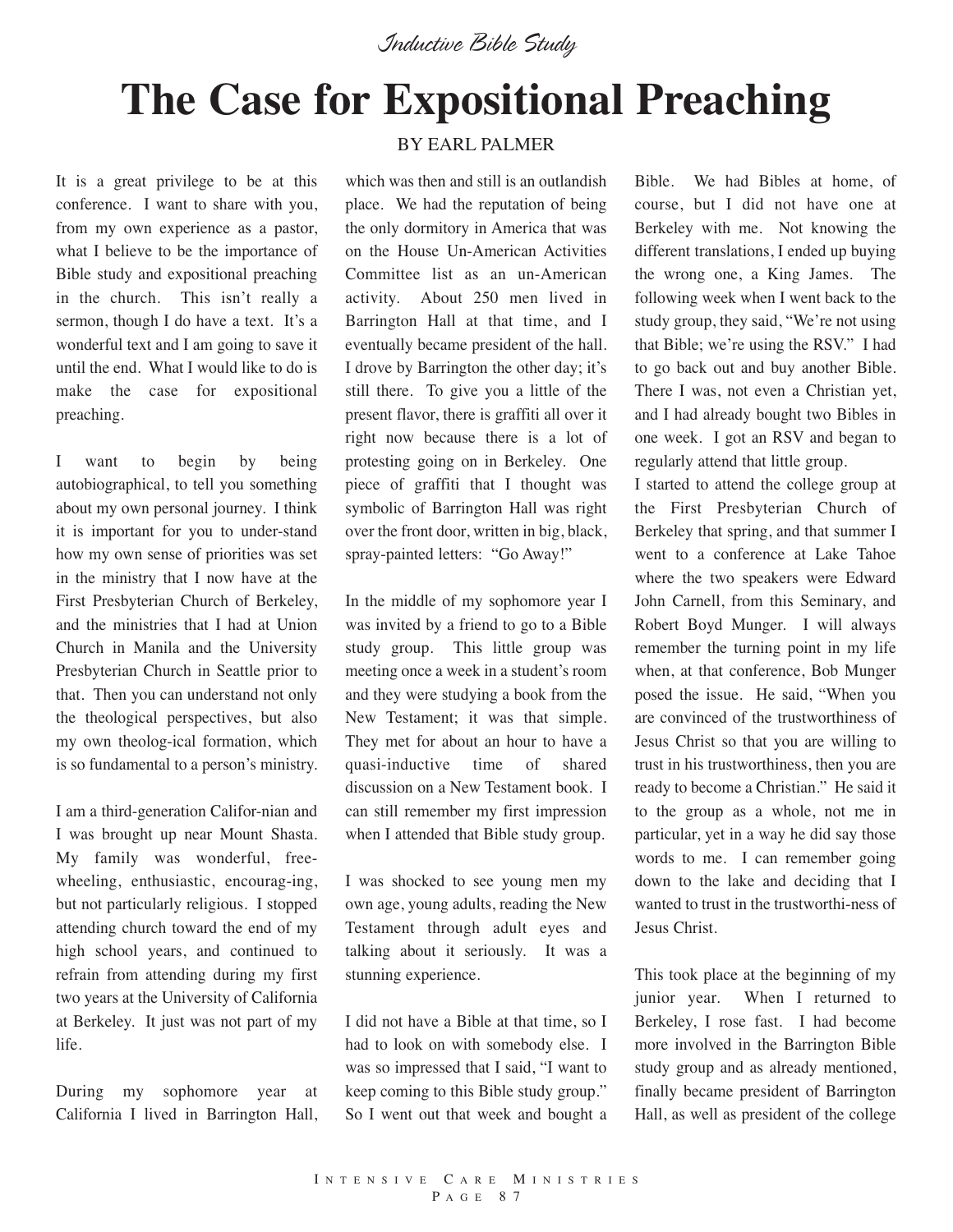*Inductive Bible Study*

# The Case for Expositional Preaching

BY EARL PALMER

It is a great privilege to be at this conference. I want to share with you, from my own experience as a pastor, what I believe to be the importance of Bible study and expositional preaching in the church. This isn't really a sermon, though I do have a text. It's a wonderful text and I am going to save it until the end. What I would like to do is make the case for expositional preaching.

I want to begin by being autobiographical, to tell you something about my own personal journey. I think it is important for you to under-stand how my own sense of priorities was set in the ministry that I now have at the First Presbyterian Church of Berkeley, and the ministries that I had at Union Church in Manila and the University Presbyterian Church in Seattle prior to that. Then you can understand not only the theological perspectives, but also my own theolog-ical formation, which is so fundamental to a person's ministry.

I am a third-generation Califor-nian and I was brought up near Mount Shasta. My family was wonderful, free-wheeling, enthusiastic, encourag-ing, but not particularly religious. I stopped attending church toward the end of my high school years, and continued to refrain from attending during my first two years at the University of California at Berkeley. It just was not part of my life.

During my sophomore year at California I lived in Barrington Hall, which was then and still is an outlandish place. We had the reputation of being the only dormitory in America that was on the House Un-American Activities Committee list as an un-American activity. About 250 men lived in Barrington Hall at that time, and I eventually became president of the hall. I drove by Barrington the other day; it's still there. To give you a little of the present flavor, there is graffiti all over it right now because there is a lot of protesting going on in Berkeley. One piece of graffiti that I thought was symbolic of Barrington Hall was right over the front door, written in big, black, spray-painted letters: "Go Away!"

In the middle of my sophomore year I was invited by a friend to go to a Bible study group. This little group was meeting once a week in a student's room and they were studying a book from the New Testament; it was that simple. They met for about an hour to have a quasi-inductive time of shared discussion on a New Testament book. I can still remember my first impression when I attended that Bible study group.

I was shocked to see young men my own age, young adults, reading the New Testament through adult eyes and talking about it seriously. It was a stunning experience.

I did not have a Bible at that time, so I had to look on with somebody else. I was so impressed that I said, "I want to keep coming to this Bible study group." So I went out that week and bought a Bible. We had Bibles at home, of course, but I did not have one at Berkeley with me. Not knowing the different translations, I ended up buying the wrong one, a King James. The following week when I went back to the study group, they said, "We're not using that Bible; we're using the RSV." I had to go back out and buy another Bible. There I was, not even a Christian yet, and I had already bought two Bibles in one week. I got an RSV and began to regularly attend that little group.

I started to attend the college group at the First Presbyterian Church of Berkeley that spring, and that summer I went to a conference at Lake Tahoe where the two speakers were Edward John Carnell, from this Seminary, and Robert Boyd Munger. I will always remember the turning point in my life when, at that conference, Bob Munger posed the issue. He said, "When you are convinced of the trustworthiness of Jesus Christ so that you are willing to trust in his trustworthiness, then you are ready to become a Christian." He said it to the group as a whole, not me in particular, yet in a way he did say those words to me. I can remember going down to the lake and deciding that I wanted to trust in the trustworthi-ness of Jesus Christ.

This took place at the beginning of my junior year. When I returned to Berkeley, I rose fast. I had become more involved in the Barrington Bible study group and as already mentioned, finally became president of Barrington Hall, as well as president of the college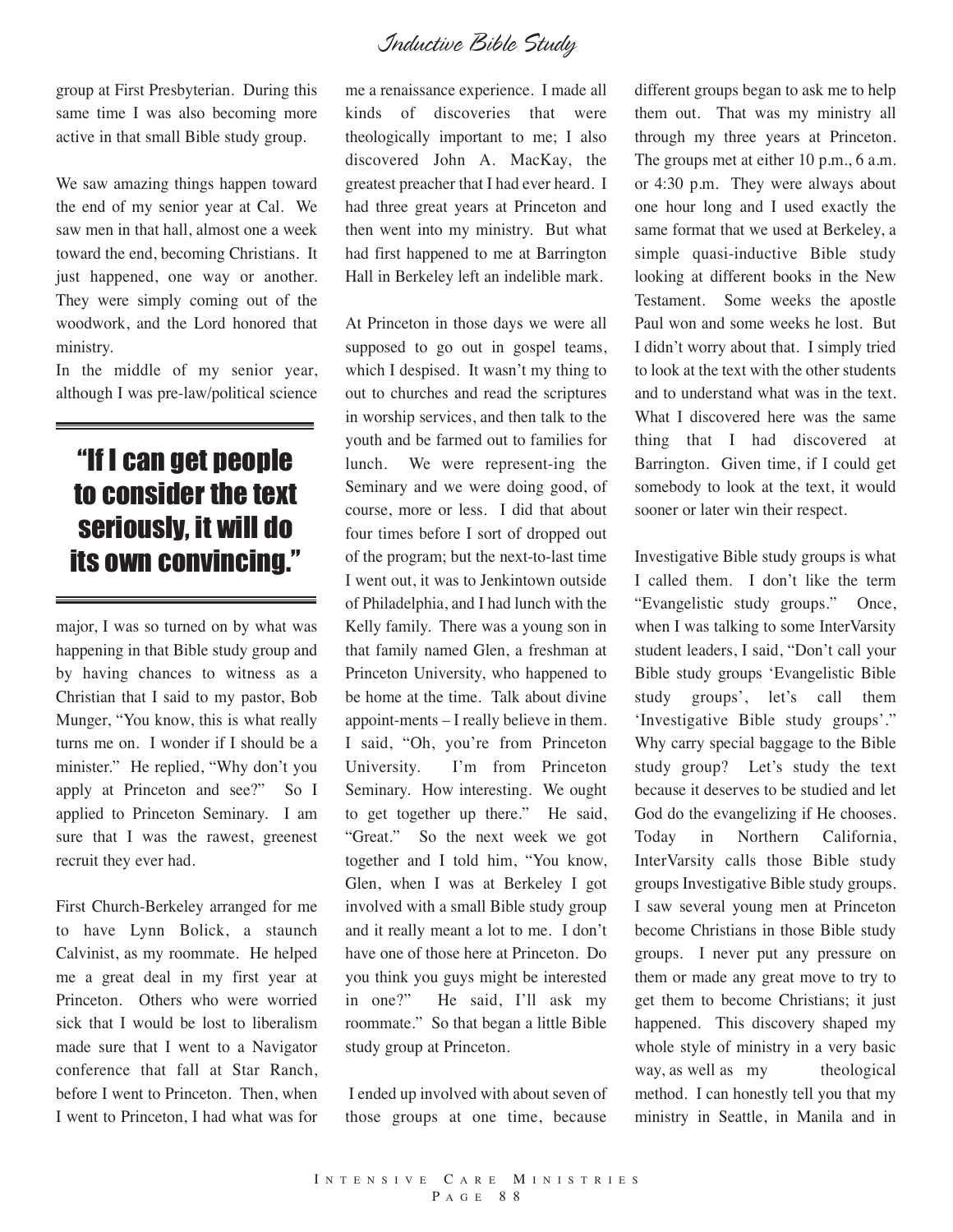group at First Presbyterian. During this same time I was also becoming more active in that small Bible study group.

We saw amazing things happen toward the end of my senior year at Cal. We saw men in that hall, almost one a week toward the end, becoming Christians. It just happened, one way or another. They were simply coming out of the woodwork, and the Lord honored that ministry.

In the middle of my senior year, although I was pre-law/political science major, I was so turned on by what was happening in that Bible study group and by having chances to witness as a Christian that I said to my pastor, Bob Munger, "You know, this is what really turns me on. I wonder if I should be a minister." He replied, "Why don't you apply at Princeton and see?" So I applied to Princeton Seminary. I am sure that I was the rawest, greenest recruit they ever had.

> **"If I can get people to consider the text seriously, it will do its own convincing."**

First Church-Berkeley arranged for me to have Lynn Bolick, a staunch Calvinist, as my roommate. He helped me a great deal in my first year at Princeton. Others who were worried sick that I would be lost to liberalism made sure that I went to a Navigator conference that fall at Star Ranch, before I went to Princeton. Then, when I went to Princeton, I had what was for me a renaissance experience. I made all kinds of discoveries that were theologically important to me; I also discovered John A. MacKay, the greatest preacher that I had ever heard. I had three great years at Princeton and then went into my ministry. But what had first happened to me at Barrington Hall in Berkeley left an indelible mark.

At Princeton in those days we were all supposed to go out in gospel teams, which I despised. It wasn't my thing to out to churches and read the scriptures in worship services, and then talk to the youth and be farmed out to families for lunch. We were represent-ing the Seminary and we were doing good, of course, more or less. I did that about four times before I sort of dropped out of the program; but the next-to-last time I went out, it was to Jenkintown outside of Philadelphia, and I had lunch with the Kelly family. There was a young son in that family named Glen, a freshman at Princeton University, who happened to be home at the time. Talk about divine appoint-ments – I really believe in them. I said, "Oh, you're from Princeton University. I'm from Princeton Seminary. How interesting. We ought to get together up there." He said, "Great." So the next week we got together and I told him, "You know, Glen, when I was at Berkeley I got involved with a small Bible study group and it really meant a lot to me. I don't have one of those here at Princeton. Do you think you guys might be interested in one?" He said, I'll ask my roommate." So that began a little Bible study group at Princeton.

I ended up involved with about seven of those groups at one time, because different groups began to ask me to help them out. That was my ministry all through my three years at Princeton. The groups met at either 10 p.m., 6 a.m. or 4:30 p.m. They were always about one hour long and I used exactly the same format that we used at Berkeley, a simple quasi-inductive Bible study looking at different books in the New Testament. Some weeks the apostle Paul won and some weeks he lost. But I didn't worry about that. I simply tried to look at the text with the other students and to understand what was in the text. What I discovered here was the same thing that I had discovered at Barrington. Given time, if I could get somebody to look at the text, it would sooner or later win their respect.

Investigative Bible study groups is what I called them. I don't like the term "Evangelistic study groups." Once, when I was talking to some InterVarsity student leaders, I said, "Don't call your Bible study groups 'Evangelistic Bible study groups', let's call them 'Investigative Bible study groups'." Why carry special baggage to the Bible study group? Let's study the text because it deserves to be studied and let God do the evangelizing if He chooses. Today in Northern California, InterVarsity calls those Bible study groups Investigative Bible study groups. I saw several young men at Princeton become Christians in those Bible study groups. I never put any pressure on them or made any great move to try to get them to become Christians; it just happened. This discovery shaped my whole style of ministry in a very basic way, as well as my theological method. I can honestly tell you that my ministry in Seattle, in Manila and in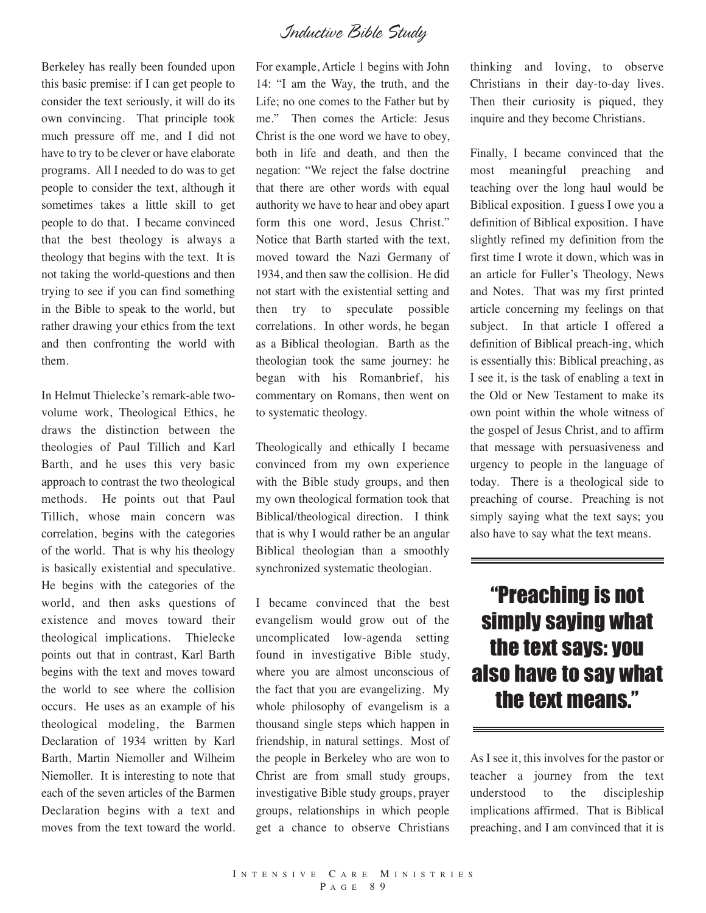Berkeley has really been founded upon this basic premise: if I can get people to consider the text seriously, it will do its own convincing. That principle took much pressure off me, and I did not have to try to be clever or have elaborate programs. All I needed to do was to get people to consider the text, although it sometimes takes a little skill to get people to do that. I became convinced that the best theology is always a theology that begins with the text. It is not taking the world-questions and then trying to see if you can find something in the Bible to speak to the world, but rather drawing your ethics from the text and then confronting the world with them.

In Helmut Thielecke's remark-able two-volume work, Theological Ethics, he draws the distinction between the theologies of Paul Tillich and Karl Barth, and he uses this very basic approach to contrast the two theological methods. He points out that Paul Tillich, whose main concern was correlation, begins with the categories of the world. That is why his theology is basically existential and speculative. He begins with the categories of the world, and then asks questions of existence and moves toward their theological implications. Thielecke points out that in contrast, Karl Barth begins with the text and moves toward the world to see where the collision occurs. He uses as an example of his theological modeling, the Barmen Declaration of 1934 written by Karl Barth, Martin Niemoller and Wilheim Niemoller. It is interesting to note that each of the seven articles of the Barmen Declaration begins with a text and moves from the text toward the world. For example, Article 1 begins with John 14: "I am the Way, the truth, and the Life; no one comes to the Father but by me." Then comes the Article: Jesus Christ is the one word we have to obey, both in life and death, and then the negation: "We reject the false doctrine that there are other words with equal authority we have to hear and obey apart form this one word, Jesus Christ." Notice that Barth started with the text, moved toward the Nazi Germany of 1934, and then saw the collision. He did not start with the existential setting and then try to speculate possible correlations. In other words, he began as a Biblical theologian. Barth as the theologian took the same journey: he began with his Romanbrief, his commentary on Romans, then went on to systematic theology.

Theologically and ethically I became convinced from my own experience with the Bible study groups, and then my own theological formation took that Biblical/theological direction. I think that is why I would rather be an angular Biblical theologian than a smoothly synchronized systematic theologian.

I became convinced that the best evangelism would grow out of the uncomplicated low-agenda setting found in investigative Bible study, where you are almost unconscious of the fact that you are evangelizing. My whole philosophy of evangelism is a thousand single steps which happen in friendship, in natural settings. Most of the people in Berkeley who are won to Christ are from small study groups, investigative Bible study groups, prayer groups, relationships in which people get a chance to observe Christians thinking and loving, to observe Christians in their day-to-day lives. Then their curiosity is piqued, they inquire and they become Christians.

Finally, I became convinced that the most meaningful preaching and teaching over the long haul would be Biblical exposition. I guess I owe you a definition of Biblical exposition. I have slightly refined my definition from the first time I wrote it down, which was in an article for Fuller's Theology, News and Notes. That was my first printed article concerning my feelings on that subject. In that article I offered a definition of Biblical preach-ing, which is essentially this: Biblical preaching, as I see it, is the task of enabling a text in the Old or New Testament to make its own point within the whole witness of the gospel of Jesus Christ, and to affirm that message with persuasiveness and urgency to people in the language of today. There is a theological side to preaching of course. Preaching is not simply saying what the text says; you also have to say what the text means.

**"Preaching is not simply saying what the text says: you also have to say what the text means."**

As I see it, this involves for the pastor or teacher a journey from the text understood to the discipleship implications affirmed. That is Biblical preaching, and I am convinced that it is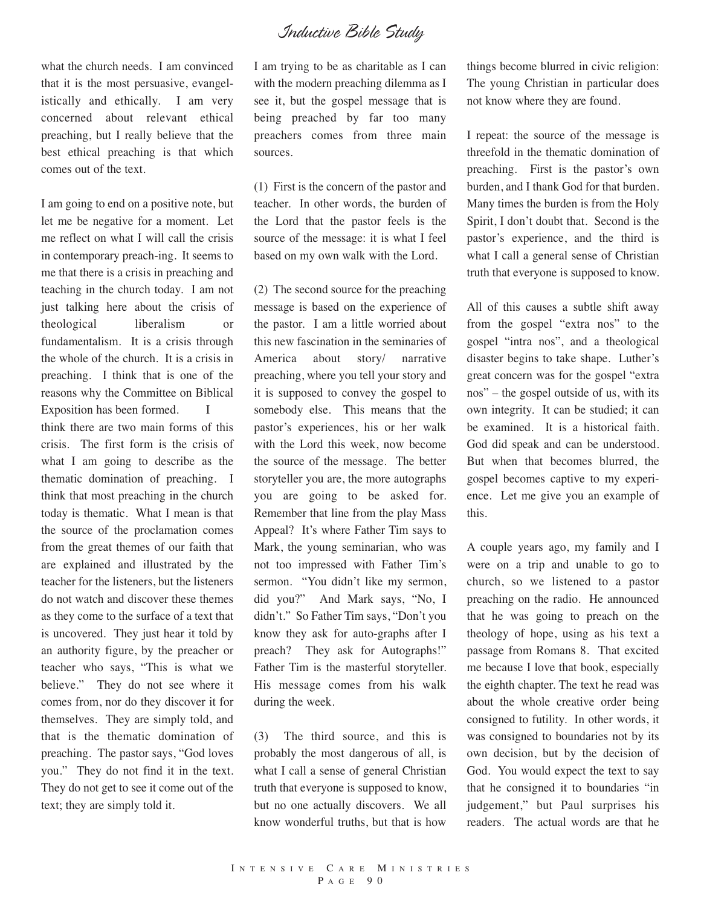what the church needs. I am convinced that it is the most persuasive, evangelistically and ethically. I am very concerned about relevant ethical preaching, but I really believe that the best ethical preaching is that which comes out of the text.

I am going to end on a positive note, but let me be negative for a moment. Let me reflect on what I will call the crisis in contemporary preach-ing. It seems to me that there is a crisis in preaching and teaching in the church today. I am not just talking here about the crisis of theological liberalism or fundamentalism. It is a crisis through the whole of the church. It is a crisis in preaching. I think that is one of the reasons why the Committee on Biblical Exposition has been formed. I think there are two main forms of this crisis. The first form is the crisis of what I am going to describe as the thematic domination of preaching. I think that most preaching in the church today is thematic. What I mean is that the source of the proclamation comes from the great themes of our faith that are explained and illustrated by the teacher for the listeners, but the listeners do not watch and discover these themes as they come to the surface of a text that is uncovered. They just hear it told by an authority figure, by the preacher or teacher who says, "This is what we believe." They do not see where it comes from, nor do they discover it for themselves. They are simply told, and that is the thematic domination of preaching. The pastor says, "God loves you." They do not find it in the text. They do not get to see it come out of the text; they are simply told it.

I am trying to be as charitable as I can with the modern preaching dilemma as I see it, but the gospel message that is being preached by far too many preachers comes from three main sources.

(1) First is the concern of the pastor and teacher. In other words, the burden of the Lord that the pastor feels is the source of the message: it is what I feel based on my own walk with the Lord.

(2) The second source for the preaching message is based on the experience of the pastor. I am a little worried about this new fascination in the seminaries of America about story/ narrative preaching, where you tell your story and it is supposed to convey the gospel to somebody else. This means that the pastor's experiences, his or her walk with the Lord this week, now become the source of the message. The better storyteller you are, the more autographs you are going to be asked for. Remember that line from the play Mass Appeal? It's where Father Tim says to Mark, the young seminarian, who was not too impressed with Father Tim's sermon. "You didn't like my sermon, did you?" And Mark says, "No, I didn't." So Father Tim says, "Don't you know they ask for auto-graphs after I preach? They ask for Autographs!" Father Tim is the masterful storyteller. His message comes from his walk during the week.

(3) The third source, and this is probably the most dangerous of all, is what I call a sense of general Christian truth that everyone is supposed to know, but no one actually discovers. We all know wonderful truths, but that is how things become blurred in civic religion: The young Christian in particular does not know where they are found.

I repeat: the source of the message is threefold in the thematic domination of preaching. First is the pastor's own burden, and I thank God for that burden. Many times the burden is from the Holy Spirit, I don't doubt that. Second is the pastor's experience, and the third is what I call a general sense of Christian truth that everyone is supposed to know.

All of this causes a subtle shift away from the gospel "extra nos" to the gospel "intra nos", and a theological disaster begins to take shape. Luther's great concern was for the gospel "extra nos" – the gospel outside of us, with its own integrity. It can be studied; it can be examined. It is a historical faith. God did speak and can be understood. But when that becomes blurred, the gospel becomes captive to my experience. Let me give you an example of this.

A couple years ago, my family and I were on a trip and unable to go to church, so we listened to a pastor preaching on the radio. He announced that he was going to preach on the theology of hope, using as his text a passage from Romans 8. That excited me because I love that book, especially the eighth chapter. The text he read was about the whole creative order being consigned to futility. In other words, it was consigned to boundaries not by its own decision, but by the decision of God. You would expect the text to say that he consigned it to boundaries "in judgement," but Paul surprises his readers. The actual words are that he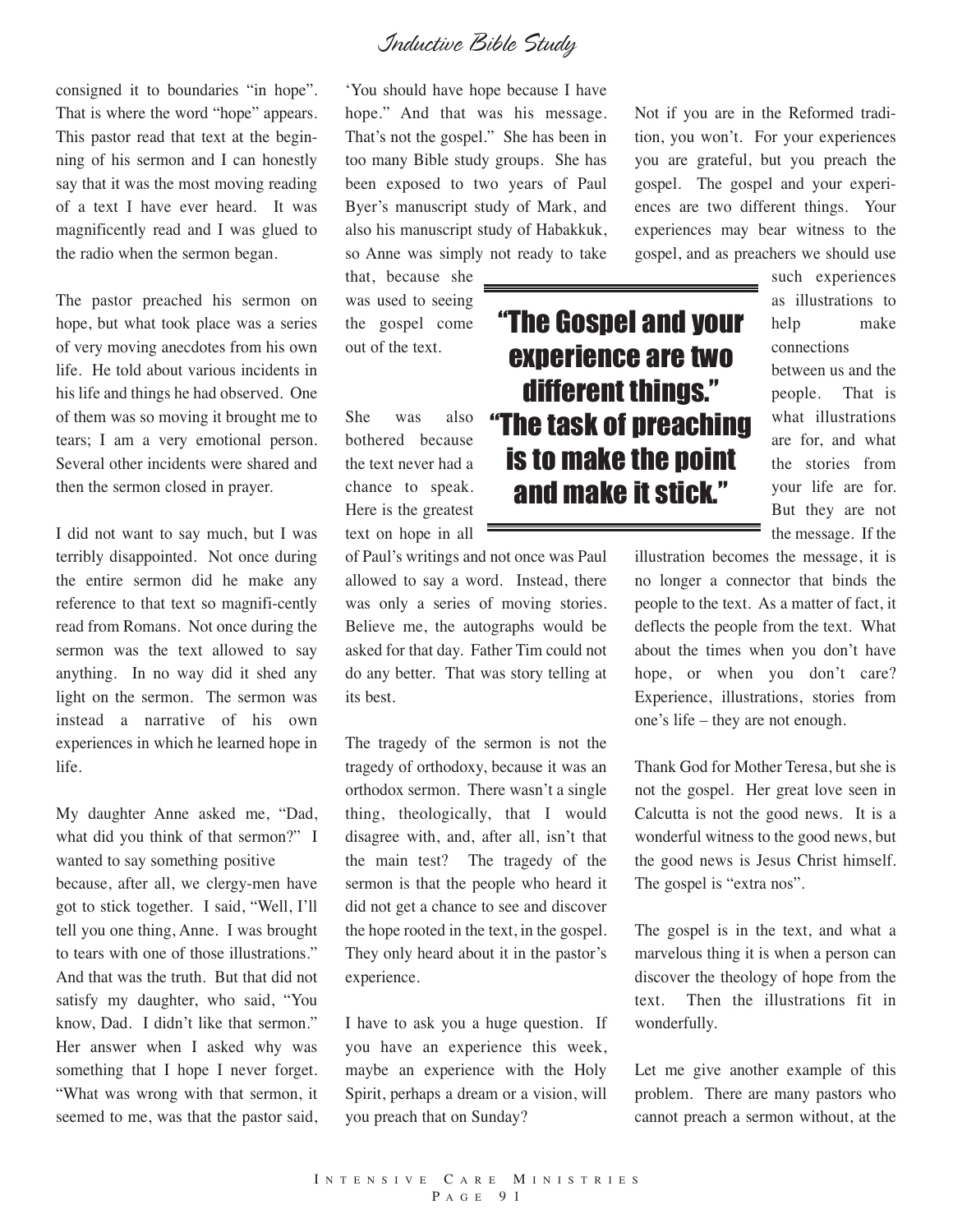consigned it to boundaries "in hope". That is where the word "hope" appears. This pastor read that text at the beginning of his sermon and I can honestly say that it was the most moving reading of a text I have ever heard. It was magnificently read and I was glued to the radio when the sermon began.

The pastor preached his sermon on hope, but what took place was a series of very moving anecdotes from his own life. He told about various incidents in his life and things he had observed. One of them was so moving it brought me to tears; I am a very emotional person. Several other incidents were shared and then the sermon closed in prayer.

I did not want to say much, but I was terribly disappointed. Not once during the entire sermon did he make any reference to that text so magnifi-cently read from Romans. Not once during the sermon was the text allowed to say anything. In no way did it shed any light on the sermon. The sermon was instead a narrative of his own experiences in which he learned hope in life.

My daughter Anne asked me, "Dad, what did you think of that sermon?" I wanted to say something positive because, after all, we clergy-men have got to stick together. I said, "Well, I'll tell you one thing, Anne. I was brought to tears with one of those illustrations." And that was the truth. But that did not satisfy my daughter, who said, "You know, Dad. I didn't like that sermon." Her answer when I asked why was something that I hope I never forget. "What was wrong with that sermon, it seemed to me, was that the pastor said, 'You should have hope because I have hope." And that was his message. That's not the gospel." She has been in too many Bible study groups. She has been exposed to two years of Paul Byer's manuscript study of Mark, and also his manuscript study of Habakkuk, so Anne was simply not ready to take that, because she was used to seeing the gospel come out of the text.

She was also bothered because the text never had a chance to speak. Here is the greatest text on hope in all of Paul's writings and not once was Paul allowed to say a word. Instead, there was only a series of moving stories. Believe me, the autographs would be asked for that day. Father Tim could not do any better. That was story telling at its best.

The tragedy of the sermon is not the tragedy of orthodoxy, because it was an orthodox sermon. There wasn't a single thing, theologically, that I would disagree with, and, after all, isn't that the main test? The tragedy of the sermon is that the people who heard it did not get a chance to see and discover the hope rooted in the text, in the gospel. They only heard about it in the pastor's experience.

I have to ask you a huge question. If you have an experience this week, maybe an experience with the Holy Spirit, perhaps a dream or a vision, will you preach that on Sunday?

Not if you are in the Reformed tradi-tion, you won't. For your experiences you are grateful, but you preach the gospel. The gospel and your experi-ences are two different things. Your experiences may bear witness to the gospel, and as preachers we should use such experiences as illustrations to help make connections between us and the people. That is what illustrations are for, and what the stories from your life are for. But they are not the message. If the illustration becomes the message, it is no longer a connector that binds the people to the text. As a matter of fact, it deflects the people from the text. What about the times when you don't have hope, or when you don't care? Experience, illustrations, stories from one's life – they are not enough.

> **"The Gospel and your experience are two different things." "The task of preaching is to make the point and make it stick."**

Thank God for Mother Teresa, but she is not the gospel. Her great love seen in Calcutta is not the good news. It is a wonderful witness to the good news, but the good news is Jesus Christ himself. The gospel is "extra nos".

The gospel is in the text, and what a marvelous thing it is when a person can discover the theology of hope from the text. Then the illustrations fit in wonderfully.

Let me give another example of this problem. There are many pastors who cannot preach a sermon without, at the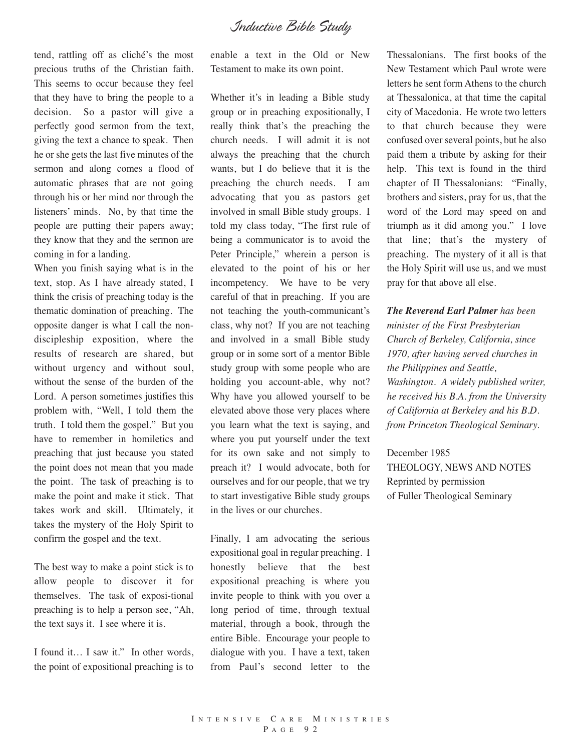tend, rattling off as cliché's the most precious truths of the Christian faith. This seems to occur because they feel that they have to bring the people to a decision. So a pastor will give a perfectly good sermon from the text, giving the text a chance to speak. Then he or she gets the last five minutes of the sermon and along comes a flood of automatic phrases that are not going through his or her mind nor through the listeners' minds. No, by that time the people are putting their papers away; they know that they and the sermon are coming in for a landing.

When you finish saying what is in the text, stop. As I have already stated, I think the crisis of preaching today is the thematic domination of preaching. The opposite danger is what I call the non-discipleship exposition, where the results of research are shared, but without urgency and without soul, without the sense of the burden of the Lord. A person sometimes justifies this problem with, "Well, I told them the truth. I told them the gospel." But you have to remember in homiletics and preaching that just because you stated the point does not mean that you made the point. The task of preaching is to make the point and make it stick. That takes work and skill. Ultimately, it takes the mystery of the Holy Spirit to confirm the gospel and the text.

The best way to make a point stick is to allow people to discover it for themselves. The task of exposi-tional preaching is to help a person see, "Ah, the text says it. I see where it is.

I found it… I saw it." In other words, the point of expositional preaching is to enable a text in the Old or New Testament to make its own point.

Whether it's in leading a Bible study group or in preaching expositionally, I really think that's the preaching the church needs. I will admit it is not always the preaching that the church wants, but I do believe that it is the preaching the church needs. I am advocating that you as pastors get involved in small Bible study groups. I told my class today, "The first rule of being a communicator is to avoid the Peter Principle," wherein a person is elevated to the point of his or her incompetency. We have to be very careful of that in preaching. If you are not teaching the youth-communicant's class, why not? If you are not teaching and involved in a small Bible study group or in some sort of a mentor Bible study group with some people who are holding you account-able, why not? Why have you allowed yourself to be elevated above those very places where you learn what the text is saying, and where you put yourself under the text for its own sake and not simply to preach it? I would advocate, both for ourselves and for our people, that we try to start investigative Bible study groups in the lives or our churches.

Finally, I am advocating the serious expositional goal in regular preaching. I honestly believe that the best expositional preaching is where you invite people to think with you over a long period of time, through textual material, through a book, through the entire Bible. Encourage your people to dialogue with you. I have a text, taken from Paul's second letter to the Thessalonians. The first books of the New Testament which Paul wrote were letters he sent form Athens to the church at Thessalonica, at that time the capital city of Macedonia. He wrote two letters to that church because they were confused over several points, but he also paid them a tribute by asking for their help. This text is found in the third chapter of II Thessalonians: "Finally, brothers and sisters, pray for us, that the word of the Lord may speed on and triumph as it did among you." I love that line; that's the mystery of preaching. The mystery of it all is that the Holy Spirit will use us, and we must pray for that above all else.

***The Reverend Earl Palmer** has been minister of the First Presbyterian Church of Berkeley, California, since 1970, after having served churches in the Philippines and Seattle, Washington. A widely published writer, he received his B.A. from the University of California at Berkeley and his B.D. from Princeton Theological Seminary.*

December 1985
THEOLOGY, NEWS AND NOTES
Reprinted by permission
of Fuller Theological Seminary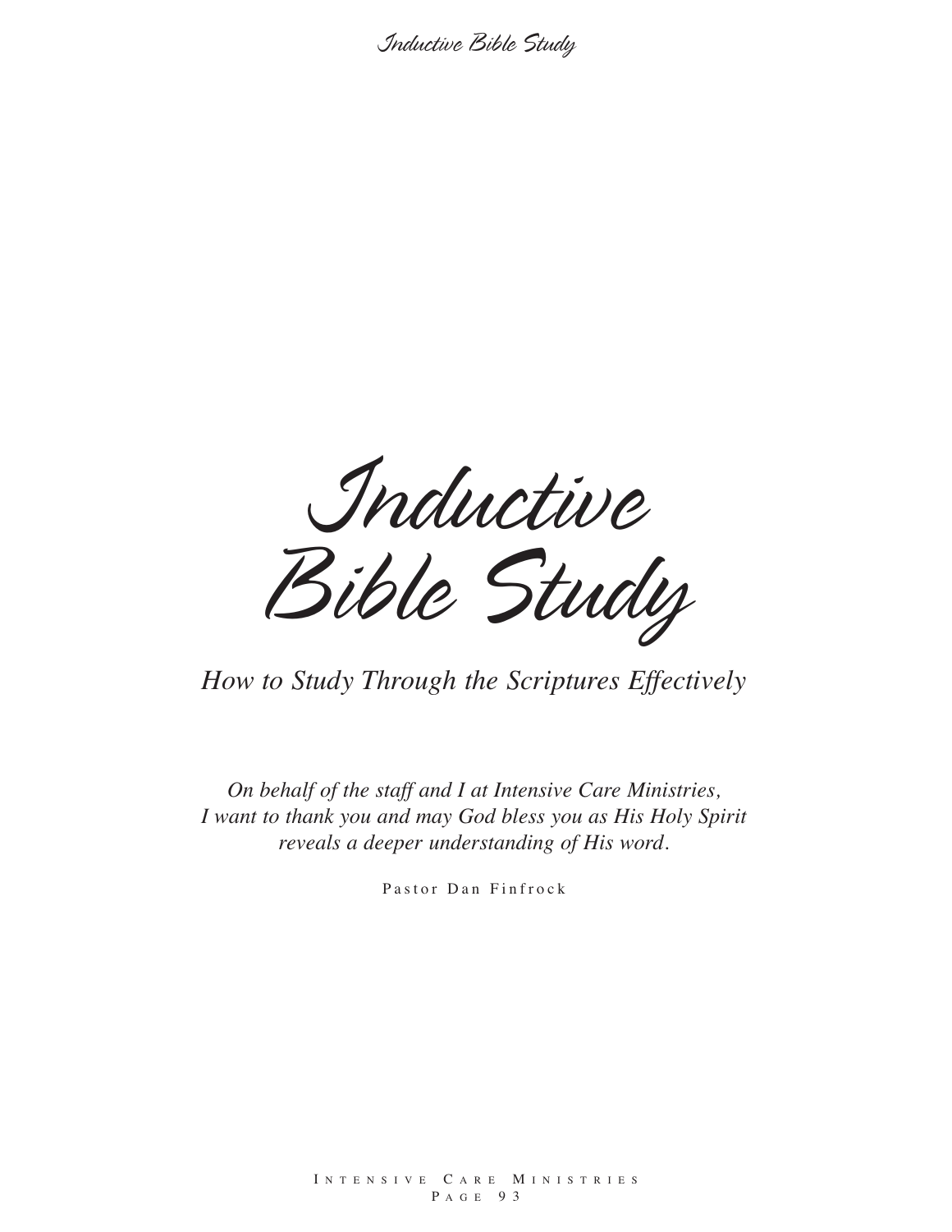# Inductive Bible Study

*How to Study Through the Scriptures Effectively*

*On behalf of the staff and I at Intensive Care Ministries,*
*I want to thank you and may God bless you as His Holy Spirit*
*reveals a deeper understanding of His word.*

Pastor Dan Finfrock